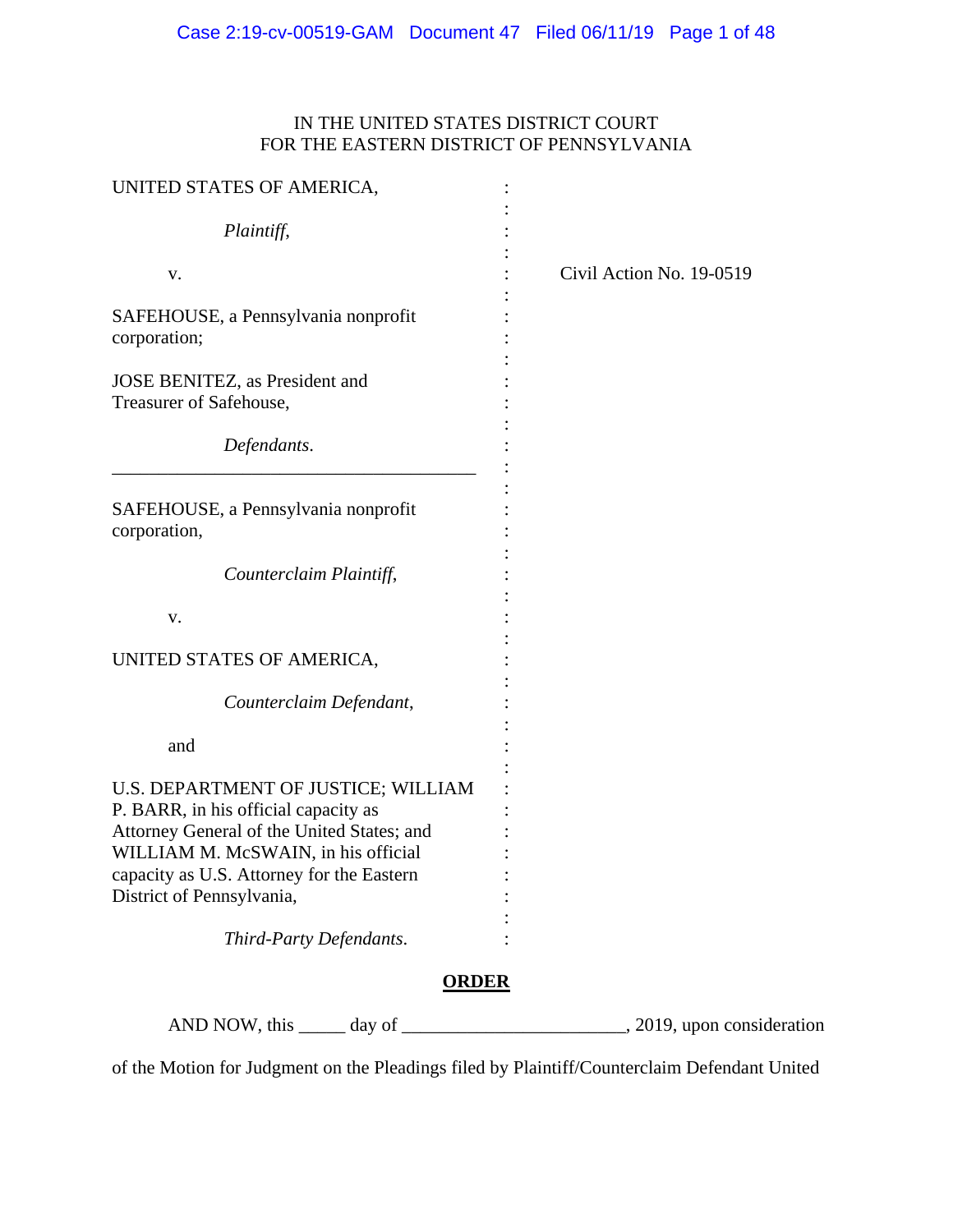IN THE UNITED STATES DISTRICT COURT
FOR THE EASTERN DISTRICT OF PENNSYLVANIA

| | | |
|---|---|---|
| UNITED STATES OF AMERICA,<br><br>*Plaintiff*,<br><br>v.<br><br>SAFEHOUSE, a Pennsylvania nonprofit corporation;<br><br>JOSE BENITEZ, as President and Treasurer of Safehouse,<br><br>*Defendants*. | : | Civil Action No. 19-0519 |
| SAFEHOUSE, a Pennsylvania nonprofit corporation,<br><br>*Counterclaim Plaintiff*,<br><br>v.<br><br>UNITED STATES OF AMERICA,<br><br>*Counterclaim Defendant*,<br><br>and<br><br>U.S. DEPARTMENT OF JUSTICE; WILLIAM P. BARR, in his official capacity as Attorney General of the United States; and WILLIAM M. McSWAIN, in his official capacity as U.S. Attorney for the Eastern District of Pennsylvania,<br><br>*Third-Party Defendants*. | : | |

**ORDER**

AND NOW, this _____ day of ______________________, 2019, upon consideration of the Motion for Judgment on the Pleadings filed by Plaintiff/Counterclaim Defendant United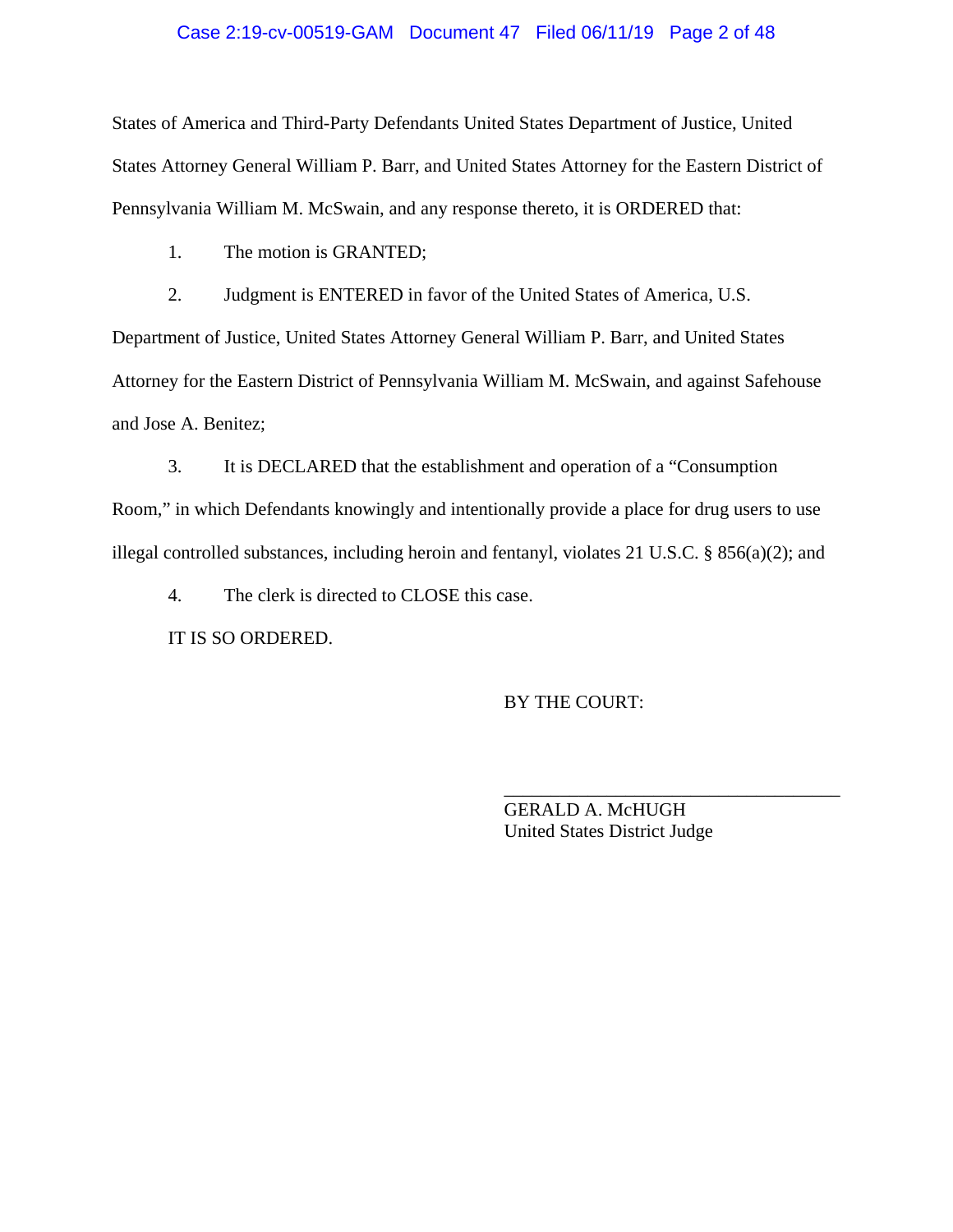States of America and Third-Party Defendants United States Department of Justice, United States Attorney General William P. Barr, and United States Attorney for the Eastern District of Pennsylvania William M. McSwain, and any response thereto, it is ORDERED that:

1. The motion is GRANTED;

2. Judgment is ENTERED in favor of the United States of America, U.S. Department of Justice, United States Attorney General William P. Barr, and United States Attorney for the Eastern District of Pennsylvania William M. McSwain, and against Safehouse and Jose A. Benitez;

3. It is DECLARED that the establishment and operation of a "Consumption Room," in which Defendants knowingly and intentionally provide a place for drug users to use illegal controlled substances, including heroin and fentanyl, violates 21 U.S.C. § 856(a)(2); and

4. The clerk is directed to CLOSE this case.

IT IS SO ORDERED.

BY THE COURT:

\_\_\_\_\_\_\_\_\_\_\_\_\_\_\_\_\_\_\_\_\_\_\_\_\_\_\_\_\_\_\_\_\_\_\_

GERALD A. McHUGH
United States District Judge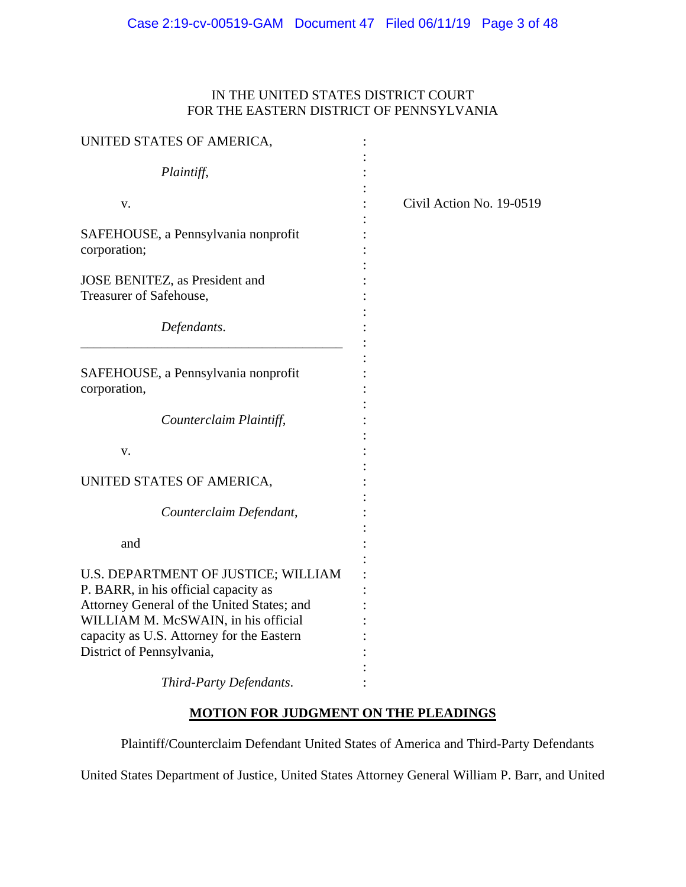IN THE UNITED STATES DISTRICT COURT
FOR THE EASTERN DISTRICT OF PENNSYLVANIA

| | | |
|---|---|---|
| UNITED STATES OF AMERICA,<br><br>*Plaintiff*,<br><br>v.<br><br>SAFEHOUSE, a Pennsylvania nonprofit corporation;<br><br>JOSE BENITEZ, as President and Treasurer of Safehouse,<br><br>*Defendants*. | : | Civil Action No. 19-0519 |
| SAFEHOUSE, a Pennsylvania nonprofit corporation,<br><br>*Counterclaim Plaintiff*,<br><br>v.<br><br>UNITED STATES OF AMERICA,<br><br>*Counterclaim Defendant*,<br><br>and<br><br>U.S. DEPARTMENT OF JUSTICE; WILLIAM P. BARR, in his official capacity as Attorney General of the United States; and WILLIAM M. McSWAIN, in his official capacity as U.S. Attorney for the Eastern District of Pennsylvania,<br><br>*Third-Party Defendants*. | : | |

**MOTION FOR JUDGMENT ON THE PLEADINGS**

Plaintiff/Counterclaim Defendant United States of America and Third-Party Defendants United States Department of Justice, United States Attorney General William P. Barr, and United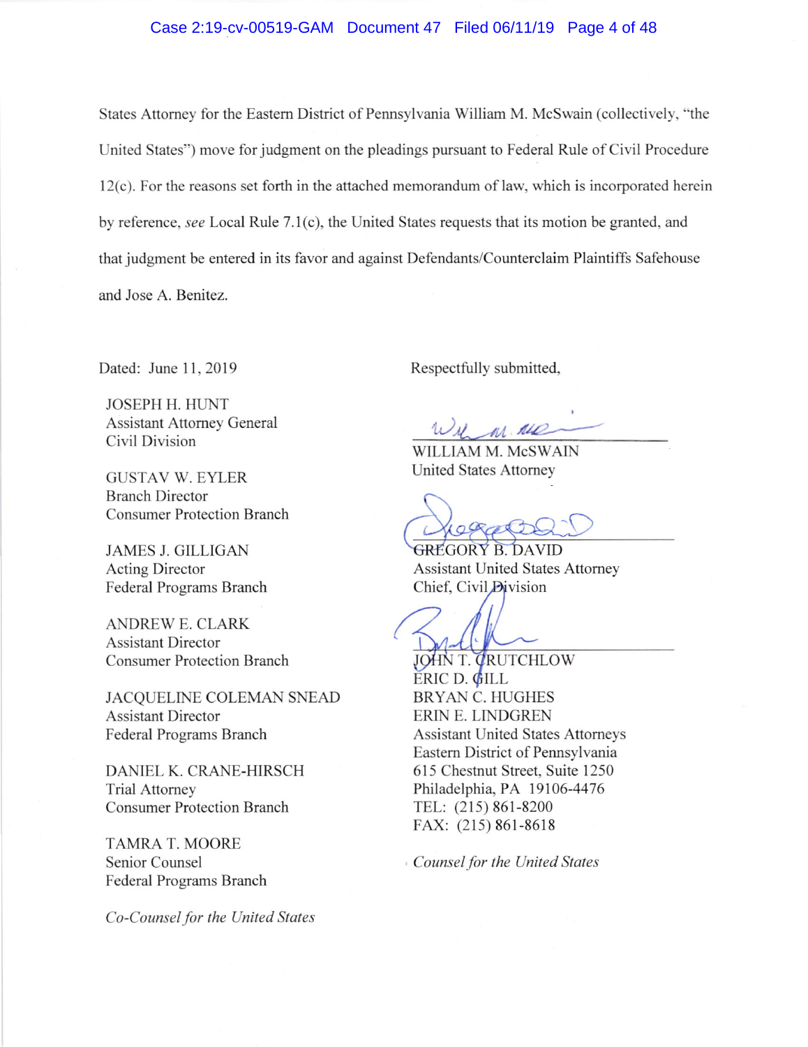States Attorney for the Eastern District of Pennsylvania William M. McSwain (collectively, "the United States") move for judgment on the pleadings pursuant to Federal Rule of Civil Procedure 12(c). For the reasons set forth in the attached memorandum of law, which is incorporated herein by reference, *see* Local Rule 7.1(c), the United States requests that its motion be granted, and that judgment be entered in its favor and against Defendants/Counterclaim Plaintiffs Safehouse and Jose A. Benitez.

Dated: June 11, 2019

Respectfully submitted,

WILLIAM M. McSWAIN
United States Attorney

GREGORY B. DAVID
Assistant United States Attorney
Chief, Civil Division

JOHN T. CRUTCHLOW
ERIC D. GILL
BRYAN C. HUGHES
ERIN E. LINDGREN
Assistant United States Attorneys
Eastern District of Pennsylvania
615 Chestnut Street, Suite 1250
Philadelphia, PA 19106-4476
TEL: (215) 861-8200
FAX: (215) 861-8618

*Counsel for the United States*

JOSEPH H. HUNT
Assistant Attorney General
Civil Division

GUSTAV W. EYLER
Branch Director
Consumer Protection Branch

JAMES J. GILLIGAN
Acting Director
Federal Programs Branch

ANDREW E. CLARK
Assistant Director
Consumer Protection Branch

JACQUELINE COLEMAN SNEAD
Assistant Director
Federal Programs Branch

DANIEL K. CRANE-HIRSCH
Trial Attorney
Consumer Protection Branch

TAMRA T. MOORE
Senior Counsel
Federal Programs Branch

*Co-Counsel for the United States*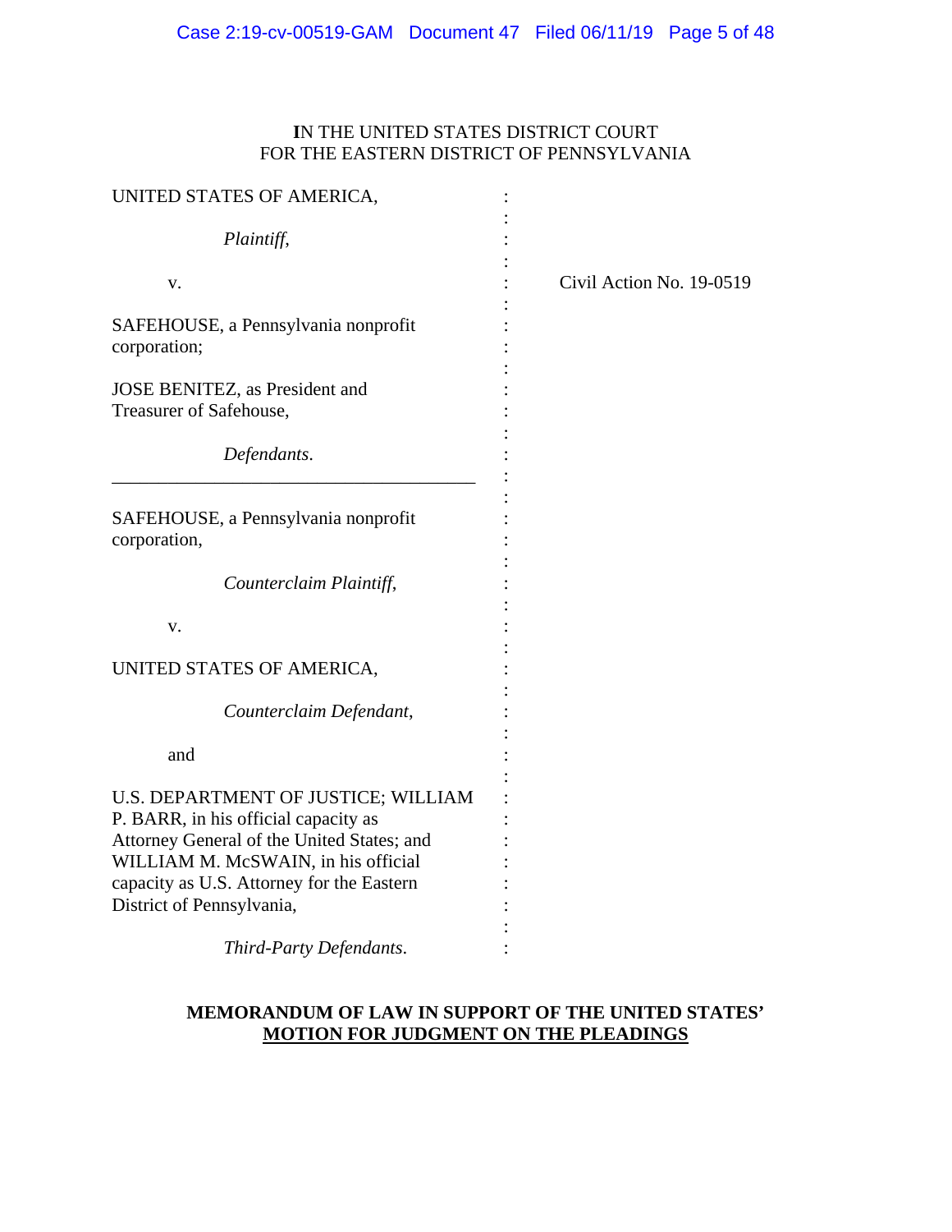IN THE UNITED STATES DISTRICT COURT
FOR THE EASTERN DISTRICT OF PENNSYLVANIA

UNITED STATES OF AMERICA,

*Plaintiff,*

v.

SAFEHOUSE, a Pennsylvania nonprofit corporation;

JOSE BENITEZ, as President and Treasurer of Safehouse,

*Defendants.*

Civil Action No. 19-0519

---

SAFEHOUSE, a Pennsylvania nonprofit corporation,

*Counterclaim Plaintiff,*

v.

UNITED STATES OF AMERICA,

*Counterclaim Defendant,*

and

U.S. DEPARTMENT OF JUSTICE; WILLIAM P. BARR, in his official capacity as Attorney General of the United States; and WILLIAM M. McSWAIN, in his official capacity as U.S. Attorney for the Eastern District of Pennsylvania,

*Third-Party Defendants.*

**MEMORANDUM OF LAW IN SUPPORT OF THE UNITED STATES' MOTION FOR JUDGMENT ON THE PLEADINGS**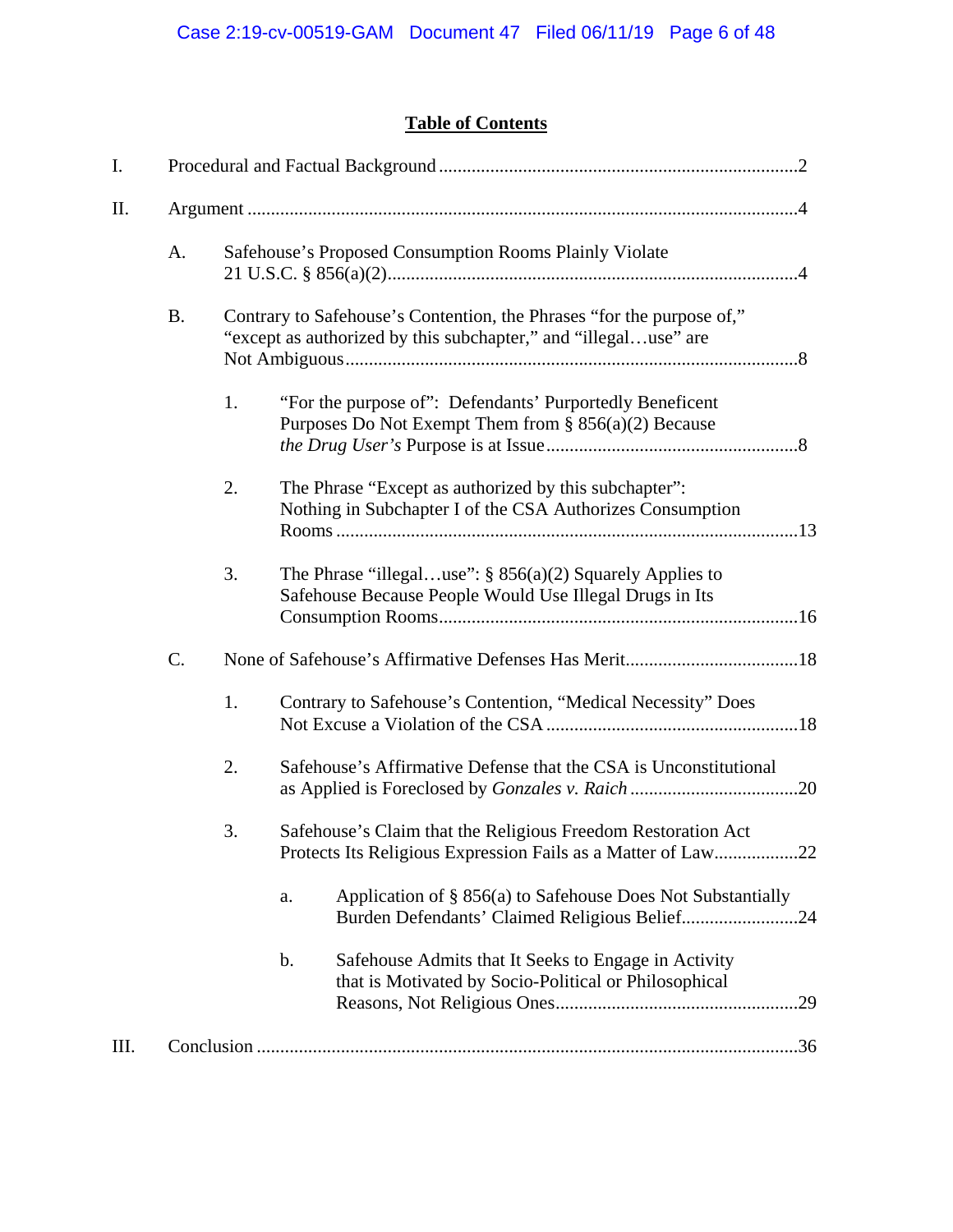## Table of Contents

I. Procedural and Factual Background ........................................................................ 2

II. Argument ........................................................................................................... 4

- A. Safehouse's Proposed Consumption Rooms Plainly Violate 21 U.S.C. § 856(a)(2) ........................................................................ 4

- B. Contrary to Safehouse's Contention, the Phrases "for the purpose of," "except as authorized by this subchapter," and "illegal…use" are Not Ambiguous ........................................................................ 8

  - 1. "For the purpose of": Defendants' Purportedly Beneficent Purposes Do Not Exempt Them from § 856(a)(2) Because *the Drug User's* Purpose is at Issue ........................................................ 8

  - 2. The Phrase "Except as authorized by this subchapter": Nothing in Subchapter I of the CSA Authorizes Consumption Rooms ........................................................................ 13

  - 3. The Phrase "illegal…use": § 856(a)(2) Squarely Applies to Safehouse Because People Would Use Illegal Drugs in Its Consumption Rooms ........................................................................ 16

- C. None of Safehouse's Affirmative Defenses Has Merit ........................................ 18

  - 1. Contrary to Safehouse's Contention, "Medical Necessity" Does Not Excuse a Violation of the CSA ........................................................ 18

  - 2. Safehouse's Affirmative Defense that the CSA is Unconstitutional as Applied is Foreclosed by *Gonzales v. Raich* ........................................ 20

  - 3. Safehouse's Claim that the Religious Freedom Restoration Act Protects Its Religious Expression Fails as a Matter of Law .................. 22

    - a. Application of § 856(a) to Safehouse Does Not Substantially Burden Defendants' Claimed Religious Belief ........................ 24

    - b. Safehouse Admits that It Seeks to Engage in Activity that is Motivated by Socio-Political or Philosophical Reasons, Not Religious Ones ........................................................ 29

III. Conclusion ........................................................................................................ 36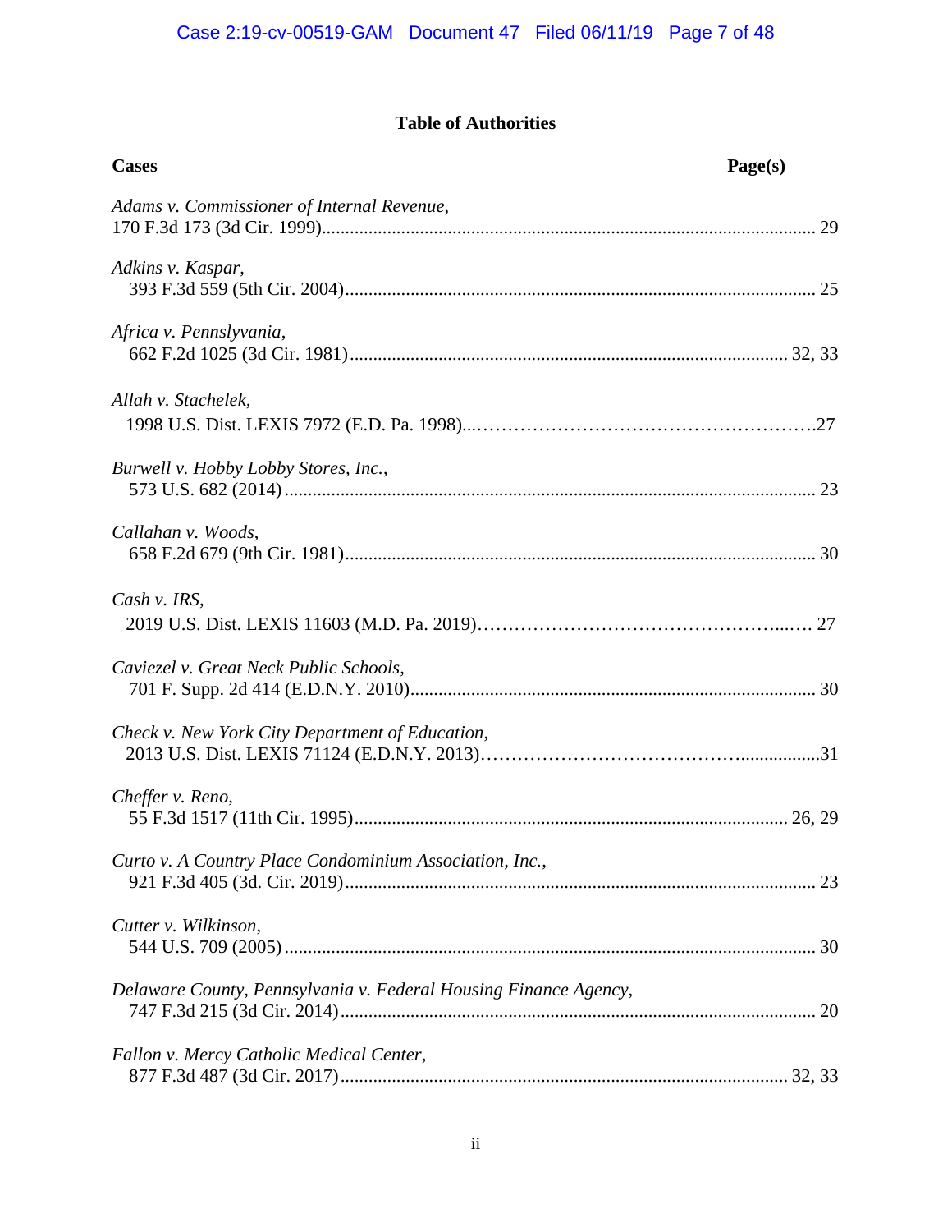## Table of Authorities

**Cases** **Page(s)**

*Adams v. Commissioner of Internal Revenue*,
170 F.3d 173 (3d Cir. 1999)........................................................................................................ 29

*Adkins v. Kaspar*,
393 F.3d 559 (5th Cir. 2004).................................................................................................. 25

*Africa v. Pennslyvania*,
662 F.2d 1025 (3d Cir. 1981)......................................................................................... 32, 33

*Allah v. Stachelek,*
1998 U.S. Dist. LEXIS 7972 (E.D. Pa. 1998)...……………………………………………….27

*Burwell v. Hobby Lobby Stores, Inc.*,
573 U.S. 682 (2014) ................................................................................................................ 23

*Callahan v. Woods*,
658 F.2d 679 (9th Cir. 1981).................................................................................................. 30

*Cash v. IRS,*
2019 U.S. Dist. LEXIS 11603 (M.D. Pa. 2019)……………………………………….....… 27

*Caviezel v. Great Neck Public Schools*,
701 F. Supp. 2d 414 (E.D.N.Y. 2010)...................................................................................... 30

*Check v. New York City Department of Education*,
2013 U.S. Dist. LEXIS 71124 (E.D.N.Y. 2013)…………………………………..................31

*Cheffer v. Reno*,
55 F.3d 1517 (11th Cir. 1995)........................................................................................... 26, 29

*Curto v. A Country Place Condominium Association, Inc.*,
921 F.3d 405 (3d. Cir. 2019)................................................................................................... 23

*Cutter v. Wilkinson*,
544 U.S. 709 (2005) ................................................................................................................ 30

*Delaware County, Pennsylvania v. Federal Housing Finance Agency*,
747 F.3d 215 (3d Cir. 2014)..................................................................................................... 20

*Fallon v. Mercy Catholic Medical Center*,
877 F.3d 487 (3d Cir. 2017)............................................................................................... 32, 33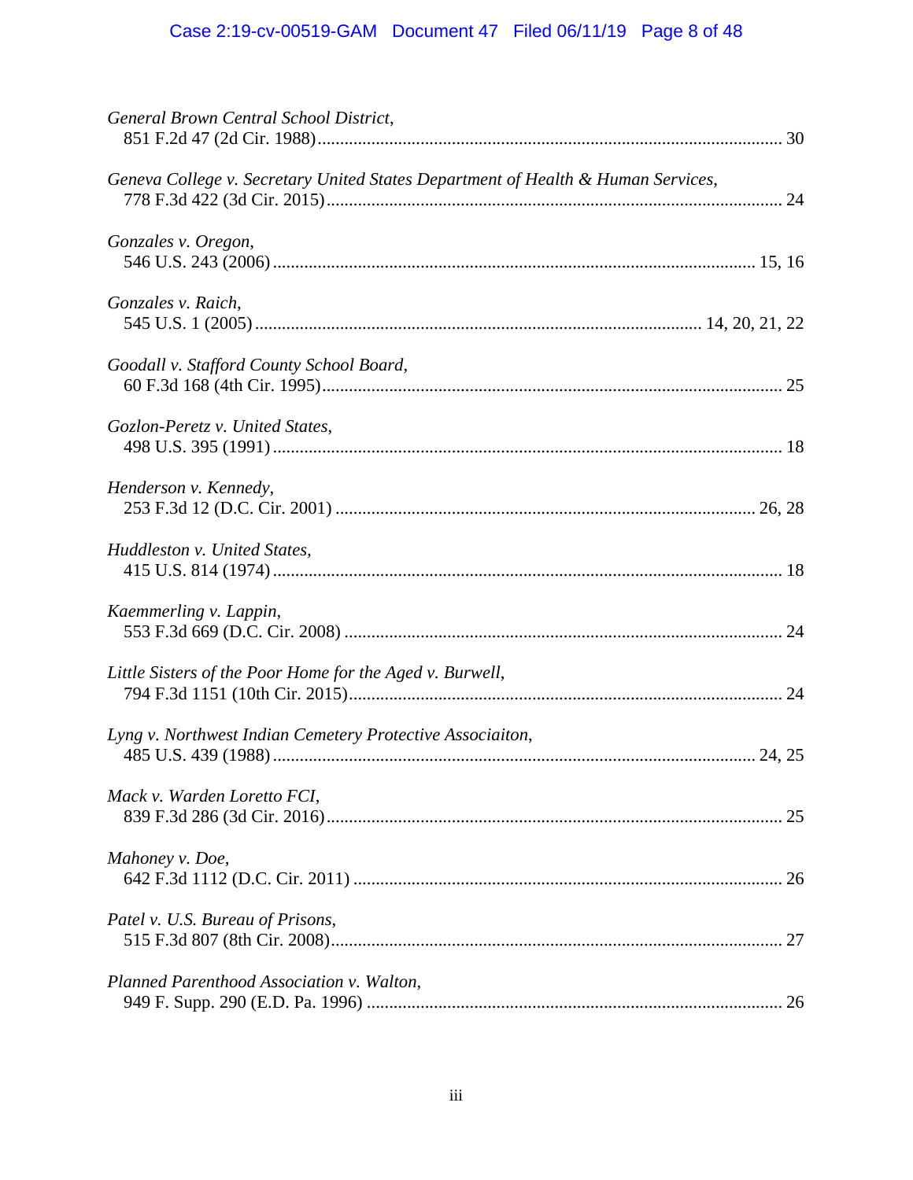*General Brown Central School District*,
851 F.2d 47 (2d Cir. 1988)........................................................................................................ 30

*Geneva College v. Secretary United States Department of Health & Human Services*,
778 F.3d 422 (3d Cir. 2015)..................................................................................................... 24

*Gonzales v. Oregon*,
546 U.S. 243 (2006) ........................................................................................................... 15, 16

*Gonzales v. Raich*,
545 U.S. 1 (2005) ................................................................................................... 14, 20, 21, 22

*Goodall v. Stafford County School Board*,
60 F.3d 168 (4th Cir. 1995)...................................................................................................... 25

*Gozlon-Peretz v. United States*,
498 U.S. 395 (1991) ................................................................................................................. 18

*Henderson v. Kennedy*,
253 F.3d 12 (D.C. Cir. 2001) ............................................................................................. 26, 28

*Huddleston v. United States*,
415 U.S. 814 (1974) ................................................................................................................. 18

*Kaemmerling v. Lappin*,
553 F.3d 669 (D.C. Cir. 2008) ................................................................................................. 24

*Little Sisters of the Poor Home for the Aged v. Burwell*,
794 F.3d 1151 (10th Cir. 2015)................................................................................................ 24

*Lyng v. Northwest Indian Cemetery Protective Associaiton*,
485 U.S. 439 (1988) ........................................................................................................... 24, 25

*Mack v. Warden Loretto FCI*,
839 F.3d 286 (3d Cir. 2016)..................................................................................................... 25

*Mahoney v. Doe*,
642 F.3d 1112 (D.C. Cir. 2011) ............................................................................................... 26

*Patel v. U.S. Bureau of Prisons*,
515 F.3d 807 (8th Cir. 2008).................................................................................................... 27

*Planned Parenthood Association v. Walton*,
949 F. Supp. 290 (E.D. Pa. 1996) ............................................................................................ 26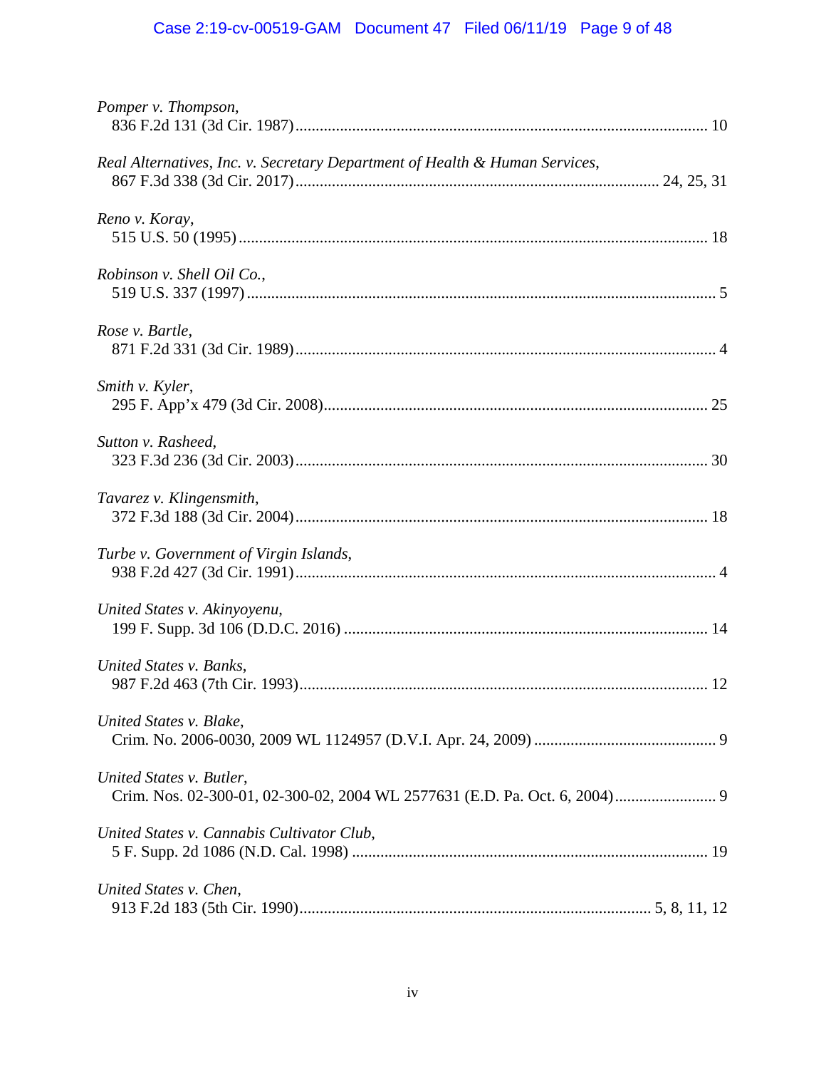*Pomper v. Thompson*,
836 F.2d 131 (3d Cir. 1987)........................................................................................... 10

*Real Alternatives, Inc. v. Secretary Department of Health & Human Services*,
867 F.3d 338 (3d Cir. 2017)........................................................................... 24, 25, 31

*Reno v. Koray*,
515 U.S. 50 (1995)....................................................................................................... 18

*Robinson v. Shell Oil Co.*,
519 U.S. 337 (1997)....................................................................................................... 5

*Rose v. Bartle*,
871 F.2d 331 (3d Cir. 1989)............................................................................................. 4

*Smith v. Kyler*,
295 F. App'x 479 (3d Cir. 2008)..................................................................................... 25

*Sutton v. Rasheed*,
323 F.3d 236 (3d Cir. 2003)........................................................................................... 30

*Tavarez v. Klingensmith*,
372 F.3d 188 (3d Cir. 2004)........................................................................................... 18

*Turbe v. Government of Virgin Islands*,
938 F.2d 427 (3d Cir. 1991)............................................................................................. 4

*United States v. Akinyoyenu*,
199 F. Supp. 3d 106 (D.D.C. 2016) ............................................................................... 14

*United States v. Banks*,
987 F.2d 463 (7th Cir. 1993)........................................................................................... 12

*United States v. Blake*,
Crim. No. 2006-0030, 2009 WL 1124957 (D.V.I. Apr. 24, 2009) ............................................. 9

*United States v. Butler*,
Crim. Nos. 02-300-01, 02-300-02, 2004 WL 2577631 (E.D. Pa. Oct. 6, 2004)......................... 9

*United States v. Cannabis Cultivator Club*,
5 F. Supp. 2d 1086 (N.D. Cal. 1998) .............................................................................. 19

*United States v. Chen*,
913 F.2d 183 (5th Cir. 1990)............................................................................... 5, 8, 11, 12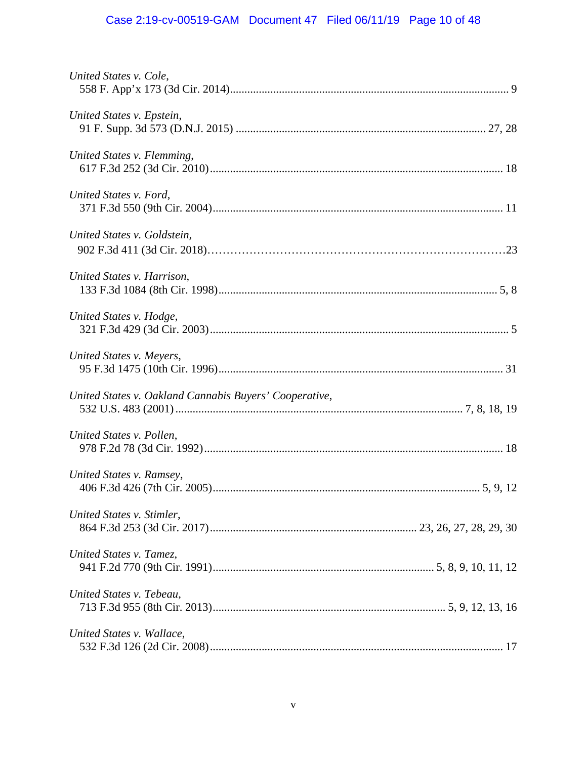*United States v. Cole*,
558 F. App'x 173 (3d Cir. 2014)........................................................................................ 9

*United States v. Epstein*,
91 F. Supp. 3d 573 (D.N.J. 2015) ............................................................................... 27, 28

*United States v. Flemming*,
617 F.3d 252 (3d Cir. 2010)............................................................................................. 18

*United States v. Ford*,
371 F.3d 550 (9th Cir. 2004)............................................................................................ 11

*United States v. Goldstein*,
902 F.3d 411 (3d Cir. 2018)……………………………………………………………………23

*United States v. Harrison*,
133 F.3d 1084 (8th Cir. 1998)........................................................................................ 5, 8

*United States v. Hodge*,
321 F.3d 429 (3d Cir. 2003)............................................................................................... 5

*United States v. Meyers*,
95 F.3d 1475 (10th Cir. 1996).......................................................................................... 31

*United States v. Oakland Cannabis Buyers' Cooperative*,
532 U.S. 483 (2001) .................................................................................... 7, 8, 18, 19

*United States v. Pollen*,
978 F.2d 78 (3d Cir. 1992)............................................................................................... 18

*United States v. Ramsey*,
406 F.3d 426 (7th Cir. 2005)..................................................................................... 5, 9, 12

*United States v. Stimler*,
864 F.3d 253 (3d Cir. 2017)........................................................................ 23, 26, 27, 28, 29, 30

*United States v. Tamez*,
941 F.2d 770 (9th Cir. 1991)............................................................................ 5, 8, 9, 10, 11, 12

*United States v. Tebeau*,
713 F.3d 955 (8th Cir. 2013)................................................................................. 5, 9, 12, 13, 16

*United States v. Wallace*,
532 F.3d 126 (2d Cir. 2008)............................................................................................. 17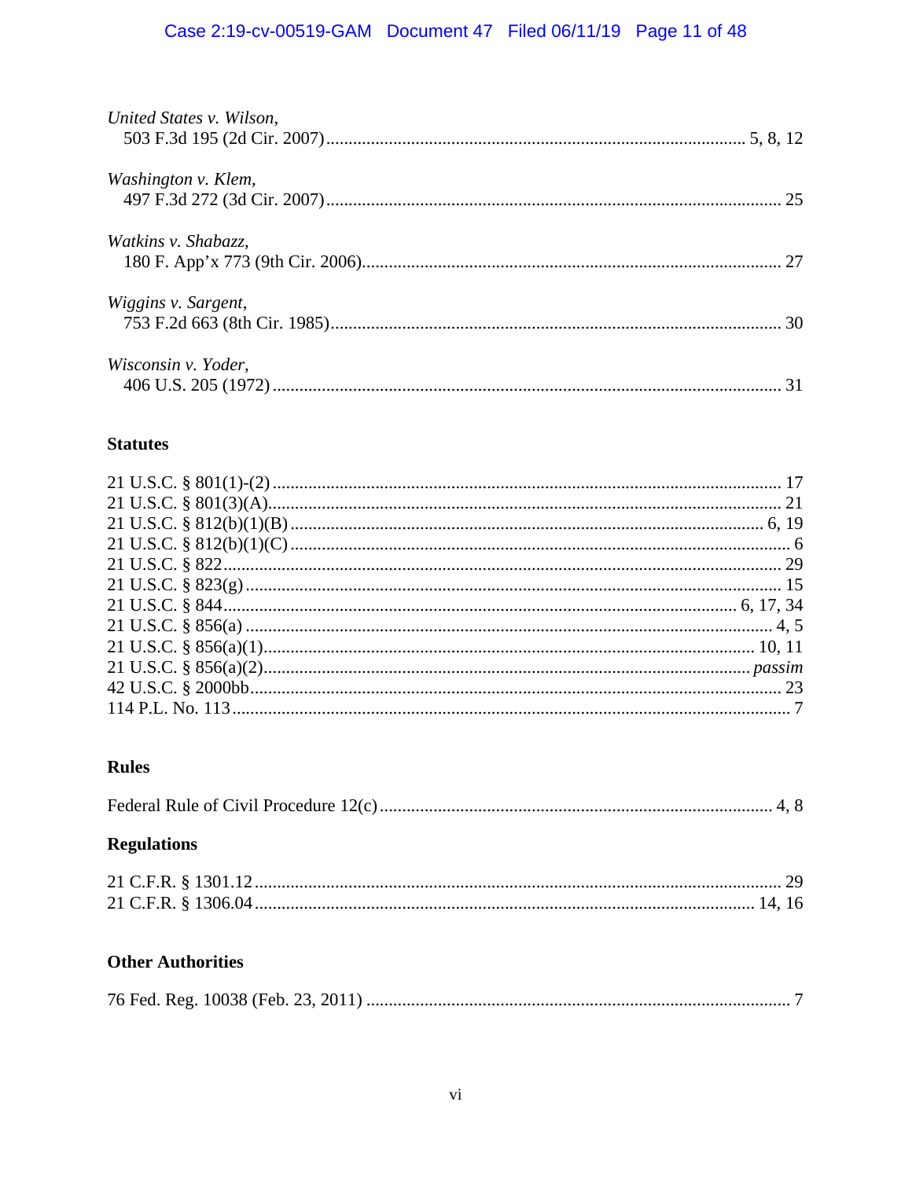*United States v. Wilson*,
503 F.3d 195 (2d Cir. 2007) .......... 5, 8, 12

*Washington v. Klem*,
497 F.3d 272 (3d Cir. 2007) .......... 25

*Watkins v. Shabazz*,
180 F. App'x 773 (9th Cir. 2006) .......... 27

*Wiggins v. Sargent*,
753 F.2d 663 (8th Cir. 1985) .......... 30

*Wisconsin v. Yoder*,
406 U.S. 205 (1972) .......... 31

**Statutes**

21 U.S.C. § 801(1)-(2) .......... 17
21 U.S.C. § 801(3)(A) .......... 21
21 U.S.C. § 812(b)(1)(B) .......... 6, 19
21 U.S.C. § 812(b)(1)(C) .......... 6
21 U.S.C. § 822 .......... 29
21 U.S.C. § 823(g) .......... 15
21 U.S.C. § 844 .......... 6, 17, 34
21 U.S.C. § 856(a) .......... 4, 5
21 U.S.C. § 856(a)(1) .......... 10, 11
21 U.S.C. § 856(a)(2) .......... *passim*
42 U.S.C. § 2000bb .......... 23
114 P.L. No. 113 .......... 7

**Rules**

Federal Rule of Civil Procedure 12(c) .......... 4, 8

**Regulations**

21 C.F.R. § 1301.12 .......... 29
21 C.F.R. § 1306.04 .......... 14, 16

**Other Authorities**

76 Fed. Reg. 10038 (Feb. 23, 2011) .......... 7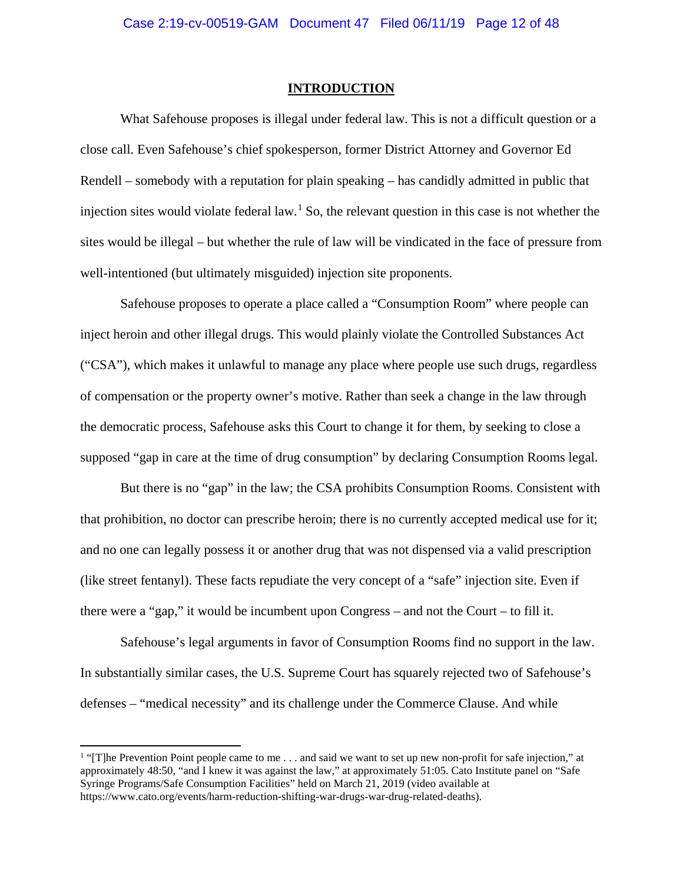# INTRODUCTION

What Safehouse proposes is illegal under federal law. This is not a difficult question or a close call. Even Safehouse's chief spokesperson, former District Attorney and Governor Ed Rendell – somebody with a reputation for plain speaking – has candidly admitted in public that injection sites would violate federal law.[1] So, the relevant question in this case is not whether the sites would be illegal – but whether the rule of law will be vindicated in the face of pressure from well-intentioned (but ultimately misguided) injection site proponents.

Safehouse proposes to operate a place called a "Consumption Room" where people can inject heroin and other illegal drugs. This would plainly violate the Controlled Substances Act ("CSA"), which makes it unlawful to manage any place where people use such drugs, regardless of compensation or the property owner's motive. Rather than seek a change in the law through the democratic process, Safehouse asks this Court to change it for them, by seeking to close a supposed "gap in care at the time of drug consumption" by declaring Consumption Rooms legal.

But there is no "gap" in the law; the CSA prohibits Consumption Rooms. Consistent with that prohibition, no doctor can prescribe heroin; there is no currently accepted medical use for it; and no one can legally possess it or another drug that was not dispensed via a valid prescription (like street fentanyl). These facts repudiate the very concept of a "safe" injection site. Even if there were a "gap," it would be incumbent upon Congress – and not the Court – to fill it.

Safehouse's legal arguments in favor of Consumption Rooms find no support in the law. In substantially similar cases, the U.S. Supreme Court has squarely rejected two of Safehouse's defenses – "medical necessity" and its challenge under the Commerce Clause. And while

[1] "[T]he Prevention Point people came to me . . . and said we want to set up new non-profit for safe injection," at approximately 48:50, "and I knew it was against the law," at approximately 51:05. Cato Institute panel on "Safe Syringe Programs/Safe Consumption Facilities" held on March 21, 2019 (video available at https://www.cato.org/events/harm-reduction-shifting-war-drugs-war-drug-related-deaths).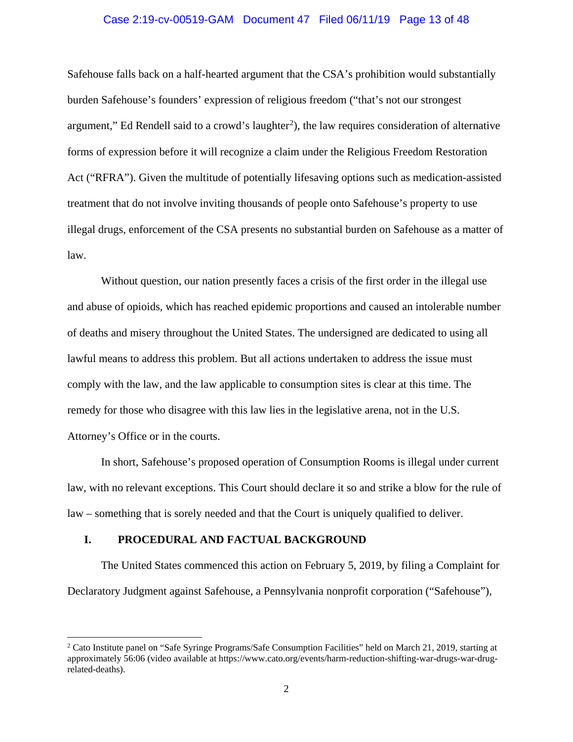Safehouse falls back on a half-hearted argument that the CSA's prohibition would substantially burden Safehouse's founders' expression of religious freedom ("that's not our strongest argument," Ed Rendell said to a crowd's laughter[2]), the law requires consideration of alternative forms of expression before it will recognize a claim under the Religious Freedom Restoration Act ("RFRA"). Given the multitude of potentially lifesaving options such as medication-assisted treatment that do not involve inviting thousands of people onto Safehouse's property to use illegal drugs, enforcement of the CSA presents no substantial burden on Safehouse as a matter of law.

Without question, our nation presently faces a crisis of the first order in the illegal use and abuse of opioids, which has reached epidemic proportions and caused an intolerable number of deaths and misery throughout the United States. The undersigned are dedicated to using all lawful means to address this problem. But all actions undertaken to address the issue must comply with the law, and the law applicable to consumption sites is clear at this time. The remedy for those who disagree with this law lies in the legislative arena, not in the U.S. Attorney's Office or in the courts.

In short, Safehouse's proposed operation of Consumption Rooms is illegal under current law, with no relevant exceptions. This Court should declare it so and strike a blow for the rule of law – something that is sorely needed and that the Court is uniquely qualified to deliver.

## I. PROCEDURAL AND FACTUAL BACKGROUND

The United States commenced this action on February 5, 2019, by filing a Complaint for Declaratory Judgment against Safehouse, a Pennsylvania nonprofit corporation ("Safehouse"),

---

[2] Cato Institute panel on "Safe Syringe Programs/Safe Consumption Facilities" held on March 21, 2019, starting at approximately 56:06 (video available at https://www.cato.org/events/harm-reduction-shifting-war-drugs-war-drug-related-deaths).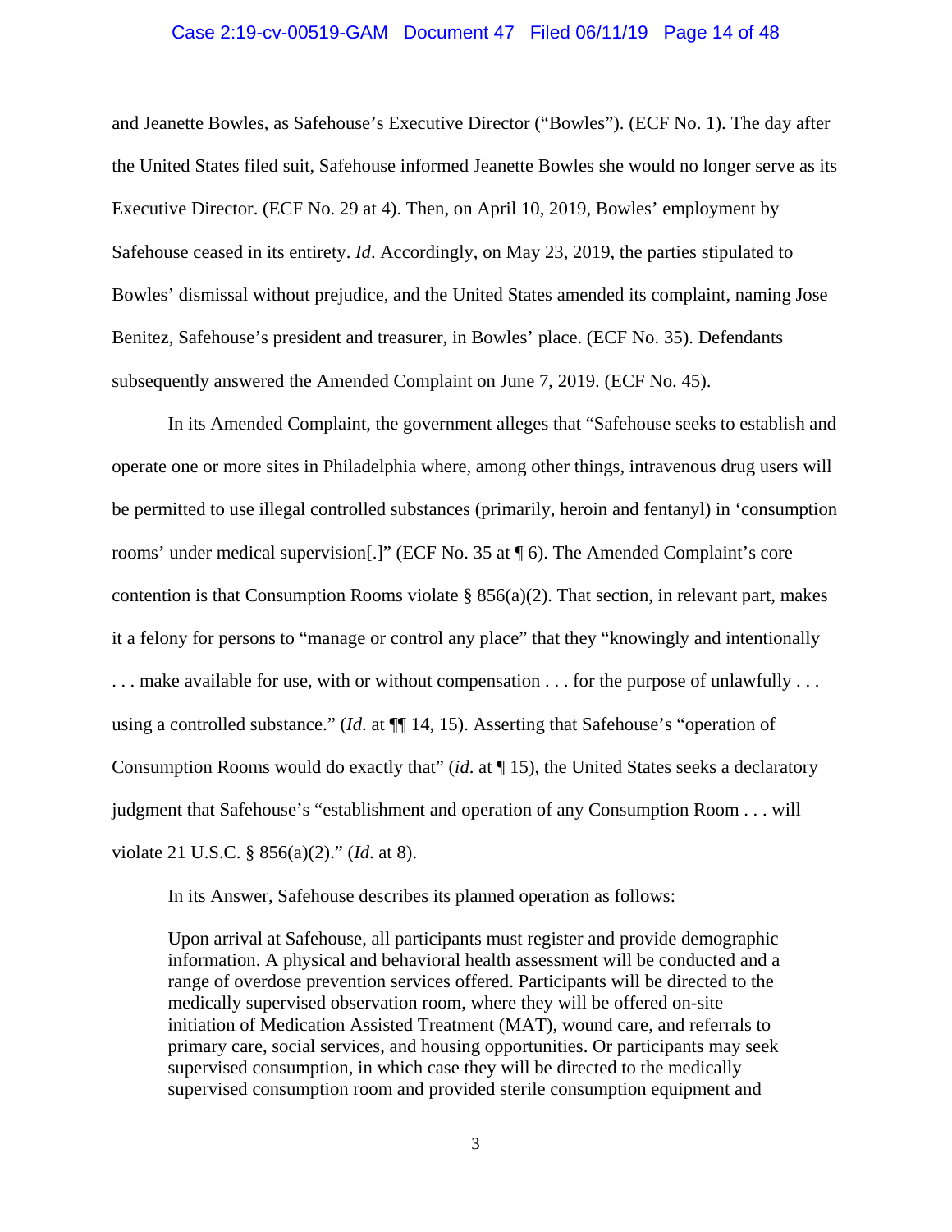and Jeanette Bowles, as Safehouse's Executive Director ("Bowles"). (ECF No. 1). The day after the United States filed suit, Safehouse informed Jeanette Bowles she would no longer serve as its Executive Director. (ECF No. 29 at 4). Then, on April 10, 2019, Bowles' employment by Safehouse ceased in its entirety. *Id*. Accordingly, on May 23, 2019, the parties stipulated to Bowles' dismissal without prejudice, and the United States amended its complaint, naming Jose Benitez, Safehouse's president and treasurer, in Bowles' place. (ECF No. 35). Defendants subsequently answered the Amended Complaint on June 7, 2019. (ECF No. 45).

In its Amended Complaint, the government alleges that "Safehouse seeks to establish and operate one or more sites in Philadelphia where, among other things, intravenous drug users will be permitted to use illegal controlled substances (primarily, heroin and fentanyl) in 'consumption rooms' under medical supervision[.]" (ECF No. 35 at ¶ 6). The Amended Complaint's core contention is that Consumption Rooms violate § 856(a)(2). That section, in relevant part, makes it a felony for persons to "manage or control any place" that they "knowingly and intentionally . . . make available for use, with or without compensation . . . for the purpose of unlawfully . . . using a controlled substance." (*Id*. at ¶¶ 14, 15). Asserting that Safehouse's "operation of Consumption Rooms would do exactly that" (*id*. at ¶ 15), the United States seeks a declaratory judgment that Safehouse's "establishment and operation of any Consumption Room . . . will violate 21 U.S.C. § 856(a)(2)." (*Id*. at 8).

In its Answer, Safehouse describes its planned operation as follows:

> Upon arrival at Safehouse, all participants must register and provide demographic information. A physical and behavioral health assessment will be conducted and a range of overdose prevention services offered. Participants will be directed to the medically supervised observation room, where they will be offered on-site initiation of Medication Assisted Treatment (MAT), wound care, and referrals to primary care, social services, and housing opportunities. Or participants may seek supervised consumption, in which case they will be directed to the medically supervised consumption room and provided sterile consumption equipment and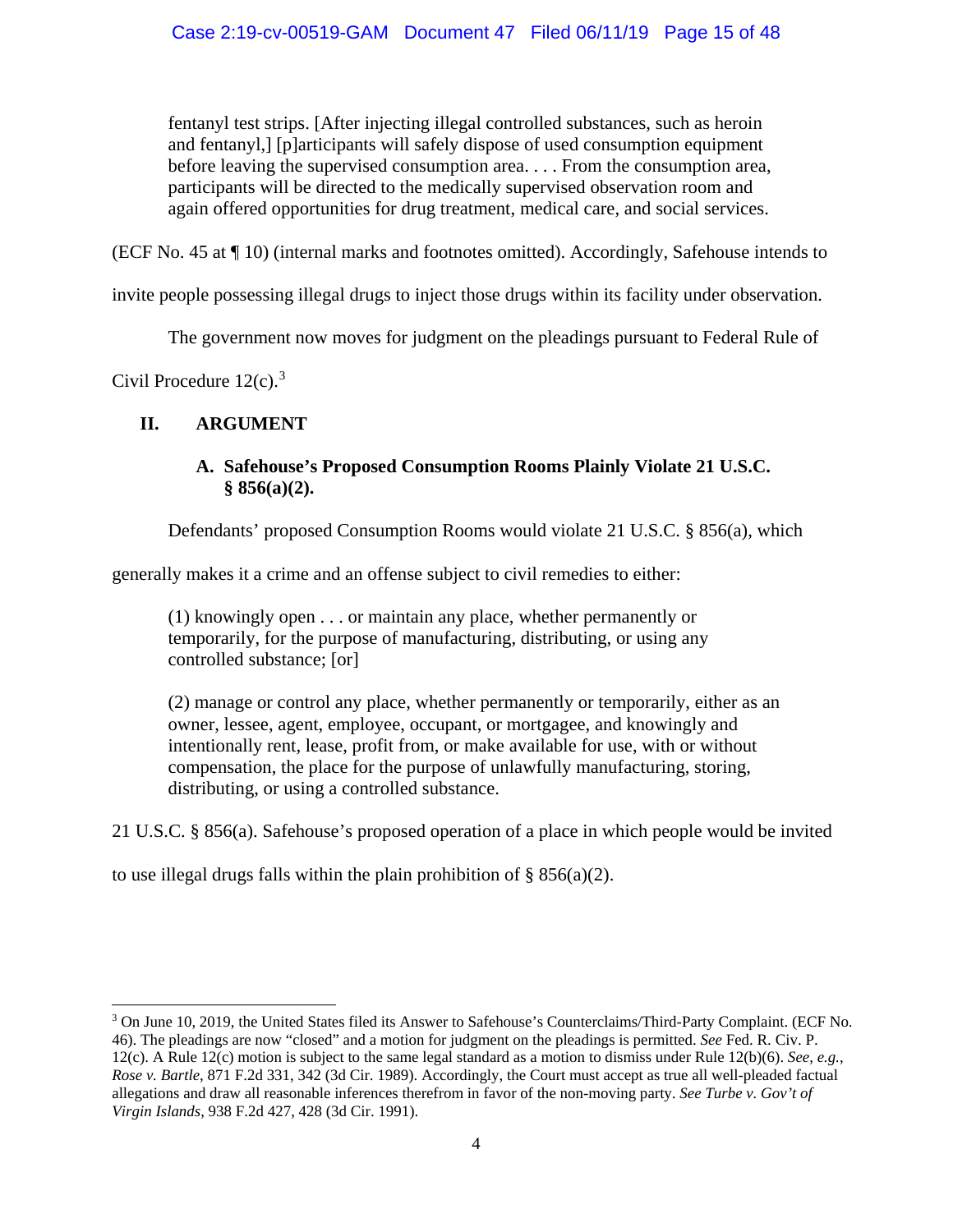> fentanyl test strips. [After injecting illegal controlled substances, such as heroin and fentanyl,] [p]articipants will safely dispose of used consumption equipment before leaving the supervised consumption area. . . . From the consumption area, participants will be directed to the medically supervised observation room and again offered opportunities for drug treatment, medical care, and social services.

(ECF No. 45 at ¶ 10) (internal marks and footnotes omitted). Accordingly, Safehouse intends to invite people possessing illegal drugs to inject those drugs within its facility under observation.

The government now moves for judgment on the pleadings pursuant to Federal Rule of Civil Procedure 12(c).[3]

## II. ARGUMENT

### A. Safehouse's Proposed Consumption Rooms Plainly Violate 21 U.S.C. § 856(a)(2).

Defendants' proposed Consumption Rooms would violate 21 U.S.C. § 856(a), which generally makes it a crime and an offense subject to civil remedies to either:

> (1) knowingly open . . . or maintain any place, whether permanently or temporarily, for the purpose of manufacturing, distributing, or using any controlled substance; [or]
>
> (2) manage or control any place, whether permanently or temporarily, either as an owner, lessee, agent, employee, occupant, or mortgagee, and knowingly and intentionally rent, lease, profit from, or make available for use, with or without compensation, the place for the purpose of unlawfully manufacturing, storing, distributing, or using a controlled substance.

21 U.S.C. § 856(a). Safehouse's proposed operation of a place in which people would be invited to use illegal drugs falls within the plain prohibition of § 856(a)(2).

---

[3] On June 10, 2019, the United States filed its Answer to Safehouse's Counterclaims/Third-Party Complaint. (ECF No. 46). The pleadings are now "closed" and a motion for judgment on the pleadings is permitted. *See* Fed. R. Civ. P. 12(c). A Rule 12(c) motion is subject to the same legal standard as a motion to dismiss under Rule 12(b)(6). *See, e.g., Rose v. Bartle*, 871 F.2d 331, 342 (3d Cir. 1989). Accordingly, the Court must accept as true all well-pleaded factual allegations and draw all reasonable inferences therefrom in favor of the non-moving party. *See Turbe v. Gov't of Virgin Islands*, 938 F.2d 427, 428 (3d Cir. 1991).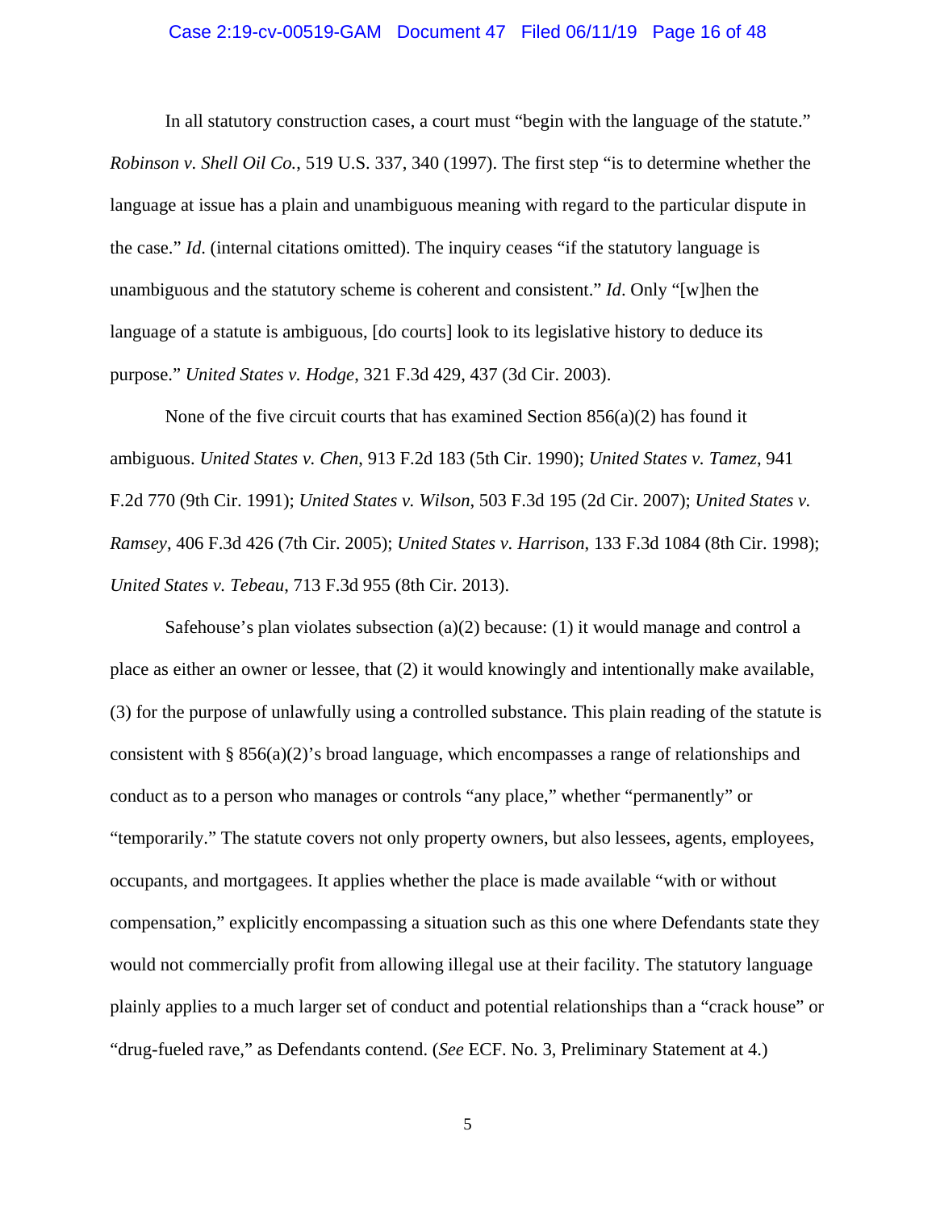In all statutory construction cases, a court must "begin with the language of the statute." *Robinson v. Shell Oil Co.*, 519 U.S. 337, 340 (1997). The first step "is to determine whether the language at issue has a plain and unambiguous meaning with regard to the particular dispute in the case." *Id*. (internal citations omitted). The inquiry ceases "if the statutory language is unambiguous and the statutory scheme is coherent and consistent." *Id*. Only "[w]hen the language of a statute is ambiguous, [do courts] look to its legislative history to deduce its purpose." *United States v. Hodge*, 321 F.3d 429, 437 (3d Cir. 2003).

None of the five circuit courts that has examined Section 856(a)(2) has found it ambiguous. *United States v. Chen*, 913 F.2d 183 (5th Cir. 1990); *United States v. Tamez*, 941 F.2d 770 (9th Cir. 1991); *United States v. Wilson*, 503 F.3d 195 (2d Cir. 2007); *United States v. Ramsey*, 406 F.3d 426 (7th Cir. 2005); *United States v. Harrison*, 133 F.3d 1084 (8th Cir. 1998); *United States v. Tebeau*, 713 F.3d 955 (8th Cir. 2013).

Safehouse's plan violates subsection (a)(2) because: (1) it would manage and control a place as either an owner or lessee, that (2) it would knowingly and intentionally make available, (3) for the purpose of unlawfully using a controlled substance. This plain reading of the statute is consistent with § 856(a)(2)'s broad language, which encompasses a range of relationships and conduct as to a person who manages or controls "any place," whether "permanently" or "temporarily." The statute covers not only property owners, but also lessees, agents, employees, occupants, and mortgagees. It applies whether the place is made available "with or without compensation," explicitly encompassing a situation such as this one where Defendants state they would not commercially profit from allowing illegal use at their facility. The statutory language plainly applies to a much larger set of conduct and potential relationships than a "crack house" or "drug-fueled rave," as Defendants contend. (*See* ECF. No. 3, Preliminary Statement at 4.)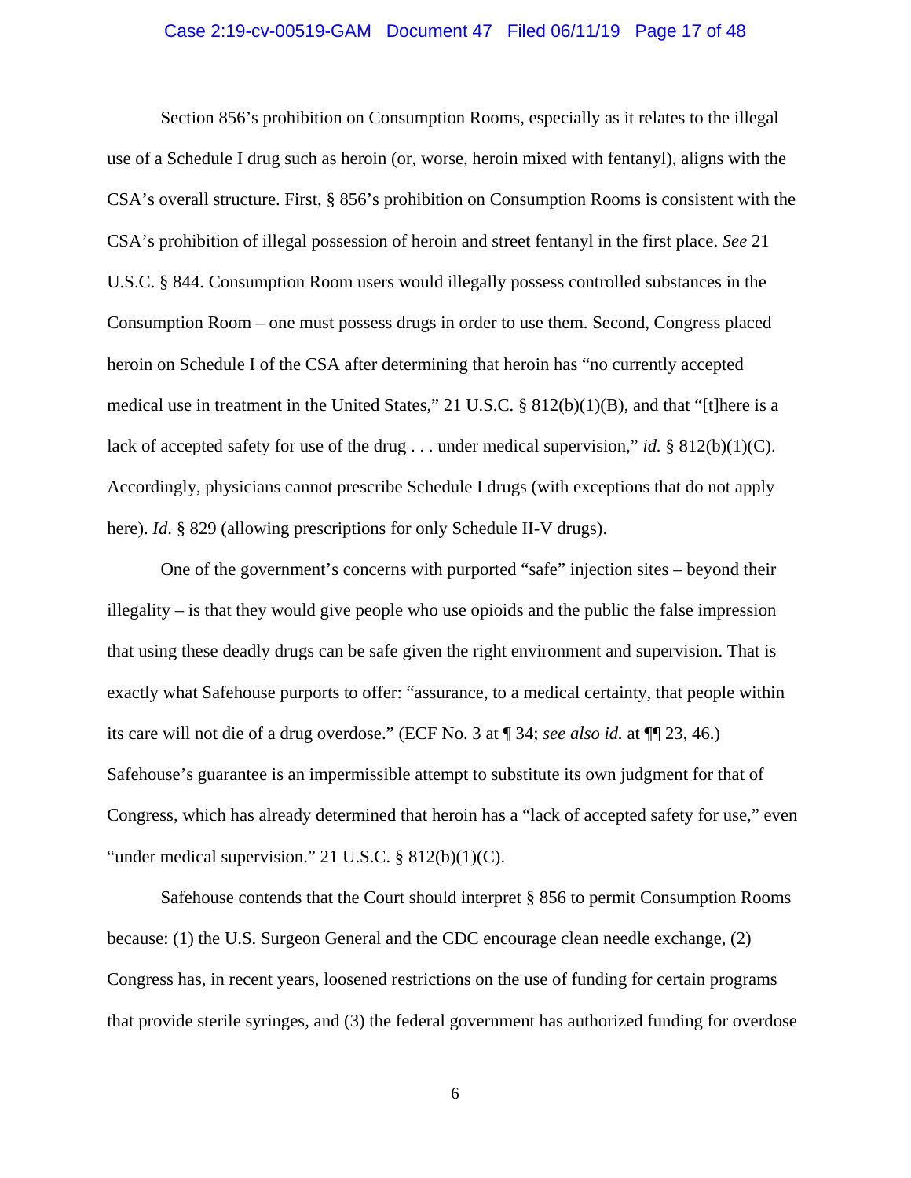Section 856's prohibition on Consumption Rooms, especially as it relates to the illegal use of a Schedule I drug such as heroin (or, worse, heroin mixed with fentanyl), aligns with the CSA's overall structure. First, § 856's prohibition on Consumption Rooms is consistent with the CSA's prohibition of illegal possession of heroin and street fentanyl in the first place. *See* 21 U.S.C. § 844. Consumption Room users would illegally possess controlled substances in the Consumption Room – one must possess drugs in order to use them. Second, Congress placed heroin on Schedule I of the CSA after determining that heroin has "no currently accepted medical use in treatment in the United States," 21 U.S.C. § 812(b)(1)(B), and that "[t]here is a lack of accepted safety for use of the drug . . . under medical supervision," *id.* § 812(b)(1)(C). Accordingly, physicians cannot prescribe Schedule I drugs (with exceptions that do not apply here). *Id.* § 829 (allowing prescriptions for only Schedule II-V drugs).

One of the government's concerns with purported "safe" injection sites – beyond their illegality – is that they would give people who use opioids and the public the false impression that using these deadly drugs can be safe given the right environment and supervision. That is exactly what Safehouse purports to offer: "assurance, to a medical certainty, that people within its care will not die of a drug overdose." (ECF No. 3 at ¶ 34; *see also id.* at ¶¶ 23, 46.) Safehouse's guarantee is an impermissible attempt to substitute its own judgment for that of Congress, which has already determined that heroin has a "lack of accepted safety for use," even "under medical supervision." 21 U.S.C. § 812(b)(1)(C).

Safehouse contends that the Court should interpret § 856 to permit Consumption Rooms because: (1) the U.S. Surgeon General and the CDC encourage clean needle exchange, (2) Congress has, in recent years, loosened restrictions on the use of funding for certain programs that provide sterile syringes, and (3) the federal government has authorized funding for overdose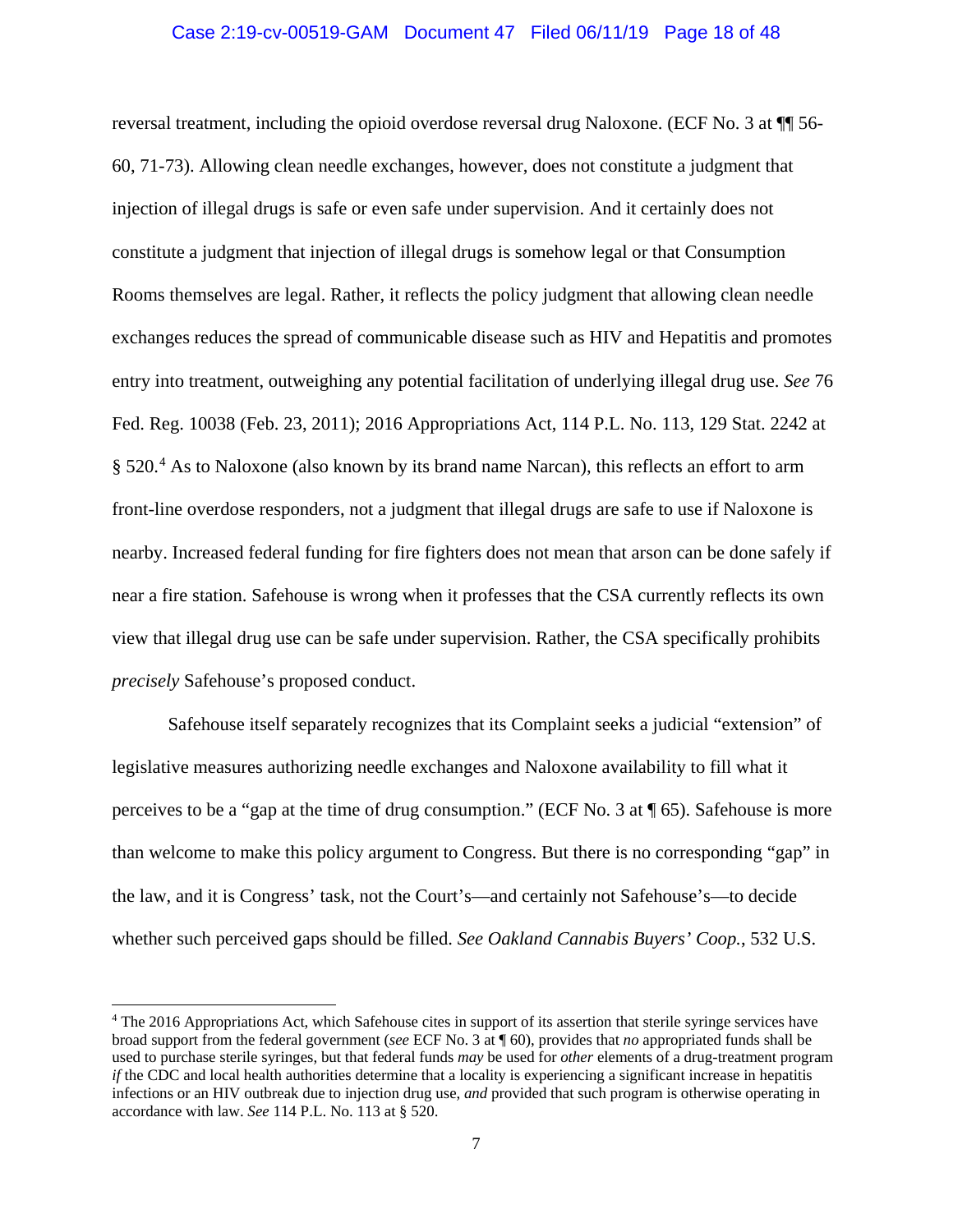reversal treatment, including the opioid overdose reversal drug Naloxone. (ECF No. 3 at ¶¶ 56-60, 71-73). Allowing clean needle exchanges, however, does not constitute a judgment that injection of illegal drugs is safe or even safe under supervision. And it certainly does not constitute a judgment that injection of illegal drugs is somehow legal or that Consumption Rooms themselves are legal. Rather, it reflects the policy judgment that allowing clean needle exchanges reduces the spread of communicable disease such as HIV and Hepatitis and promotes entry into treatment, outweighing any potential facilitation of underlying illegal drug use. *See* 76 Fed. Reg. 10038 (Feb. 23, 2011); 2016 Appropriations Act, 114 P.L. No. 113, 129 Stat. 2242 at § 520.[4] As to Naloxone (also known by its brand name Narcan), this reflects an effort to arm front-line overdose responders, not a judgment that illegal drugs are safe to use if Naloxone is nearby. Increased federal funding for fire fighters does not mean that arson can be done safely if near a fire station. Safehouse is wrong when it professes that the CSA currently reflects its own view that illegal drug use can be safe under supervision. Rather, the CSA specifically prohibits *precisely* Safehouse's proposed conduct.

Safehouse itself separately recognizes that its Complaint seeks a judicial "extension" of legislative measures authorizing needle exchanges and Naloxone availability to fill what it perceives to be a "gap at the time of drug consumption." (ECF No. 3 at ¶ 65). Safehouse is more than welcome to make this policy argument to Congress. But there is no corresponding "gap" in the law, and it is Congress' task, not the Court's—and certainly not Safehouse's—to decide whether such perceived gaps should be filled. *See Oakland Cannabis Buyers' Coop.*, 532 U.S.

---

[4] The 2016 Appropriations Act, which Safehouse cites in support of its assertion that sterile syringe services have broad support from the federal government (*see* ECF No. 3 at ¶ 60), provides that *no* appropriated funds shall be used to purchase sterile syringes, but that federal funds *may* be used for *other* elements of a drug-treatment program *if* the CDC and local health authorities determine that a locality is experiencing a significant increase in hepatitis infections or an HIV outbreak due to injection drug use, *and* provided that such program is otherwise operating in accordance with law. *See* 114 P.L. No. 113 at § 520.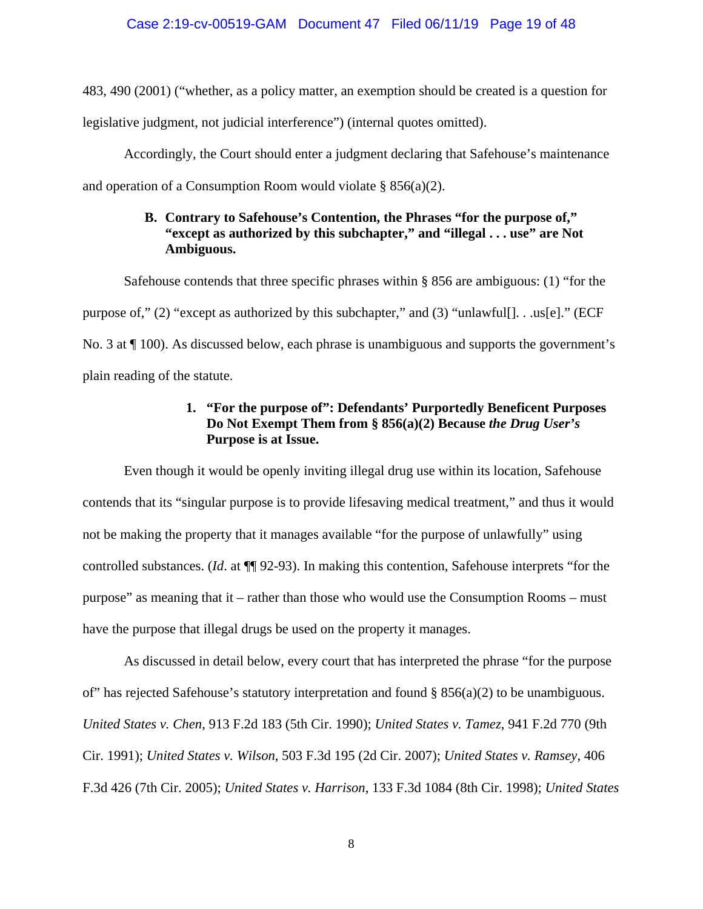483, 490 (2001) ("whether, as a policy matter, an exemption should be created is a question for legislative judgment, not judicial interference") (internal quotes omitted).

Accordingly, the Court should enter a judgment declaring that Safehouse's maintenance and operation of a Consumption Room would violate § 856(a)(2).

### B. Contrary to Safehouse's Contention, the Phrases "for the purpose of," "except as authorized by this subchapter," and "illegal . . . use" are Not Ambiguous.

Safehouse contends that three specific phrases within § 856 are ambiguous: (1) "for the purpose of," (2) "except as authorized by this subchapter," and (3) "unlawful[]. . .us[e]." (ECF No. 3 at ¶ 100). As discussed below, each phrase is unambiguous and supports the government's plain reading of the statute.

#### 1. "For the purpose of": Defendants' Purportedly Beneficent Purposes Do Not Exempt Them from § 856(a)(2) Because *the Drug User's* Purpose is at Issue.

Even though it would be openly inviting illegal drug use within its location, Safehouse contends that its "singular purpose is to provide lifesaving medical treatment," and thus it would not be making the property that it manages available "for the purpose of unlawfully" using controlled substances. (*Id*. at ¶¶ 92-93). In making this contention, Safehouse interprets "for the purpose" as meaning that it – rather than those who would use the Consumption Rooms – must have the purpose that illegal drugs be used on the property it manages.

As discussed in detail below, every court that has interpreted the phrase "for the purpose of" has rejected Safehouse's statutory interpretation and found § 856(a)(2) to be unambiguous. *United States v. Chen*, 913 F.2d 183 (5th Cir. 1990); *United States v. Tamez*, 941 F.2d 770 (9th Cir. 1991); *United States v. Wilson*, 503 F.3d 195 (2d Cir. 2007); *United States v. Ramsey*, 406 F.3d 426 (7th Cir. 2005); *United States v. Harrison*, 133 F.3d 1084 (8th Cir. 1998); *United States*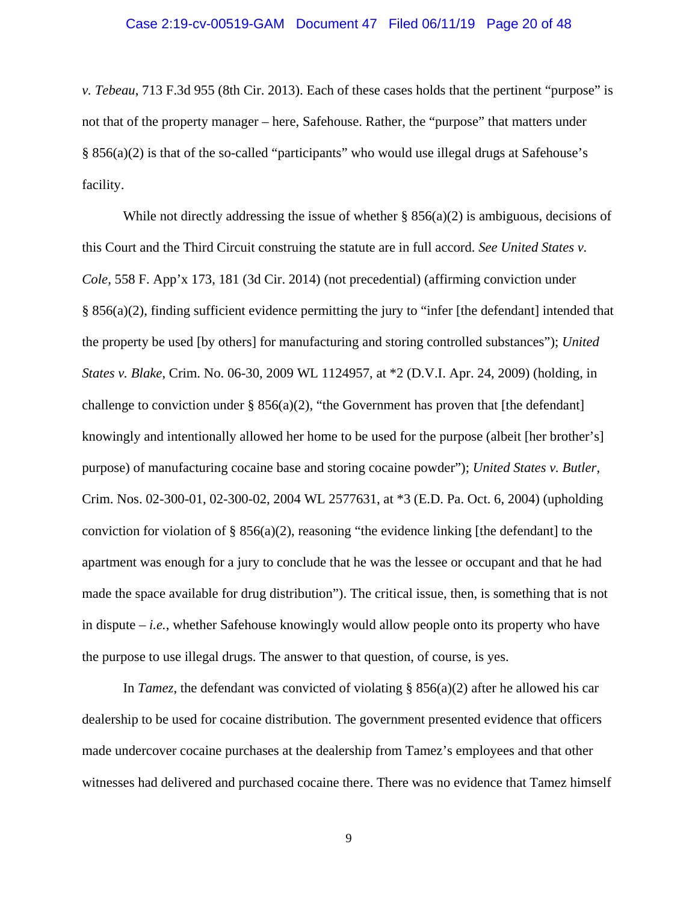*v. Tebeau*, 713 F.3d 955 (8th Cir. 2013). Each of these cases holds that the pertinent "purpose" is not that of the property manager – here, Safehouse. Rather, the "purpose" that matters under § 856(a)(2) is that of the so-called "participants" who would use illegal drugs at Safehouse's facility.

While not directly addressing the issue of whether § 856(a)(2) is ambiguous, decisions of this Court and the Third Circuit construing the statute are in full accord. *See United States v. Cole*, 558 F. App'x 173, 181 (3d Cir. 2014) (not precedential) (affirming conviction under § 856(a)(2), finding sufficient evidence permitting the jury to "infer [the defendant] intended that the property be used [by others] for manufacturing and storing controlled substances"); *United States v. Blake*, Crim. No. 06-30, 2009 WL 1124957, at *2 (D.V.I. Apr. 24, 2009) (holding, in challenge to conviction under § 856(a)(2), "the Government has proven that [the defendant] knowingly and intentionally allowed her home to be used for the purpose (albeit [her brother's] purpose) of manufacturing cocaine base and storing cocaine powder"); *United States v. Butler*, Crim. Nos. 02-300-01, 02-300-02, 2004 WL 2577631, at *3 (E.D. Pa. Oct. 6, 2004) (upholding conviction for violation of § 856(a)(2), reasoning "the evidence linking [the defendant] to the apartment was enough for a jury to conclude that he was the lessee or occupant and that he had made the space available for drug distribution"). The critical issue, then, is something that is not in dispute – *i.e.*, whether Safehouse knowingly would allow people onto its property who have the purpose to use illegal drugs. The answer to that question, of course, is yes.

In *Tamez*, the defendant was convicted of violating § 856(a)(2) after he allowed his car dealership to be used for cocaine distribution. The government presented evidence that officers made undercover cocaine purchases at the dealership from Tamez's employees and that other witnesses had delivered and purchased cocaine there. There was no evidence that Tamez himself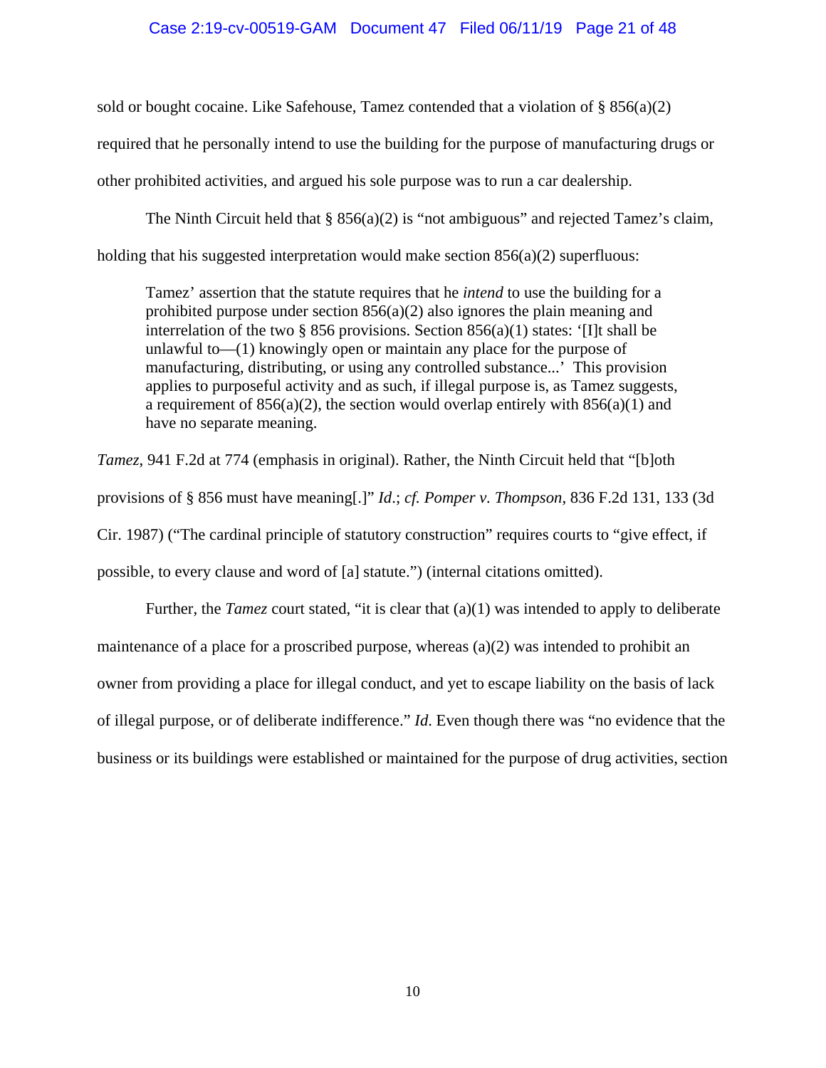sold or bought cocaine. Like Safehouse, Tamez contended that a violation of § 856(a)(2) required that he personally intend to use the building for the purpose of manufacturing drugs or other prohibited activities, and argued his sole purpose was to run a car dealership.

The Ninth Circuit held that § 856(a)(2) is "not ambiguous" and rejected Tamez's claim, holding that his suggested interpretation would make section 856(a)(2) superfluous:

> Tamez' assertion that the statute requires that he *intend* to use the building for a prohibited purpose under section 856(a)(2) also ignores the plain meaning and interrelation of the two § 856 provisions. Section 856(a)(1) states: '[I]t shall be unlawful to—(1) knowingly open or maintain any place for the purpose of manufacturing, distributing, or using any controlled substance...' This provision applies to purposeful activity and as such, if illegal purpose is, as Tamez suggests, a requirement of 856(a)(2), the section would overlap entirely with 856(a)(1) and have no separate meaning.

*Tamez*, 941 F.2d at 774 (emphasis in original). Rather, the Ninth Circuit held that "[b]oth provisions of § 856 must have meaning[.]" *Id*.; *cf. Pomper v. Thompson*, 836 F.2d 131, 133 (3d Cir. 1987) ("The cardinal principle of statutory construction" requires courts to "give effect, if possible, to every clause and word of [a] statute.") (internal citations omitted).

Further, the *Tamez* court stated, "it is clear that (a)(1) was intended to apply to deliberate maintenance of a place for a proscribed purpose, whereas (a)(2) was intended to prohibit an owner from providing a place for illegal conduct, and yet to escape liability on the basis of lack of illegal purpose, or of deliberate indifference." *Id*. Even though there was "no evidence that the business or its buildings were established or maintained for the purpose of drug activities, section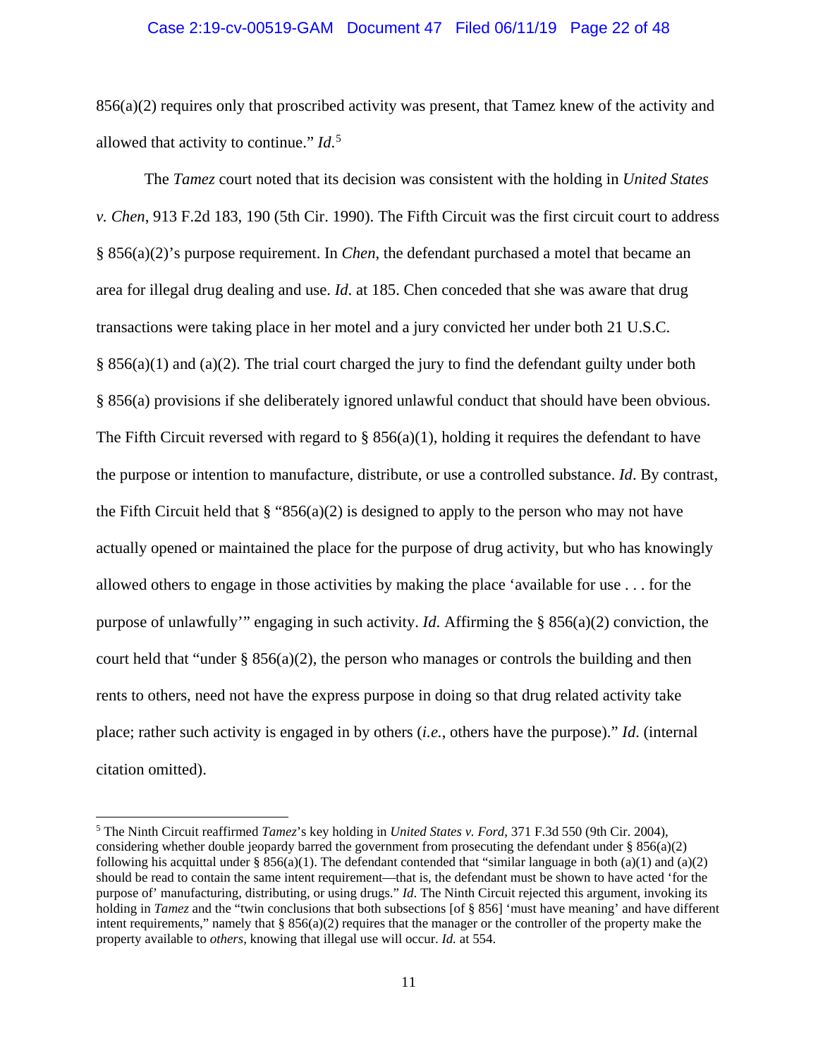856(a)(2) requires only that proscribed activity was present, that Tamez knew of the activity and allowed that activity to continue." *Id*.[5]

The *Tamez* court noted that its decision was consistent with the holding in *United States v. Chen*, 913 F.2d 183, 190 (5th Cir. 1990). The Fifth Circuit was the first circuit court to address § 856(a)(2)'s purpose requirement. In *Chen*, the defendant purchased a motel that became an area for illegal drug dealing and use. *Id*. at 185. Chen conceded that she was aware that drug transactions were taking place in her motel and a jury convicted her under both 21 U.S.C. § 856(a)(1) and (a)(2). The trial court charged the jury to find the defendant guilty under both § 856(a) provisions if she deliberately ignored unlawful conduct that should have been obvious. The Fifth Circuit reversed with regard to § 856(a)(1), holding it requires the defendant to have the purpose or intention to manufacture, distribute, or use a controlled substance. *Id*. By contrast, the Fifth Circuit held that § "856(a)(2) is designed to apply to the person who may not have actually opened or maintained the place for the purpose of drug activity, but who has knowingly allowed others to engage in those activities by making the place 'available for use . . . for the purpose of unlawfully'" engaging in such activity. *Id*. Affirming the § 856(a)(2) conviction, the court held that "under § 856(a)(2), the person who manages or controls the building and then rents to others, need not have the express purpose in doing so that drug related activity take place; rather such activity is engaged in by others (*i.e.*, others have the purpose)." *Id*. (internal citation omitted).

---

[5] The Ninth Circuit reaffirmed *Tamez*'s key holding in *United States v. Ford*, 371 F.3d 550 (9th Cir. 2004), considering whether double jeopardy barred the government from prosecuting the defendant under § 856(a)(2) following his acquittal under § 856(a)(1). The defendant contended that "similar language in both (a)(1) and (a)(2) should be read to contain the same intent requirement—that is, the defendant must be shown to have acted 'for the purpose of' manufacturing, distributing, or using drugs." *Id*. The Ninth Circuit rejected this argument, invoking its holding in *Tamez* and the "twin conclusions that both subsections [of § 856] 'must have meaning' and have different intent requirements," namely that § 856(a)(2) requires that the manager or the controller of the property make the property available to *others*, knowing that illegal use will occur. *Id.* at 554.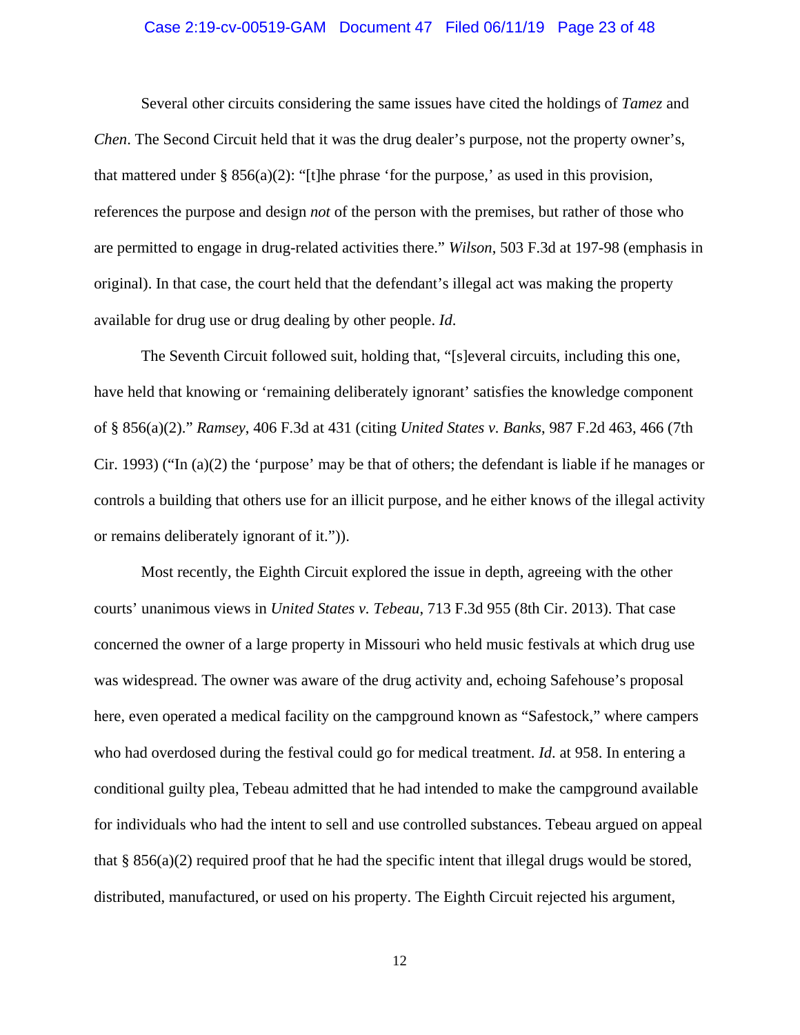Several other circuits considering the same issues have cited the holdings of *Tamez* and *Chen*. The Second Circuit held that it was the drug dealer's purpose, not the property owner's, that mattered under § 856(a)(2): "[t]he phrase 'for the purpose,' as used in this provision, references the purpose and design *not* of the person with the premises, but rather of those who are permitted to engage in drug-related activities there." *Wilson*, 503 F.3d at 197-98 (emphasis in original). In that case, the court held that the defendant's illegal act was making the property available for drug use or drug dealing by other people. *Id.*

The Seventh Circuit followed suit, holding that, "[s]everal circuits, including this one, have held that knowing or 'remaining deliberately ignorant' satisfies the knowledge component of § 856(a)(2)." *Ramsey*, 406 F.3d at 431 (citing *United States v. Banks*, 987 F.2d 463, 466 (7th Cir. 1993) ("In (a)(2) the 'purpose' may be that of others; the defendant is liable if he manages or controls a building that others use for an illicit purpose, and he either knows of the illegal activity or remains deliberately ignorant of it.")).

Most recently, the Eighth Circuit explored the issue in depth, agreeing with the other courts' unanimous views in *United States v. Tebeau*, 713 F.3d 955 (8th Cir. 2013). That case concerned the owner of a large property in Missouri who held music festivals at which drug use was widespread. The owner was aware of the drug activity and, echoing Safehouse's proposal here, even operated a medical facility on the campground known as "Safestock," where campers who had overdosed during the festival could go for medical treatment. *Id.* at 958. In entering a conditional guilty plea, Tebeau admitted that he had intended to make the campground available for individuals who had the intent to sell and use controlled substances. Tebeau argued on appeal that § 856(a)(2) required proof that he had the specific intent that illegal drugs would be stored, distributed, manufactured, or used on his property. The Eighth Circuit rejected his argument,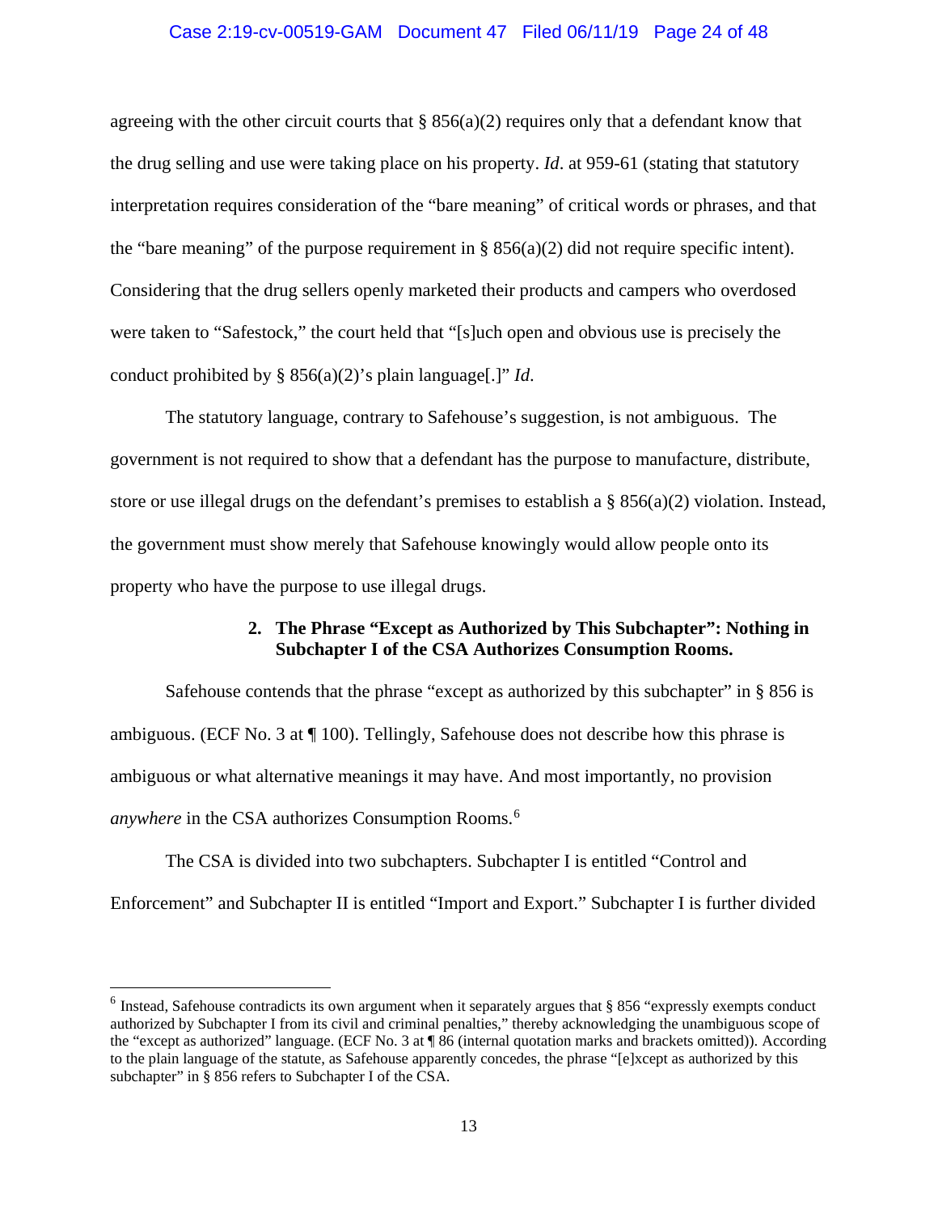agreeing with the other circuit courts that § 856(a)(2) requires only that a defendant know that the drug selling and use were taking place on his property. *Id*. at 959-61 (stating that statutory interpretation requires consideration of the "bare meaning" of critical words or phrases, and that the "bare meaning" of the purpose requirement in § 856(a)(2) did not require specific intent). Considering that the drug sellers openly marketed their products and campers who overdosed were taken to "Safestock," the court held that "[s]uch open and obvious use is precisely the conduct prohibited by § 856(a)(2)'s plain language[.]" *Id.*

The statutory language, contrary to Safehouse's suggestion, is not ambiguous. The government is not required to show that a defendant has the purpose to manufacture, distribute, store or use illegal drugs on the defendant's premises to establish a § 856(a)(2) violation. Instead, the government must show merely that Safehouse knowingly would allow people onto its property who have the purpose to use illegal drugs.

### 2. The Phrase "Except as Authorized by This Subchapter": Nothing in Subchapter I of the CSA Authorizes Consumption Rooms.

Safehouse contends that the phrase "except as authorized by this subchapter" in § 856 is ambiguous. (ECF No. 3 at ¶ 100). Tellingly, Safehouse does not describe how this phrase is ambiguous or what alternative meanings it may have. And most importantly, no provision *anywhere* in the CSA authorizes Consumption Rooms.[6]

The CSA is divided into two subchapters. Subchapter I is entitled "Control and Enforcement" and Subchapter II is entitled "Import and Export." Subchapter I is further divided

---

[6] Instead, Safehouse contradicts its own argument when it separately argues that § 856 "expressly exempts conduct authorized by Subchapter I from its civil and criminal penalties," thereby acknowledging the unambiguous scope of the "except as authorized" language. (ECF No. 3 at ¶ 86 (internal quotation marks and brackets omitted)). According to the plain language of the statute, as Safehouse apparently concedes, the phrase "[e]xcept as authorized by this subchapter" in § 856 refers to Subchapter I of the CSA.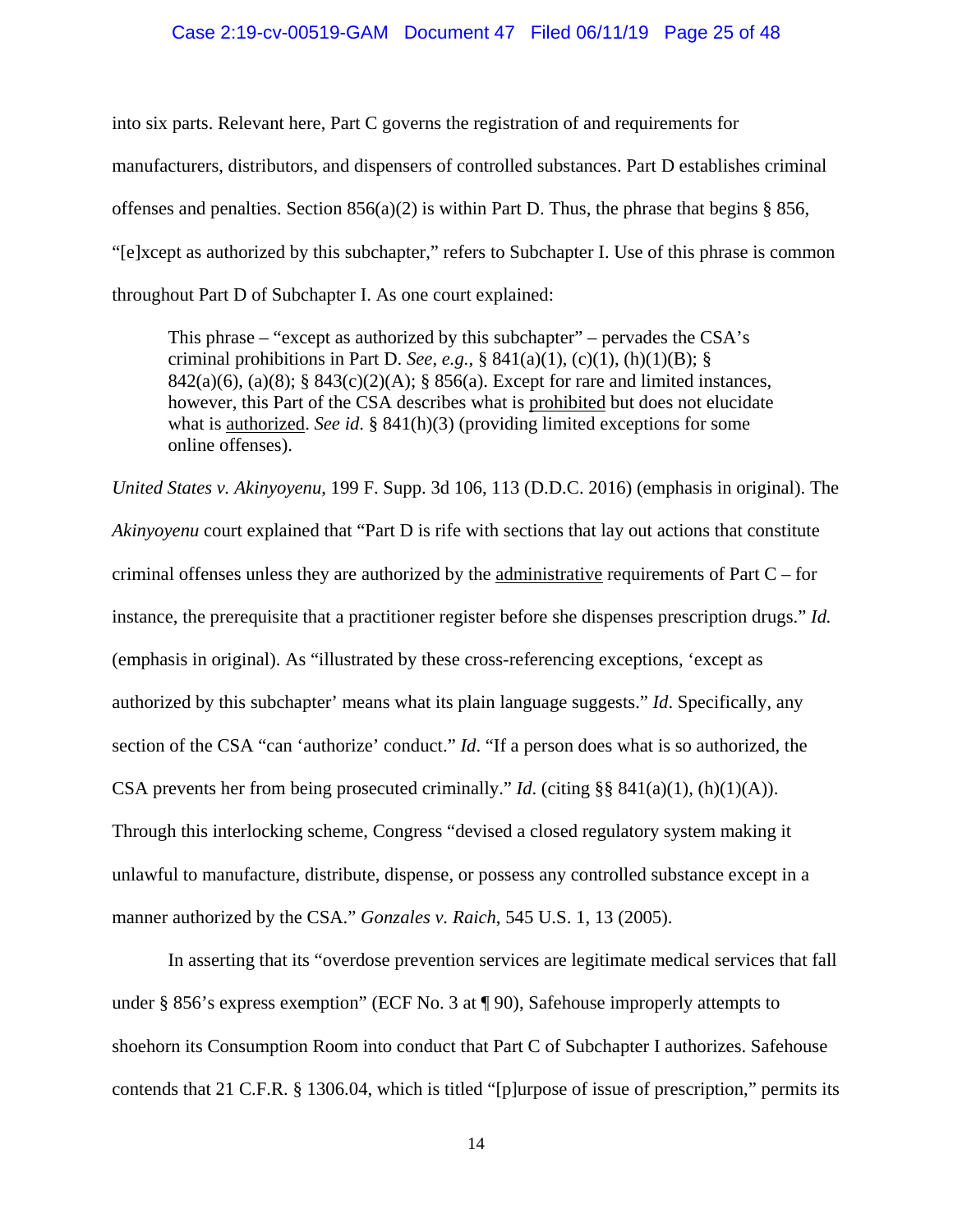into six parts. Relevant here, Part C governs the registration of and requirements for manufacturers, distributors, and dispensers of controlled substances. Part D establishes criminal offenses and penalties. Section 856(a)(2) is within Part D. Thus, the phrase that begins § 856, "[e]xcept as authorized by this subchapter," refers to Subchapter I. Use of this phrase is common throughout Part D of Subchapter I. As one court explained:

> This phrase – "except as authorized by this subchapter" – pervades the CSA's criminal prohibitions in Part D. *See*, *e.g.*, § 841(a)(1), (c)(1), (h)(1)(B); § 842(a)(6), (a)(8); § 843(c)(2)(A); § 856(a). Except for rare and limited instances, however, this Part of the CSA describes what is <u>prohibited</u> but does not elucidate what is <u>authorized</u>. *See id.* § 841(h)(3) (providing limited exceptions for some online offenses).

*United States v. Akinyoyenu*, 199 F. Supp. 3d 106, 113 (D.D.C. 2016) (emphasis in original). The *Akinyoyenu* court explained that "Part D is rife with sections that lay out actions that constitute criminal offenses unless they are authorized by the <u>administrative</u> requirements of Part C – for instance, the prerequisite that a practitioner register before she dispenses prescription drugs." *Id.* (emphasis in original). As "illustrated by these cross-referencing exceptions, 'except as authorized by this subchapter' means what its plain language suggests." *Id*. Specifically, any section of the CSA "can 'authorize' conduct." *Id*. "If a person does what is so authorized, the CSA prevents her from being prosecuted criminally." *Id.* (citing §§ 841(a)(1), (h)(1)(A)). Through this interlocking scheme, Congress "devised a closed regulatory system making it unlawful to manufacture, distribute, dispense, or possess any controlled substance except in a manner authorized by the CSA." *Gonzales v. Raich*, 545 U.S. 1, 13 (2005).

In asserting that its "overdose prevention services are legitimate medical services that fall under § 856's express exemption" (ECF No. 3 at ¶ 90), Safehouse improperly attempts to shoehorn its Consumption Room into conduct that Part C of Subchapter I authorizes. Safehouse contends that 21 C.F.R. § 1306.04, which is titled "[p]urpose of issue of prescription," permits its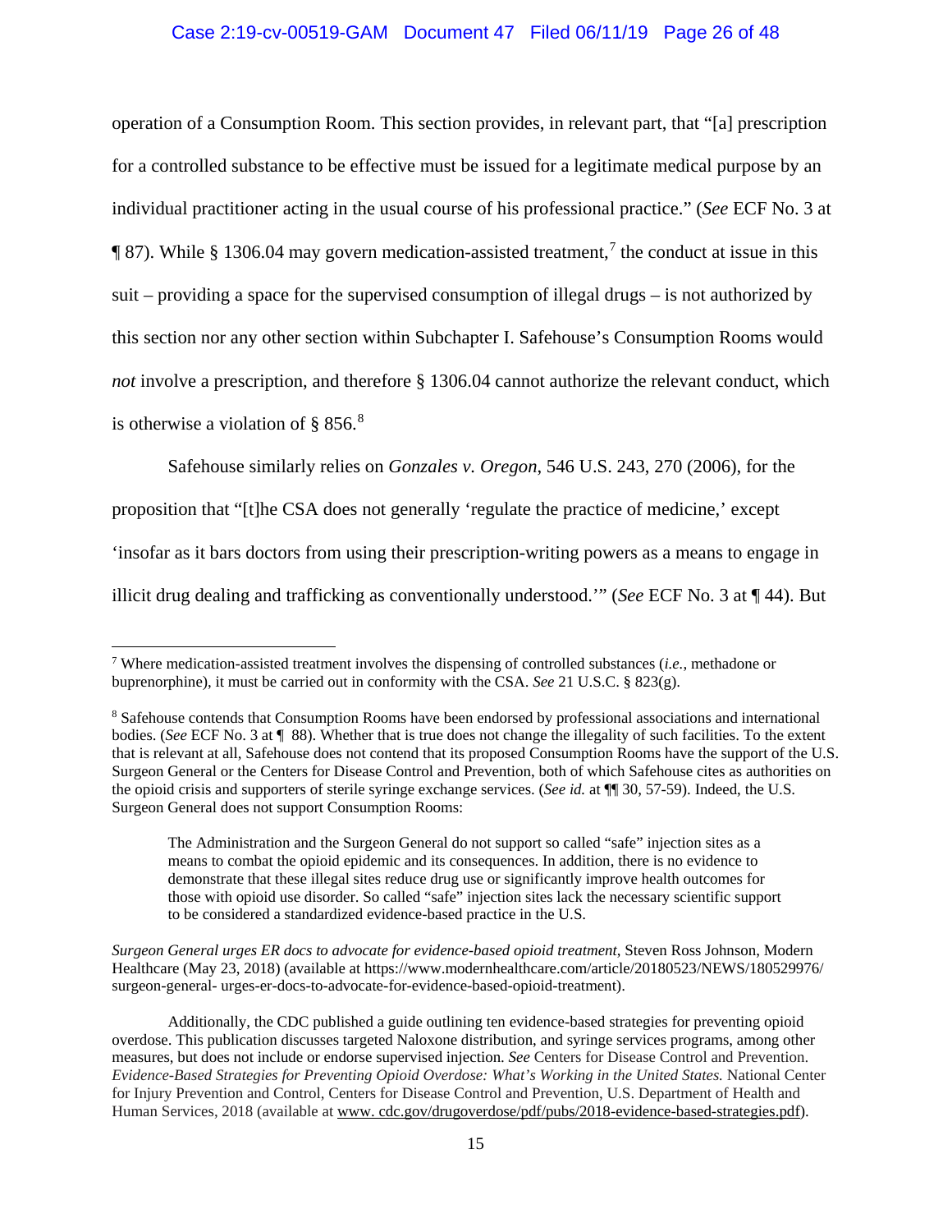operation of a Consumption Room. This section provides, in relevant part, that "[a] prescription for a controlled substance to be effective must be issued for a legitimate medical purpose by an individual practitioner acting in the usual course of his professional practice." (*See* ECF No. 3 at ¶ 87). While § 1306.04 may govern medication-assisted treatment,[7] the conduct at issue in this suit – providing a space for the supervised consumption of illegal drugs – is not authorized by this section nor any other section within Subchapter I. Safehouse's Consumption Rooms would *not* involve a prescription, and therefore § 1306.04 cannot authorize the relevant conduct, which is otherwise a violation of § 856.[8]

Safehouse similarly relies on *Gonzales v. Oregon*, 546 U.S. 243, 270 (2006), for the proposition that "[t]he CSA does not generally 'regulate the practice of medicine,' except 'insofar as it bars doctors from using their prescription-writing powers as a means to engage in illicit drug dealing and trafficking as conventionally understood.'" (*See* ECF No. 3 at ¶ 44). But

---

[7] Where medication-assisted treatment involves the dispensing of controlled substances (*i.e.*, methadone or buprenorphine), it must be carried out in conformity with the CSA. *See* 21 U.S.C. § 823(g).

[8] Safehouse contends that Consumption Rooms have been endorsed by professional associations and international bodies. (*See* ECF No. 3 at ¶ 88). Whether that is true does not change the illegality of such facilities. To the extent that is relevant at all, Safehouse does not contend that its proposed Consumption Rooms have the support of the U.S. Surgeon General or the Centers for Disease Control and Prevention, both of which Safehouse cites as authorities on the opioid crisis and supporters of sterile syringe exchange services. (*See id.* at ¶¶ 30, 57-59). Indeed, the U.S. Surgeon General does not support Consumption Rooms:

> The Administration and the Surgeon General do not support so called "safe" injection sites as a means to combat the opioid epidemic and its consequences. In addition, there is no evidence to demonstrate that these illegal sites reduce drug use or significantly improve health outcomes for those with opioid use disorder. So called "safe" injection sites lack the necessary scientific support to be considered a standardized evidence-based practice in the U.S.

*Surgeon General urges ER docs to advocate for evidence-based opioid treatment*, Steven Ross Johnson, Modern Healthcare (May 23, 2018) (available at https://www.modernhealthcare.com/article/20180523/NEWS/180529976/ surgeon-general- urges-er-docs-to-advocate-for-evidence-based-opioid-treatment).

Additionally, the CDC published a guide outlining ten evidence-based strategies for preventing opioid overdose. This publication discusses targeted Naloxone distribution, and syringe services programs, among other measures, but does not include or endorse supervised injection. *See* Centers for Disease Control and Prevention. *Evidence-Based Strategies for Preventing Opioid Overdose: What's Working in the United States.* National Center for Injury Prevention and Control, Centers for Disease Control and Prevention, U.S. Department of Health and Human Services, 2018 (available at www. cdc.gov/drugoverdose/pdf/pubs/2018-evidence-based-strategies.pdf).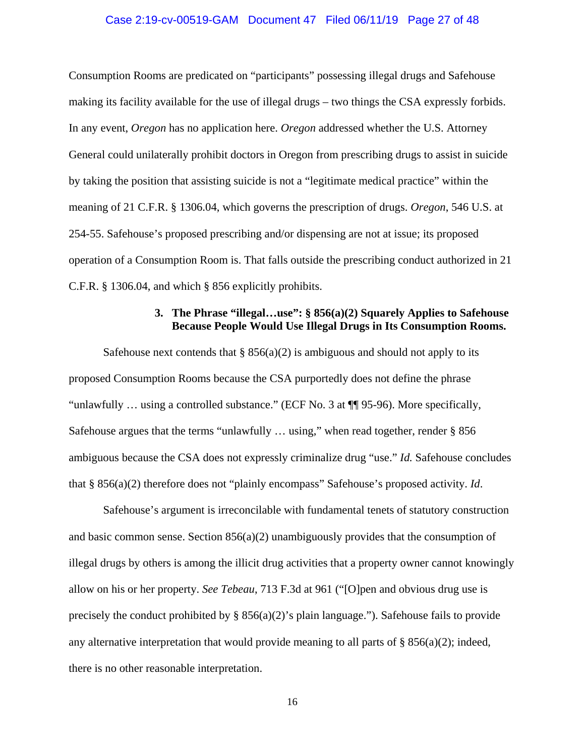Consumption Rooms are predicated on "participants" possessing illegal drugs and Safehouse making its facility available for the use of illegal drugs – two things the CSA expressly forbids. In any event, *Oregon* has no application here. *Oregon* addressed whether the U.S. Attorney General could unilaterally prohibit doctors in Oregon from prescribing drugs to assist in suicide by taking the position that assisting suicide is not a "legitimate medical practice" within the meaning of 21 C.F.R. § 1306.04, which governs the prescription of drugs. *Oregon*, 546 U.S. at 254-55. Safehouse's proposed prescribing and/or dispensing are not at issue; its proposed operation of a Consumption Room is. That falls outside the prescribing conduct authorized in 21 C.F.R. § 1306.04, and which § 856 explicitly prohibits.

### 3. The Phrase "illegal…use": § 856(a)(2) Squarely Applies to Safehouse Because People Would Use Illegal Drugs in Its Consumption Rooms.

Safehouse next contends that § 856(a)(2) is ambiguous and should not apply to its proposed Consumption Rooms because the CSA purportedly does not define the phrase "unlawfully … using a controlled substance." (ECF No. 3 at ¶¶ 95-96). More specifically, Safehouse argues that the terms "unlawfully … using," when read together, render § 856 ambiguous because the CSA does not expressly criminalize drug "use." *Id.* Safehouse concludes that § 856(a)(2) therefore does not "plainly encompass" Safehouse's proposed activity. *Id*.

Safehouse's argument is irreconcilable with fundamental tenets of statutory construction and basic common sense. Section 856(a)(2) unambiguously provides that the consumption of illegal drugs by others is among the illicit drug activities that a property owner cannot knowingly allow on his or her property. *See Tebeau*, 713 F.3d at 961 ("[O]pen and obvious drug use is precisely the conduct prohibited by § 856(a)(2)'s plain language."). Safehouse fails to provide any alternative interpretation that would provide meaning to all parts of § 856(a)(2); indeed, there is no other reasonable interpretation.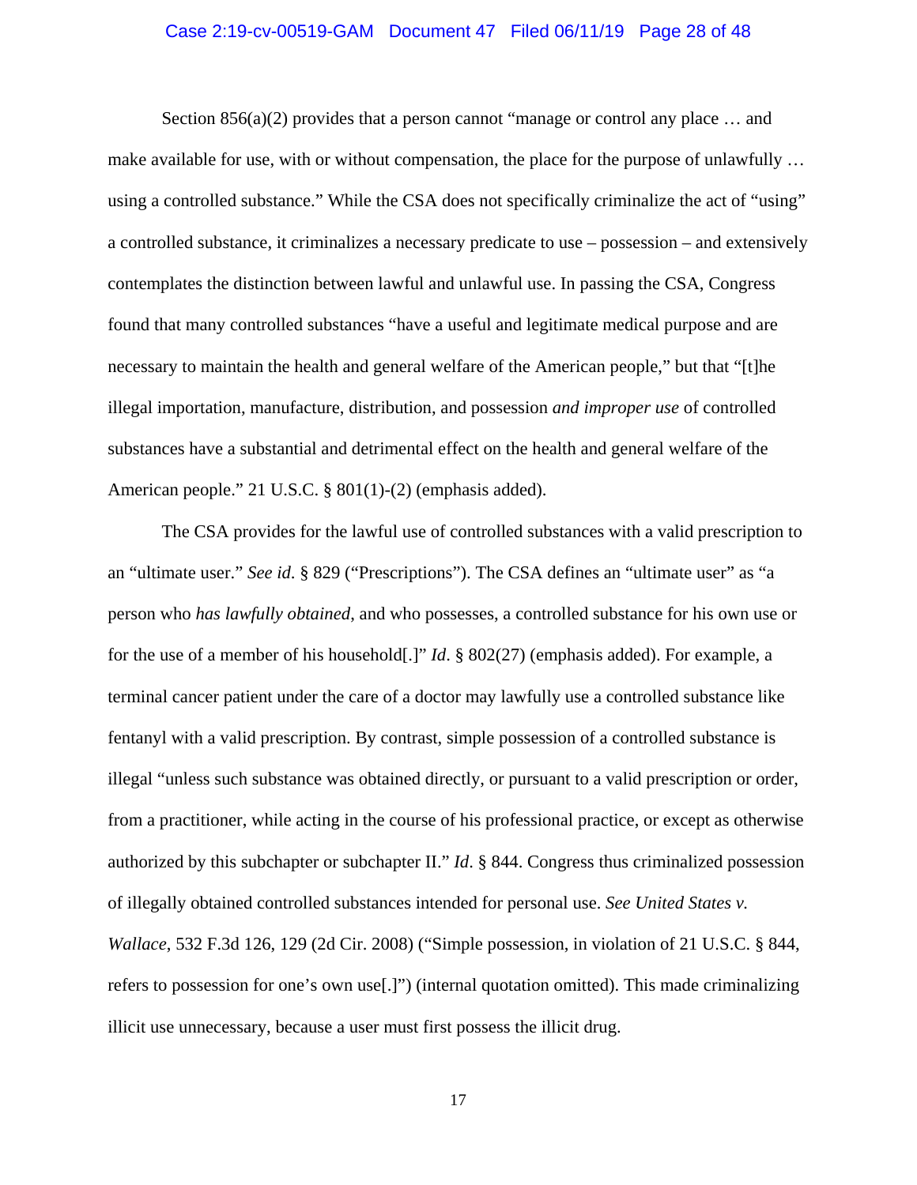Section 856(a)(2) provides that a person cannot "manage or control any place … and make available for use, with or without compensation, the place for the purpose of unlawfully … using a controlled substance." While the CSA does not specifically criminalize the act of "using" a controlled substance, it criminalizes a necessary predicate to use – possession – and extensively contemplates the distinction between lawful and unlawful use. In passing the CSA, Congress found that many controlled substances "have a useful and legitimate medical purpose and are necessary to maintain the health and general welfare of the American people," but that "[t]he illegal importation, manufacture, distribution, and possession *and improper use* of controlled substances have a substantial and detrimental effect on the health and general welfare of the American people." 21 U.S.C. § 801(1)-(2) (emphasis added).

The CSA provides for the lawful use of controlled substances with a valid prescription to an "ultimate user." *See id.* § 829 ("Prescriptions"). The CSA defines an "ultimate user" as "a person who *has lawfully obtained*, and who possesses, a controlled substance for his own use or for the use of a member of his household[.]" *Id*. § 802(27) (emphasis added). For example, a terminal cancer patient under the care of a doctor may lawfully use a controlled substance like fentanyl with a valid prescription. By contrast, simple possession of a controlled substance is illegal "unless such substance was obtained directly, or pursuant to a valid prescription or order, from a practitioner, while acting in the course of his professional practice, or except as otherwise authorized by this subchapter or subchapter II." *Id*. § 844. Congress thus criminalized possession of illegally obtained controlled substances intended for personal use. *See United States v. Wallace*, 532 F.3d 126, 129 (2d Cir. 2008) ("Simple possession, in violation of 21 U.S.C. § 844, refers to possession for one's own use[.]") (internal quotation omitted). This made criminalizing illicit use unnecessary, because a user must first possess the illicit drug.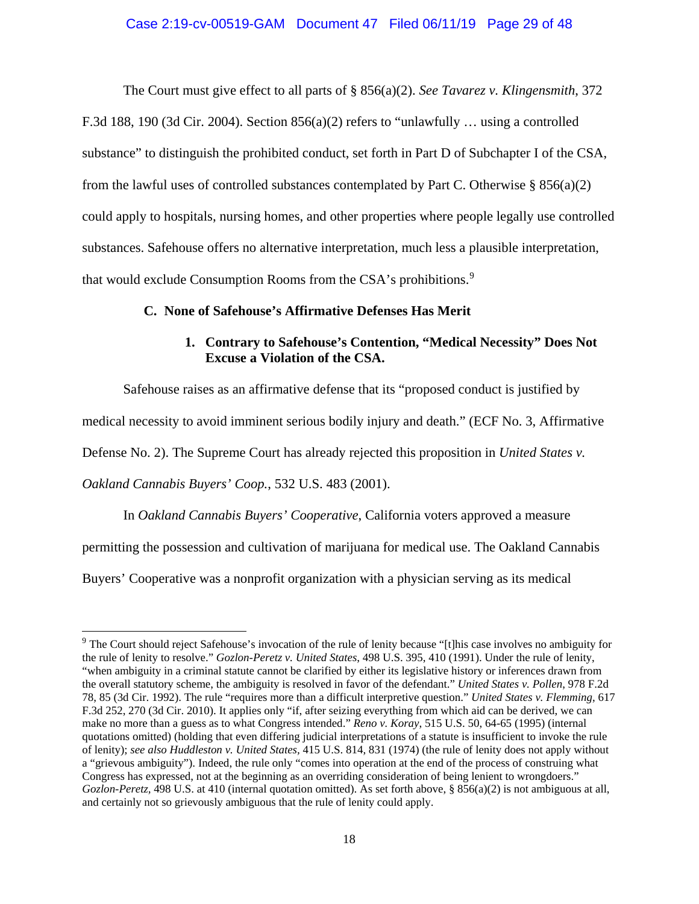The Court must give effect to all parts of § 856(a)(2). *See Tavarez v. Klingensmith*, 372 F.3d 188, 190 (3d Cir. 2004). Section 856(a)(2) refers to "unlawfully … using a controlled substance" to distinguish the prohibited conduct, set forth in Part D of Subchapter I of the CSA, from the lawful uses of controlled substances contemplated by Part C. Otherwise § 856(a)(2) could apply to hospitals, nursing homes, and other properties where people legally use controlled substances. Safehouse offers no alternative interpretation, much less a plausible interpretation, that would exclude Consumption Rooms from the CSA's prohibitions.[9]

### C. None of Safehouse's Affirmative Defenses Has Merit

#### 1. Contrary to Safehouse's Contention, "Medical Necessity" Does Not Excuse a Violation of the CSA.

Safehouse raises as an affirmative defense that its "proposed conduct is justified by medical necessity to avoid imminent serious bodily injury and death." (ECF No. 3, Affirmative Defense No. 2). The Supreme Court has already rejected this proposition in *United States v. Oakland Cannabis Buyers' Coop.*, 532 U.S. 483 (2001).

In *Oakland Cannabis Buyers' Cooperative*, California voters approved a measure permitting the possession and cultivation of marijuana for medical use. The Oakland Cannabis Buyers' Cooperative was a nonprofit organization with a physician serving as its medical

---

[9] The Court should reject Safehouse's invocation of the rule of lenity because "[t]his case involves no ambiguity for the rule of lenity to resolve." *Gozlon-Peretz v. United States*, 498 U.S. 395, 410 (1991). Under the rule of lenity, "when ambiguity in a criminal statute cannot be clarified by either its legislative history or inferences drawn from the overall statutory scheme, the ambiguity is resolved in favor of the defendant." *United States v. Pollen*, 978 F.2d 78, 85 (3d Cir. 1992). The rule "requires more than a difficult interpretive question." *United States v. Flemming*, 617 F.3d 252, 270 (3d Cir. 2010). It applies only "if, after seizing everything from which aid can be derived, we can make no more than a guess as to what Congress intended." *Reno v. Koray*, 515 U.S. 50, 64-65 (1995) (internal quotations omitted) (holding that even differing judicial interpretations of a statute is insufficient to invoke the rule of lenity); *see also Huddleston v. United States*, 415 U.S. 814, 831 (1974) (the rule of lenity does not apply without a "grievous ambiguity"). Indeed, the rule only "comes into operation at the end of the process of construing what Congress has expressed, not at the beginning as an overriding consideration of being lenient to wrongdoers." *Gozlon-Peretz*, 498 U.S. at 410 (internal quotation omitted). As set forth above, § 856(a)(2) is not ambiguous at all, and certainly not so grievously ambiguous that the rule of lenity could apply.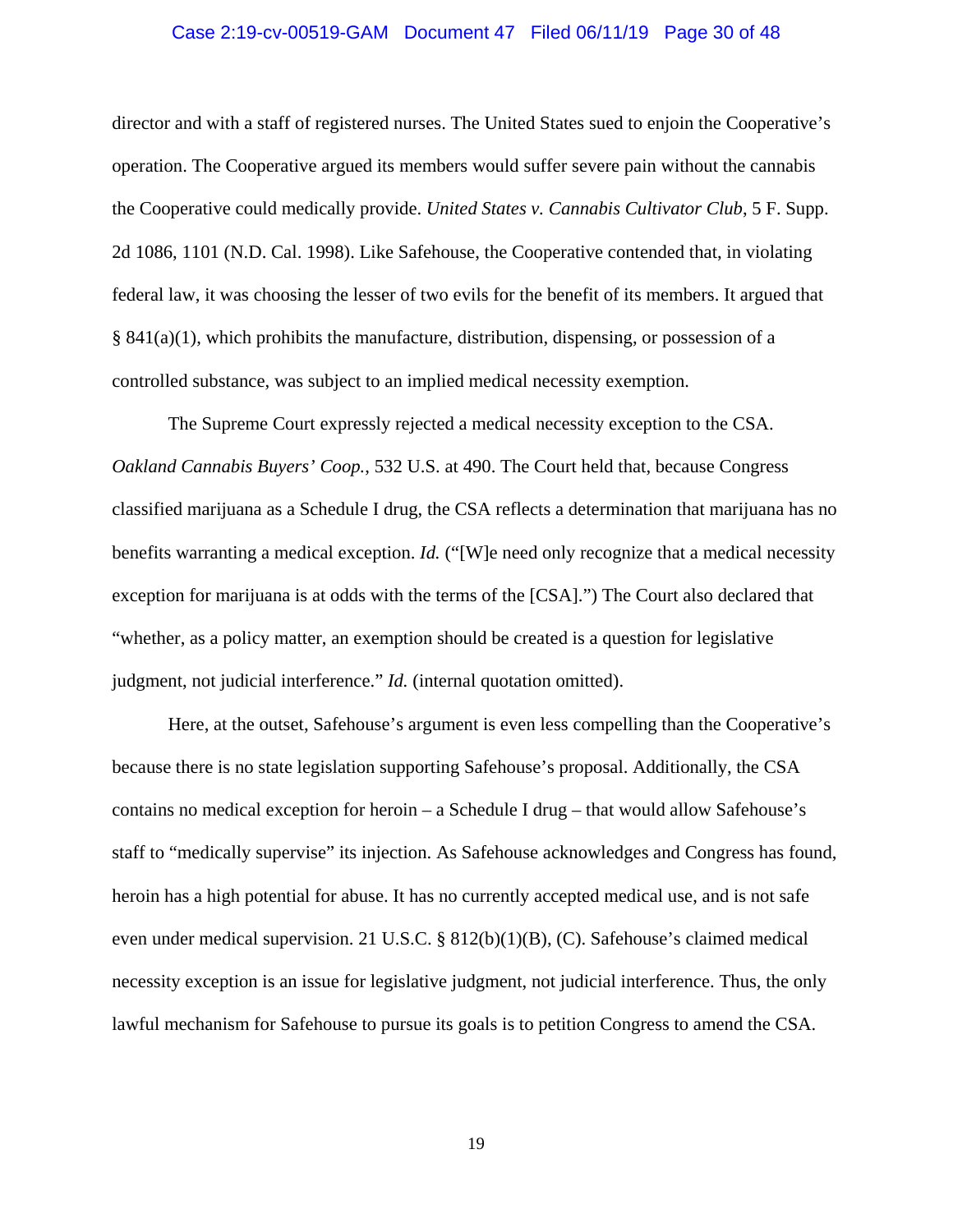director and with a staff of registered nurses. The United States sued to enjoin the Cooperative's operation. The Cooperative argued its members would suffer severe pain without the cannabis the Cooperative could medically provide. *United States v. Cannabis Cultivator Club*, 5 F. Supp. 2d 1086, 1101 (N.D. Cal. 1998). Like Safehouse, the Cooperative contended that, in violating federal law, it was choosing the lesser of two evils for the benefit of its members. It argued that § 841(a)(1), which prohibits the manufacture, distribution, dispensing, or possession of a controlled substance, was subject to an implied medical necessity exemption.

The Supreme Court expressly rejected a medical necessity exception to the CSA. *Oakland Cannabis Buyers' Coop.*, 532 U.S. at 490. The Court held that, because Congress classified marijuana as a Schedule I drug, the CSA reflects a determination that marijuana has no benefits warranting a medical exception. *Id.* ("[W]e need only recognize that a medical necessity exception for marijuana is at odds with the terms of the [CSA].") The Court also declared that "whether, as a policy matter, an exemption should be created is a question for legislative judgment, not judicial interference." *Id.* (internal quotation omitted).

Here, at the outset, Safehouse's argument is even less compelling than the Cooperative's because there is no state legislation supporting Safehouse's proposal. Additionally, the CSA contains no medical exception for heroin – a Schedule I drug – that would allow Safehouse's staff to "medically supervise" its injection. As Safehouse acknowledges and Congress has found, heroin has a high potential for abuse. It has no currently accepted medical use, and is not safe even under medical supervision. 21 U.S.C. § 812(b)(1)(B), (C). Safehouse's claimed medical necessity exception is an issue for legislative judgment, not judicial interference. Thus, the only lawful mechanism for Safehouse to pursue its goals is to petition Congress to amend the CSA.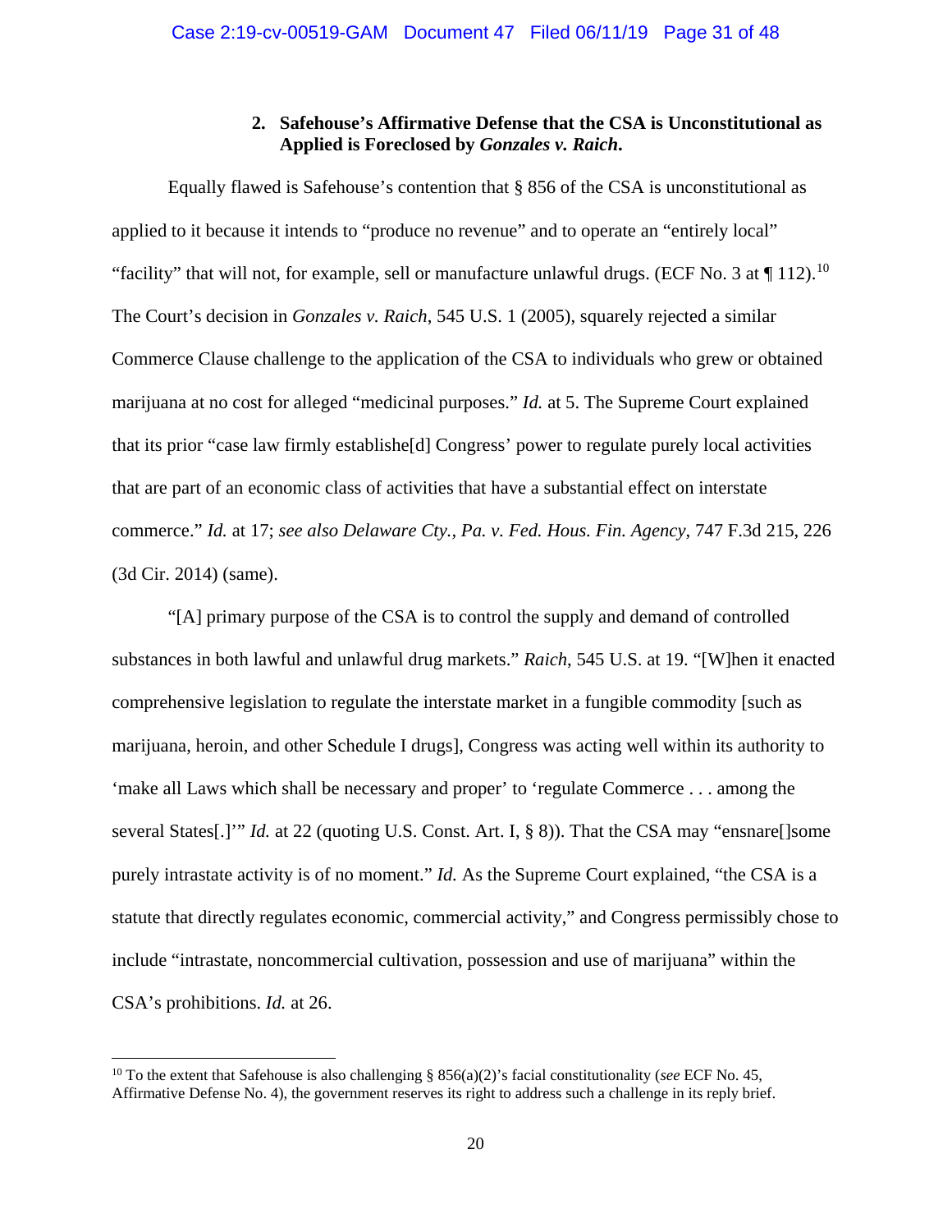### 2. Safehouse's Affirmative Defense that the CSA is Unconstitutional as Applied is Foreclosed by *Gonzales v. Raich*.

Equally flawed is Safehouse's contention that § 856 of the CSA is unconstitutional as applied to it because it intends to "produce no revenue" and to operate an "entirely local" "facility" that will not, for example, sell or manufacture unlawful drugs. (ECF No. 3 at ¶ 112).[10] The Court's decision in *Gonzales v. Raich*, 545 U.S. 1 (2005), squarely rejected a similar Commerce Clause challenge to the application of the CSA to individuals who grew or obtained marijuana at no cost for alleged "medicinal purposes." *Id.* at 5. The Supreme Court explained that its prior "case law firmly establishe[d] Congress' power to regulate purely local activities that are part of an economic class of activities that have a substantial effect on interstate commerce." *Id.* at 17; *see also Delaware Cty., Pa. v. Fed. Hous. Fin. Agency*, 747 F.3d 215, 226 (3d Cir. 2014) (same).

"[A] primary purpose of the CSA is to control the supply and demand of controlled substances in both lawful and unlawful drug markets." *Raich*, 545 U.S. at 19. "[W]hen it enacted comprehensive legislation to regulate the interstate market in a fungible commodity [such as marijuana, heroin, and other Schedule I drugs], Congress was acting well within its authority to 'make all Laws which shall be necessary and proper' to 'regulate Commerce . . . among the several States[.]'" *Id.* at 22 (quoting U.S. Const. Art. I, § 8)). That the CSA may "ensnare[]some purely intrastate activity is of no moment." *Id.* As the Supreme Court explained, "the CSA is a statute that directly regulates economic, commercial activity," and Congress permissibly chose to include "intrastate, noncommercial cultivation, possession and use of marijuana" within the CSA's prohibitions. *Id.* at 26.

---

[10] To the extent that Safehouse is also challenging § 856(a)(2)'s facial constitutionality (*see* ECF No. 45, Affirmative Defense No. 4), the government reserves its right to address such a challenge in its reply brief.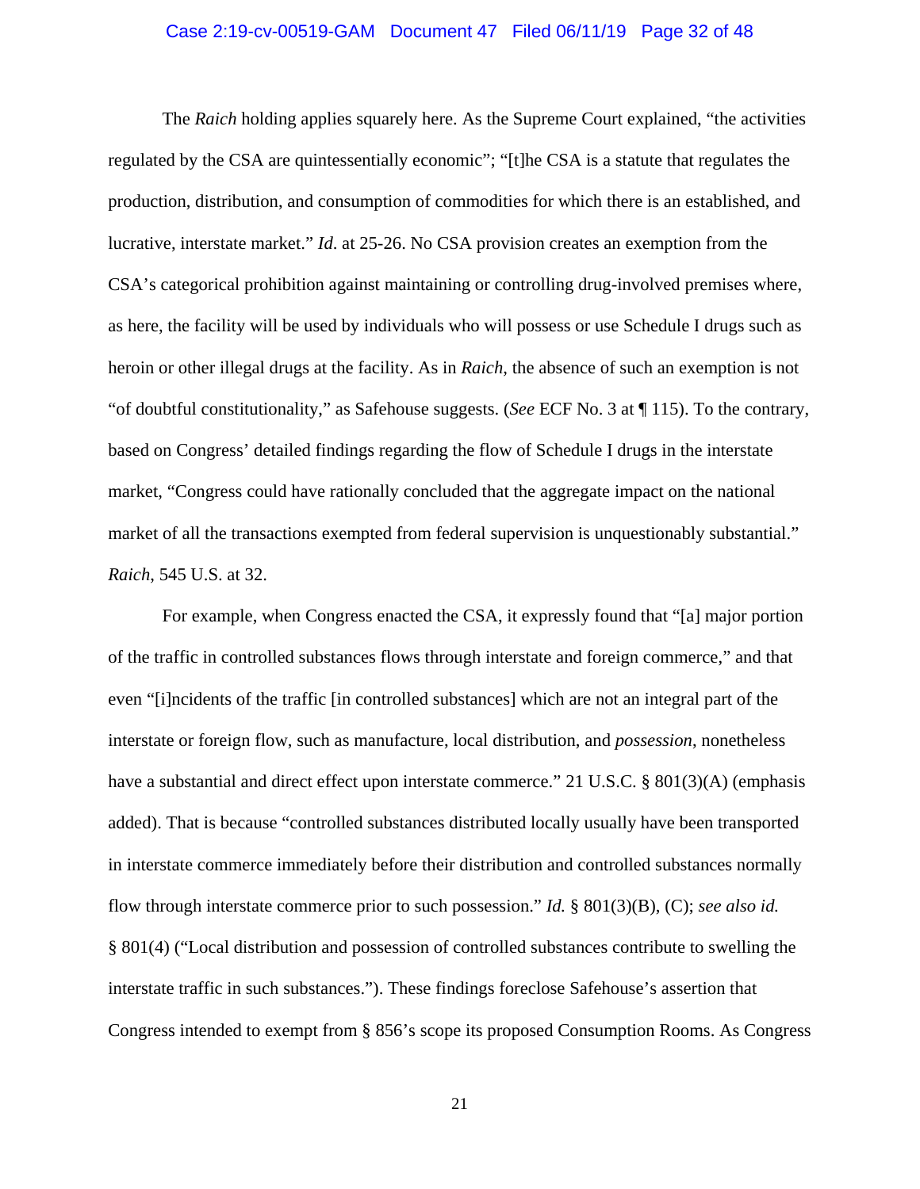The *Raich* holding applies squarely here. As the Supreme Court explained, "the activities regulated by the CSA are quintessentially economic"; "[t]he CSA is a statute that regulates the production, distribution, and consumption of commodities for which there is an established, and lucrative, interstate market." *Id.* at 25-26. No CSA provision creates an exemption from the CSA's categorical prohibition against maintaining or controlling drug-involved premises where, as here, the facility will be used by individuals who will possess or use Schedule I drugs such as heroin or other illegal drugs at the facility. As in *Raich*, the absence of such an exemption is not "of doubtful constitutionality," as Safehouse suggests. (*See* ECF No. 3 at ¶ 115). To the contrary, based on Congress' detailed findings regarding the flow of Schedule I drugs in the interstate market, "Congress could have rationally concluded that the aggregate impact on the national market of all the transactions exempted from federal supervision is unquestionably substantial." *Raich*, 545 U.S. at 32.

For example, when Congress enacted the CSA, it expressly found that "[a] major portion of the traffic in controlled substances flows through interstate and foreign commerce," and that even "[i]ncidents of the traffic [in controlled substances] which are not an integral part of the interstate or foreign flow, such as manufacture, local distribution, and *possession*, nonetheless have a substantial and direct effect upon interstate commerce." 21 U.S.C. § 801(3)(A) (emphasis added). That is because "controlled substances distributed locally usually have been transported in interstate commerce immediately before their distribution and controlled substances normally flow through interstate commerce prior to such possession." *Id.* § 801(3)(B), (C); *see also id.* § 801(4) ("Local distribution and possession of controlled substances contribute to swelling the interstate traffic in such substances."). These findings foreclose Safehouse's assertion that Congress intended to exempt from § 856's scope its proposed Consumption Rooms. As Congress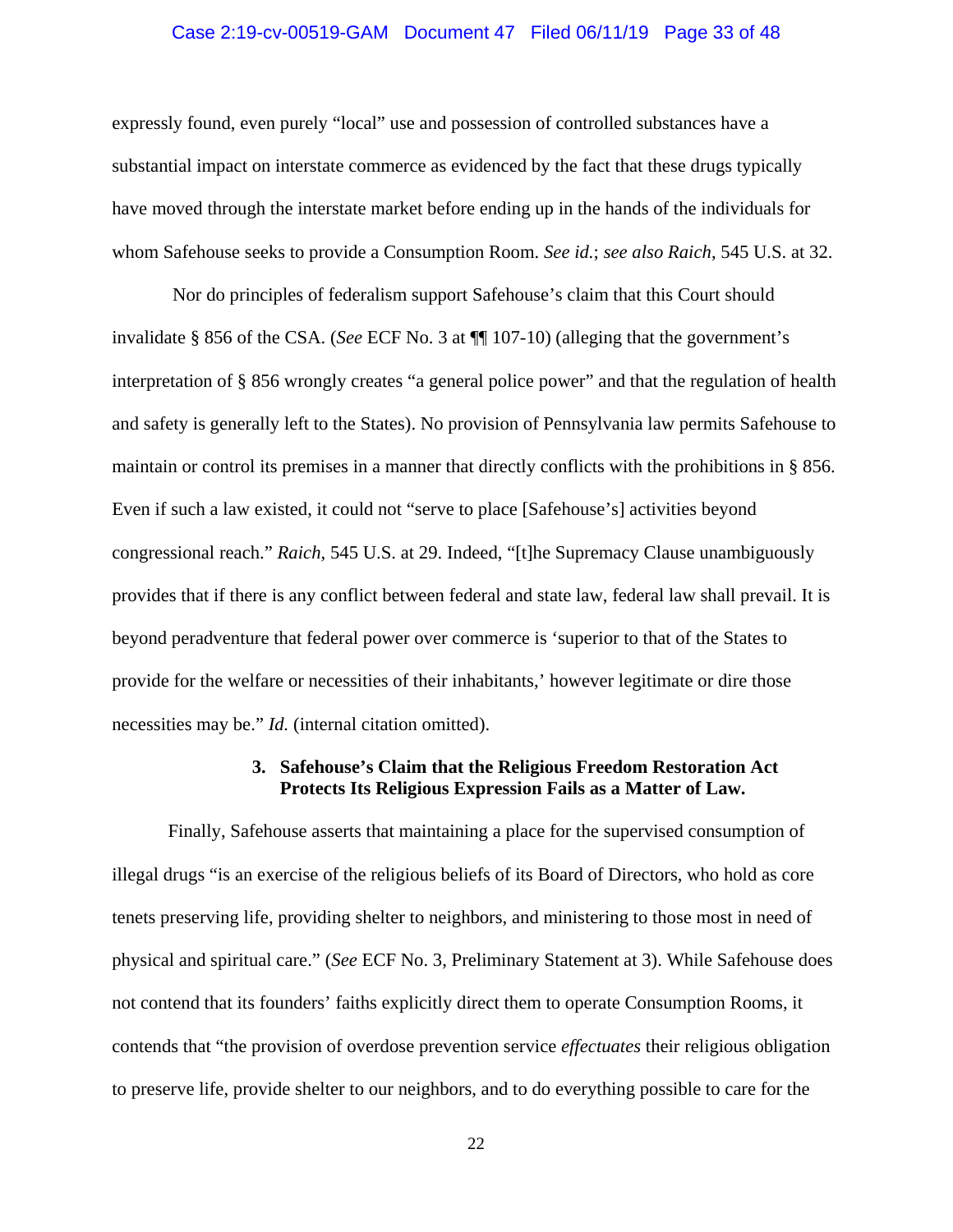expressly found, even purely "local" use and possession of controlled substances have a substantial impact on interstate commerce as evidenced by the fact that these drugs typically have moved through the interstate market before ending up in the hands of the individuals for whom Safehouse seeks to provide a Consumption Room. *See id.*; *see also Raich*, 545 U.S. at 32.

Nor do principles of federalism support Safehouse's claim that this Court should invalidate § 856 of the CSA. (*See* ECF No. 3 at ¶¶ 107-10) (alleging that the government's interpretation of § 856 wrongly creates "a general police power" and that the regulation of health and safety is generally left to the States). No provision of Pennsylvania law permits Safehouse to maintain or control its premises in a manner that directly conflicts with the prohibitions in § 856. Even if such a law existed, it could not "serve to place [Safehouse's] activities beyond congressional reach." *Raich*, 545 U.S. at 29. Indeed, "[t]he Supremacy Clause unambiguously provides that if there is any conflict between federal and state law, federal law shall prevail. It is beyond peradventure that federal power over commerce is 'superior to that of the States to provide for the welfare or necessities of their inhabitants,' however legitimate or dire those necessities may be." *Id.* (internal citation omitted).

### 3. Safehouse's Claim that the Religious Freedom Restoration Act Protects Its Religious Expression Fails as a Matter of Law.

Finally, Safehouse asserts that maintaining a place for the supervised consumption of illegal drugs "is an exercise of the religious beliefs of its Board of Directors, who hold as core tenets preserving life, providing shelter to neighbors, and ministering to those most in need of physical and spiritual care." (*See* ECF No. 3, Preliminary Statement at 3). While Safehouse does not contend that its founders' faiths explicitly direct them to operate Consumption Rooms, it contends that "the provision of overdose prevention service *effectuates* their religious obligation to preserve life, provide shelter to our neighbors, and to do everything possible to care for the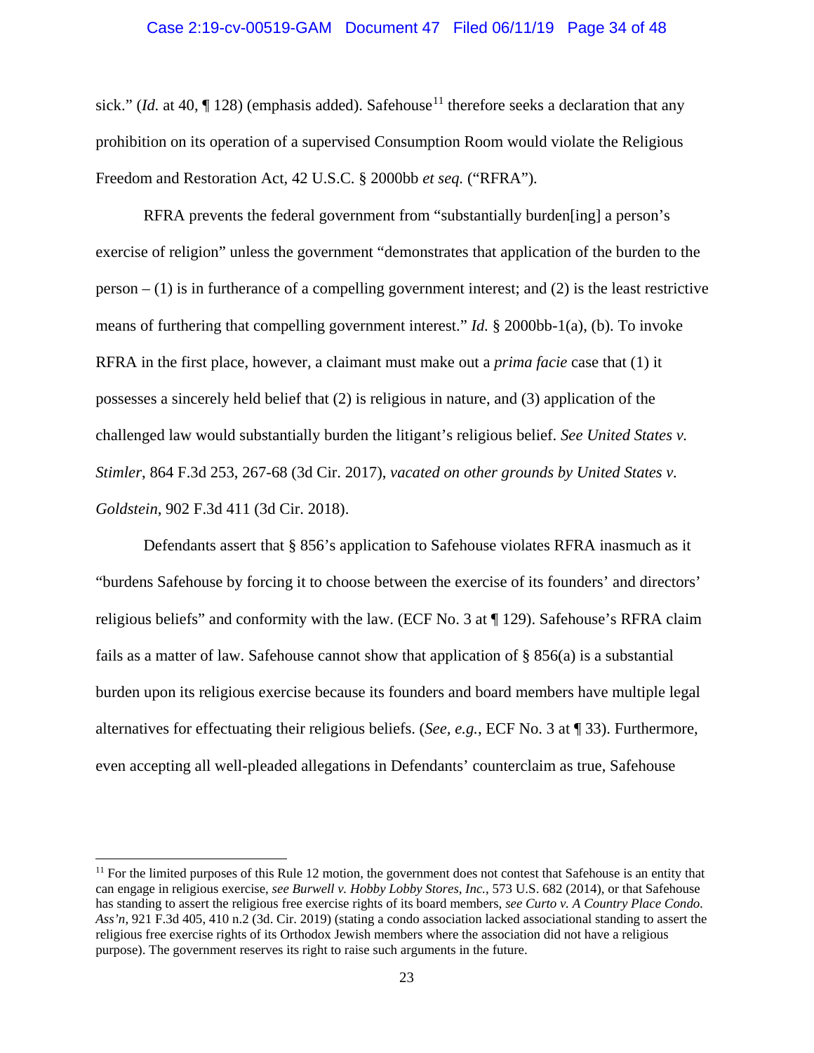sick." (*Id.* at 40, ¶ 128) (emphasis added). Safehouse[11] therefore seeks a declaration that any prohibition on its operation of a supervised Consumption Room would violate the Religious Freedom and Restoration Act, 42 U.S.C. § 2000bb *et seq.* ("RFRA").

RFRA prevents the federal government from "substantially burden[ing] a person's exercise of religion" unless the government "demonstrates that application of the burden to the person – (1) is in furtherance of a compelling government interest; and (2) is the least restrictive means of furthering that compelling government interest." *Id.* § 2000bb-1(a), (b). To invoke RFRA in the first place, however, a claimant must make out a *prima facie* case that (1) it possesses a sincerely held belief that (2) is religious in nature, and (3) application of the challenged law would substantially burden the litigant's religious belief. *See United States v. Stimler*, 864 F.3d 253, 267-68 (3d Cir. 2017), *vacated on other grounds by United States v. Goldstein*, 902 F.3d 411 (3d Cir. 2018).

Defendants assert that § 856's application to Safehouse violates RFRA inasmuch as it "burdens Safehouse by forcing it to choose between the exercise of its founders' and directors' religious beliefs" and conformity with the law. (ECF No. 3 at ¶ 129). Safehouse's RFRA claim fails as a matter of law. Safehouse cannot show that application of § 856(a) is a substantial burden upon its religious exercise because its founders and board members have multiple legal alternatives for effectuating their religious beliefs. (*See, e.g.*, ECF No. 3 at ¶ 33). Furthermore, even accepting all well-pleaded allegations in Defendants' counterclaim as true, Safehouse

---

[11] For the limited purposes of this Rule 12 motion, the government does not contest that Safehouse is an entity that can engage in religious exercise, *see Burwell v. Hobby Lobby Stores, Inc.*, 573 U.S. 682 (2014), or that Safehouse has standing to assert the religious free exercise rights of its board members, *see Curto v. A Country Place Condo. Ass'n*, 921 F.3d 405, 410 n.2 (3d. Cir. 2019) (stating a condo association lacked associational standing to assert the religious free exercise rights of its Orthodox Jewish members where the association did not have a religious purpose). The government reserves its right to raise such arguments in the future.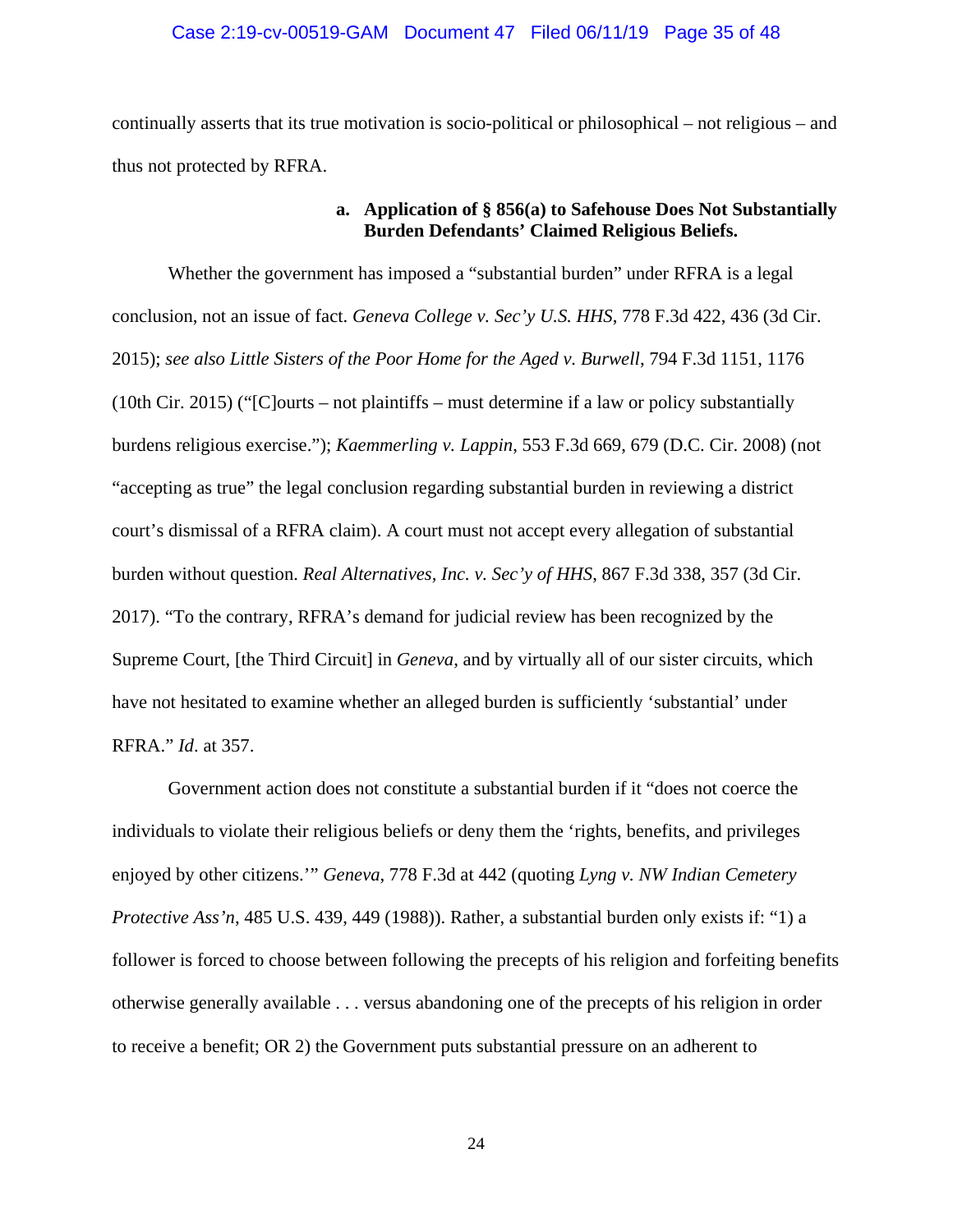continually asserts that its true motivation is socio-political or philosophical – not religious – and thus not protected by RFRA.

**a. Application of § 856(a) to Safehouse Does Not Substantially Burden Defendants' Claimed Religious Beliefs.**

Whether the government has imposed a "substantial burden" under RFRA is a legal conclusion, not an issue of fact. *Geneva College v. Sec'y U.S. HHS*, 778 F.3d 422, 436 (3d Cir. 2015); *see also Little Sisters of the Poor Home for the Aged v. Burwell*, 794 F.3d 1151, 1176 (10th Cir. 2015) ("[C]ourts – not plaintiffs – must determine if a law or policy substantially burdens religious exercise."); *Kaemmerling v. Lappin*, 553 F.3d 669, 679 (D.C. Cir. 2008) (not "accepting as true" the legal conclusion regarding substantial burden in reviewing a district court's dismissal of a RFRA claim). A court must not accept every allegation of substantial burden without question. *Real Alternatives, Inc. v. Sec'y of HHS*, 867 F.3d 338, 357 (3d Cir. 2017). "To the contrary, RFRA's demand for judicial review has been recognized by the Supreme Court, [the Third Circuit] in *Geneva*, and by virtually all of our sister circuits, which have not hesitated to examine whether an alleged burden is sufficiently 'substantial' under RFRA." *Id*. at 357.

Government action does not constitute a substantial burden if it "does not coerce the individuals to violate their religious beliefs or deny them the 'rights, benefits, and privileges enjoyed by other citizens.'" *Geneva*, 778 F.3d at 442 (quoting *Lyng v. NW Indian Cemetery Protective Ass'n*, 485 U.S. 439, 449 (1988)). Rather, a substantial burden only exists if: "1) a follower is forced to choose between following the precepts of his religion and forfeiting benefits otherwise generally available . . . versus abandoning one of the precepts of his religion in order to receive a benefit; OR 2) the Government puts substantial pressure on an adherent to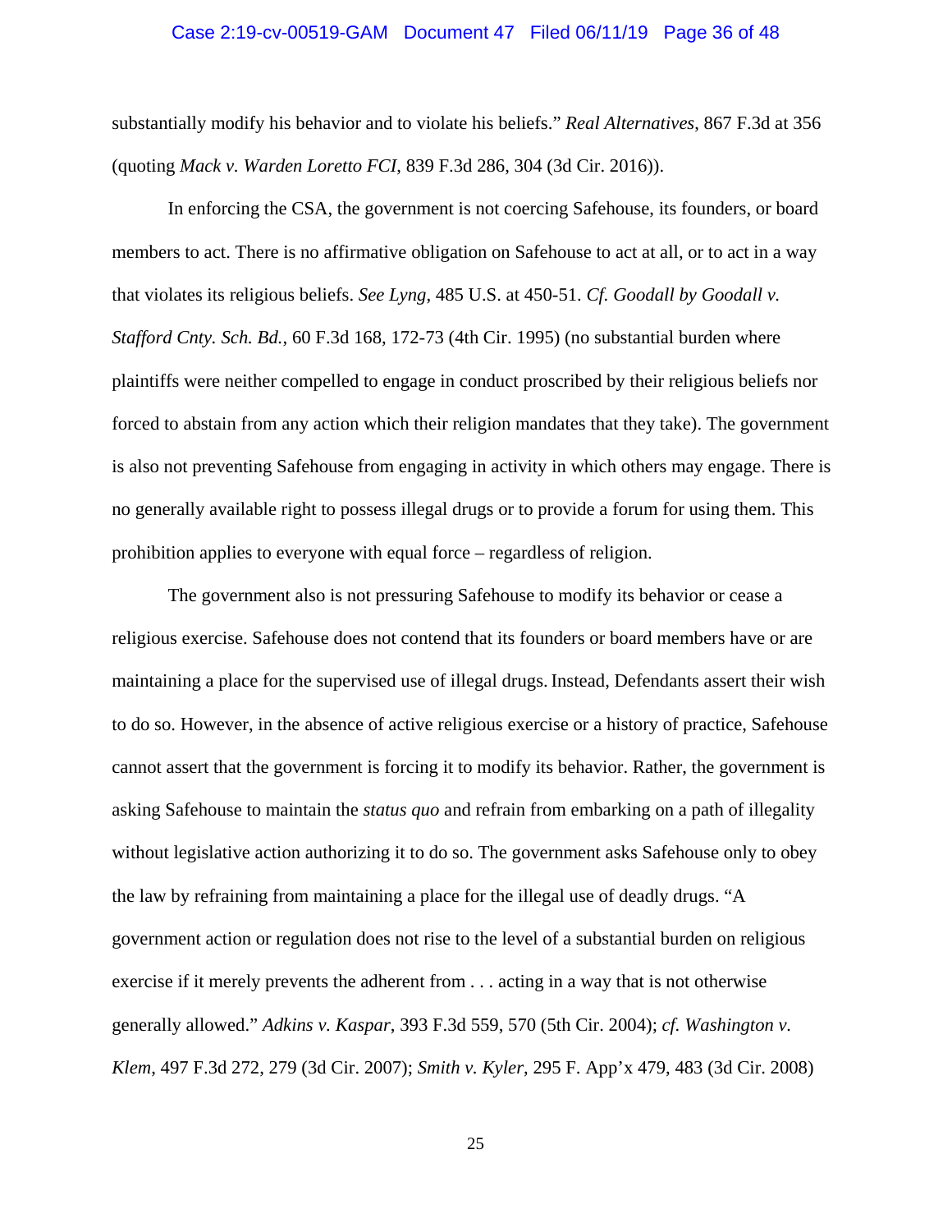substantially modify his behavior and to violate his beliefs." *Real Alternatives*, 867 F.3d at 356 (quoting *Mack v. Warden Loretto FCI*, 839 F.3d 286, 304 (3d Cir. 2016)).

In enforcing the CSA, the government is not coercing Safehouse, its founders, or board members to act. There is no affirmative obligation on Safehouse to act at all, or to act in a way that violates its religious beliefs. *See Lyng*, 485 U.S. at 450-51. *Cf. Goodall by Goodall v. Stafford Cnty. Sch. Bd.*, 60 F.3d 168, 172-73 (4th Cir. 1995) (no substantial burden where plaintiffs were neither compelled to engage in conduct proscribed by their religious beliefs nor forced to abstain from any action which their religion mandates that they take). The government is also not preventing Safehouse from engaging in activity in which others may engage. There is no generally available right to possess illegal drugs or to provide a forum for using them. This prohibition applies to everyone with equal force – regardless of religion.

The government also is not pressuring Safehouse to modify its behavior or cease a religious exercise. Safehouse does not contend that its founders or board members have or are maintaining a place for the supervised use of illegal drugs. Instead, Defendants assert their wish to do so. However, in the absence of active religious exercise or a history of practice, Safehouse cannot assert that the government is forcing it to modify its behavior. Rather, the government is asking Safehouse to maintain the *status quo* and refrain from embarking on a path of illegality without legislative action authorizing it to do so. The government asks Safehouse only to obey the law by refraining from maintaining a place for the illegal use of deadly drugs. "A government action or regulation does not rise to the level of a substantial burden on religious exercise if it merely prevents the adherent from . . . acting in a way that is not otherwise generally allowed." *Adkins v. Kaspar*, 393 F.3d 559, 570 (5th Cir. 2004); *cf. Washington v. Klem*, 497 F.3d 272, 279 (3d Cir. 2007); *Smith v. Kyler*, 295 F. App'x 479, 483 (3d Cir. 2008)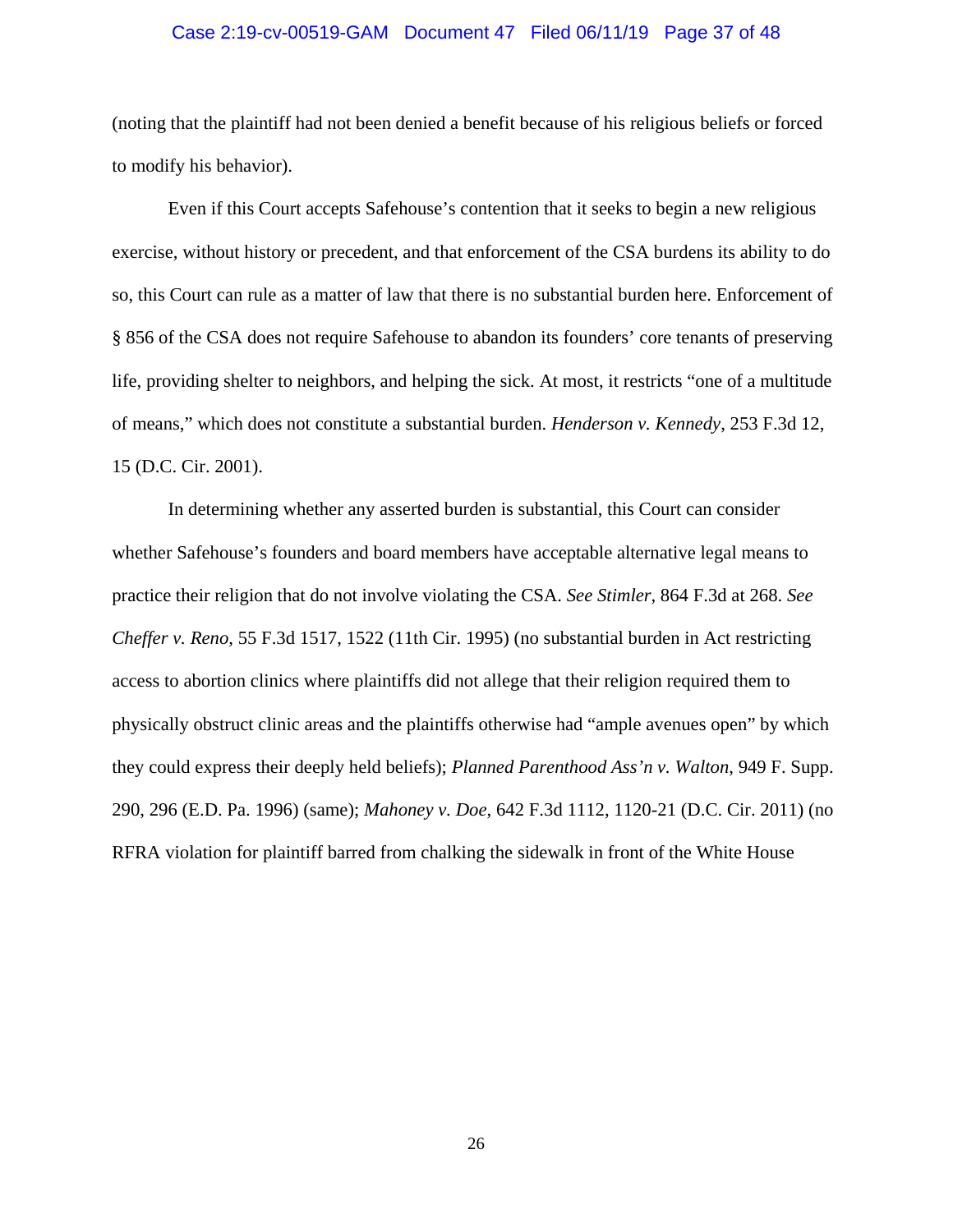(noting that the plaintiff had not been denied a benefit because of his religious beliefs or forced to modify his behavior).

Even if this Court accepts Safehouse's contention that it seeks to begin a new religious exercise, without history or precedent, and that enforcement of the CSA burdens its ability to do so, this Court can rule as a matter of law that there is no substantial burden here. Enforcement of § 856 of the CSA does not require Safehouse to abandon its founders' core tenants of preserving life, providing shelter to neighbors, and helping the sick. At most, it restricts "one of a multitude of means," which does not constitute a substantial burden. *Henderson v. Kennedy*, 253 F.3d 12, 15 (D.C. Cir. 2001).

In determining whether any asserted burden is substantial, this Court can consider whether Safehouse's founders and board members have acceptable alternative legal means to practice their religion that do not involve violating the CSA. *See Stimler*, 864 F.3d at 268. *See Cheffer v. Reno*, 55 F.3d 1517, 1522 (11th Cir. 1995) (no substantial burden in Act restricting access to abortion clinics where plaintiffs did not allege that their religion required them to physically obstruct clinic areas and the plaintiffs otherwise had "ample avenues open" by which they could express their deeply held beliefs); *Planned Parenthood Ass'n v. Walton*, 949 F. Supp. 290, 296 (E.D. Pa. 1996) (same); *Mahoney v. Doe*, 642 F.3d 1112, 1120-21 (D.C. Cir. 2011) (no RFRA violation for plaintiff barred from chalking the sidewalk in front of the White House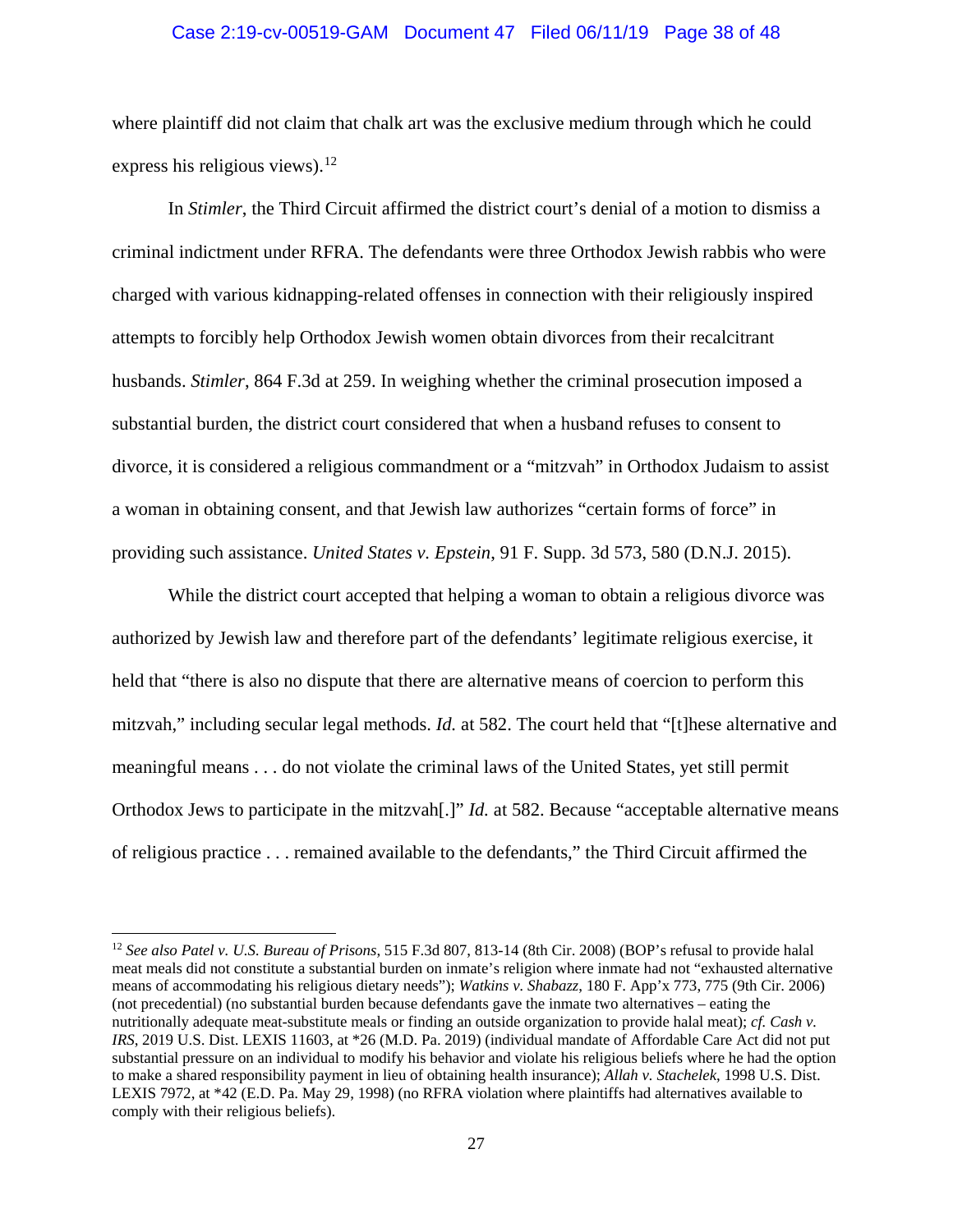where plaintiff did not claim that chalk art was the exclusive medium through which he could express his religious views).[12]

In *Stimler*, the Third Circuit affirmed the district court's denial of a motion to dismiss a criminal indictment under RFRA. The defendants were three Orthodox Jewish rabbis who were charged with various kidnapping-related offenses in connection with their religiously inspired attempts to forcibly help Orthodox Jewish women obtain divorces from their recalcitrant husbands. *Stimler*, 864 F.3d at 259. In weighing whether the criminal prosecution imposed a substantial burden, the district court considered that when a husband refuses to consent to divorce, it is considered a religious commandment or a "mitzvah" in Orthodox Judaism to assist a woman in obtaining consent, and that Jewish law authorizes "certain forms of force" in providing such assistance. *United States v. Epstein*, 91 F. Supp. 3d 573, 580 (D.N.J. 2015).

While the district court accepted that helping a woman to obtain a religious divorce was authorized by Jewish law and therefore part of the defendants' legitimate religious exercise, it held that "there is also no dispute that there are alternative means of coercion to perform this mitzvah," including secular legal methods. *Id.* at 582. The court held that "[t]hese alternative and meaningful means . . . do not violate the criminal laws of the United States, yet still permit Orthodox Jews to participate in the mitzvah[.]" *Id.* at 582. Because "acceptable alternative means of religious practice . . . remained available to the defendants," the Third Circuit affirmed the

---

[12] *See also Patel v. U.S. Bureau of Prisons*, 515 F.3d 807, 813-14 (8th Cir. 2008) (BOP's refusal to provide halal meat meals did not constitute a substantial burden on inmate's religion where inmate had not "exhausted alternative means of accommodating his religious dietary needs"); *Watkins v. Shabazz*, 180 F. App'x 773, 775 (9th Cir. 2006) (not precedential) (no substantial burden because defendants gave the inmate two alternatives – eating the nutritionally adequate meat-substitute meals or finding an outside organization to provide halal meat); *cf. Cash v. IRS*, 2019 U.S. Dist. LEXIS 11603, at *26 (M.D. Pa. 2019) (individual mandate of Affordable Care Act did not put substantial pressure on an individual to modify his behavior and violate his religious beliefs where he had the option to make a shared responsibility payment in lieu of obtaining health insurance); *Allah v. Stachelek*, 1998 U.S. Dist. LEXIS 7972, at *42 (E.D. Pa. May 29, 1998) (no RFRA violation where plaintiffs had alternatives available to comply with their religious beliefs).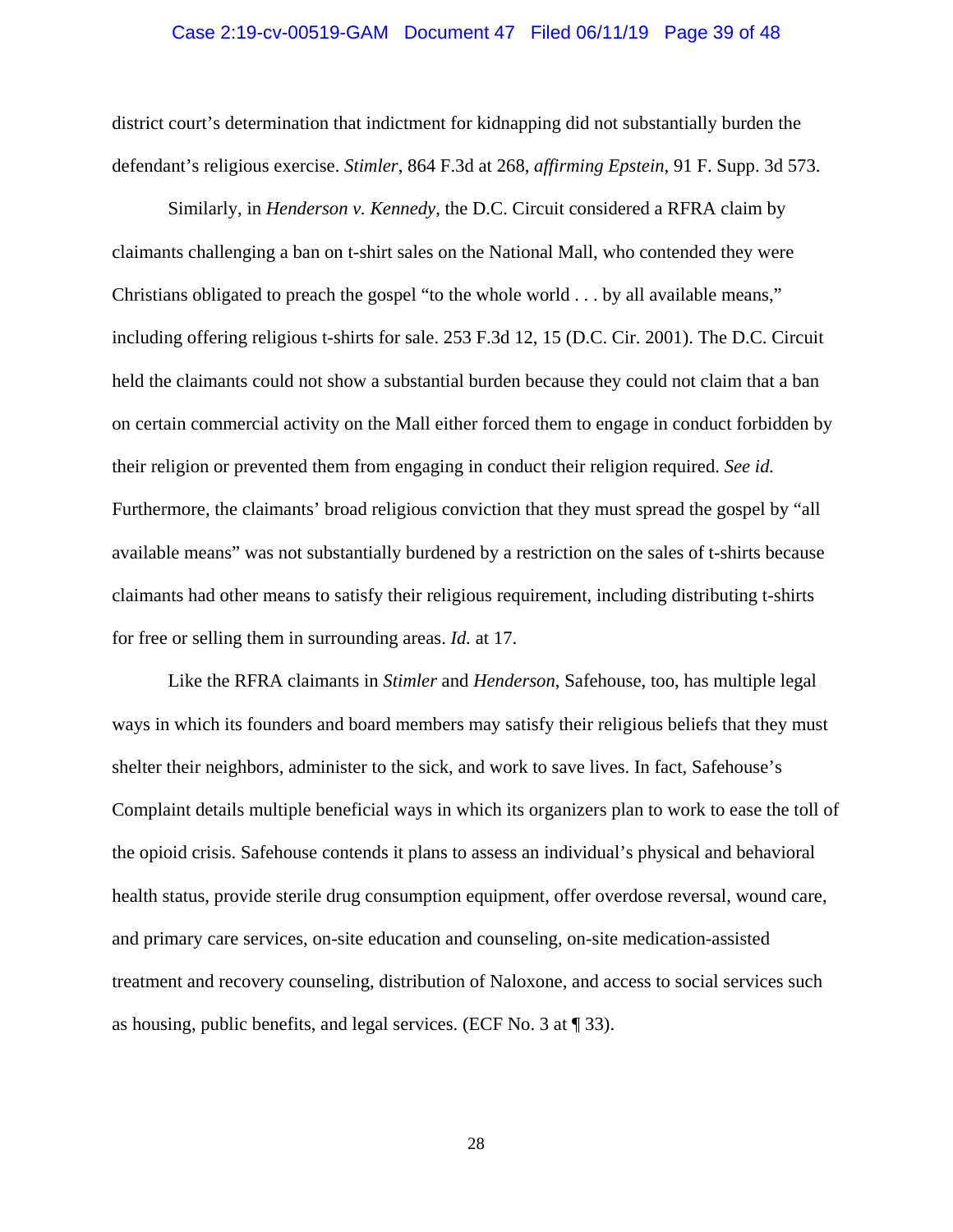district court's determination that indictment for kidnapping did not substantially burden the defendant's religious exercise. *Stimler*, 864 F.3d at 268, *affirming Epstein*, 91 F. Supp. 3d 573.

Similarly, in *Henderson v. Kennedy*, the D.C. Circuit considered a RFRA claim by claimants challenging a ban on t-shirt sales on the National Mall, who contended they were Christians obligated to preach the gospel "to the whole world . . . by all available means," including offering religious t-shirts for sale. 253 F.3d 12, 15 (D.C. Cir. 2001). The D.C. Circuit held the claimants could not show a substantial burden because they could not claim that a ban on certain commercial activity on the Mall either forced them to engage in conduct forbidden by their religion or prevented them from engaging in conduct their religion required. *See id.* Furthermore, the claimants' broad religious conviction that they must spread the gospel by "all available means" was not substantially burdened by a restriction on the sales of t-shirts because claimants had other means to satisfy their religious requirement, including distributing t-shirts for free or selling them in surrounding areas. *Id.* at 17.

Like the RFRA claimants in *Stimler* and *Henderson*, Safehouse, too, has multiple legal ways in which its founders and board members may satisfy their religious beliefs that they must shelter their neighbors, administer to the sick, and work to save lives. In fact, Safehouse's Complaint details multiple beneficial ways in which its organizers plan to work to ease the toll of the opioid crisis. Safehouse contends it plans to assess an individual's physical and behavioral health status, provide sterile drug consumption equipment, offer overdose reversal, wound care, and primary care services, on-site education and counseling, on-site medication-assisted treatment and recovery counseling, distribution of Naloxone, and access to social services such as housing, public benefits, and legal services. (ECF No. 3 at ¶ 33).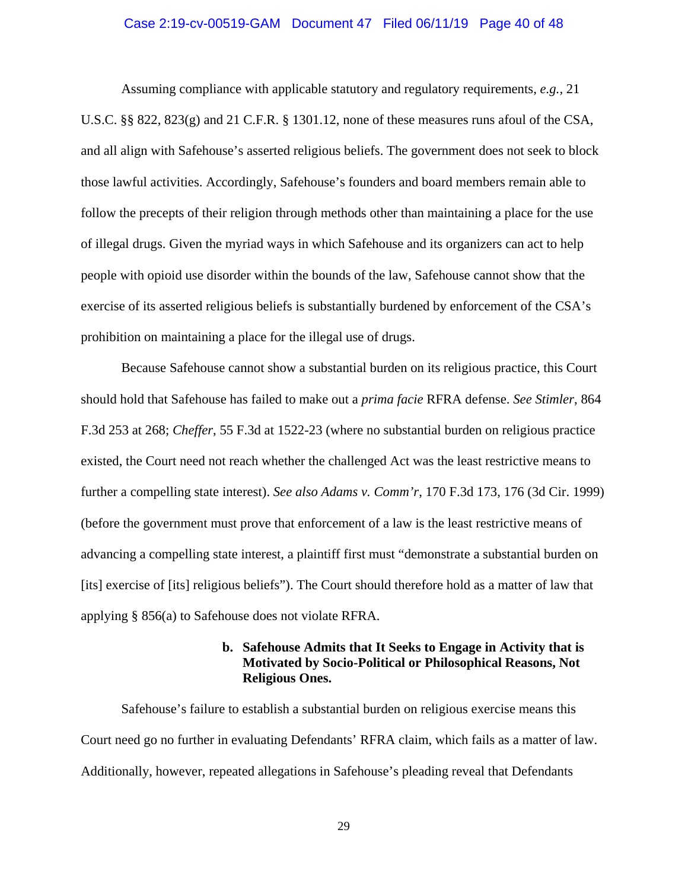Assuming compliance with applicable statutory and regulatory requirements, *e.g.*, 21 U.S.C. §§ 822, 823(g) and 21 C.F.R. § 1301.12, none of these measures runs afoul of the CSA, and all align with Safehouse's asserted religious beliefs. The government does not seek to block those lawful activities. Accordingly, Safehouse's founders and board members remain able to follow the precepts of their religion through methods other than maintaining a place for the use of illegal drugs. Given the myriad ways in which Safehouse and its organizers can act to help people with opioid use disorder within the bounds of the law, Safehouse cannot show that the exercise of its asserted religious beliefs is substantially burdened by enforcement of the CSA's prohibition on maintaining a place for the illegal use of drugs.

Because Safehouse cannot show a substantial burden on its religious practice, this Court should hold that Safehouse has failed to make out a *prima facie* RFRA defense. *See Stimler*, 864 F.3d 253 at 268; *Cheffer*, 55 F.3d at 1522-23 (where no substantial burden on religious practice existed, the Court need not reach whether the challenged Act was the least restrictive means to further a compelling state interest). *See also Adams v. Comm'r*, 170 F.3d 173, 176 (3d Cir. 1999) (before the government must prove that enforcement of a law is the least restrictive means of advancing a compelling state interest, a plaintiff first must "demonstrate a substantial burden on [its] exercise of [its] religious beliefs"). The Court should therefore hold as a matter of law that applying § 856(a) to Safehouse does not violate RFRA.

**b. Safehouse Admits that It Seeks to Engage in Activity that is Motivated by Socio-Political or Philosophical Reasons, Not Religious Ones.**

Safehouse's failure to establish a substantial burden on religious exercise means this Court need go no further in evaluating Defendants' RFRA claim, which fails as a matter of law. Additionally, however, repeated allegations in Safehouse's pleading reveal that Defendants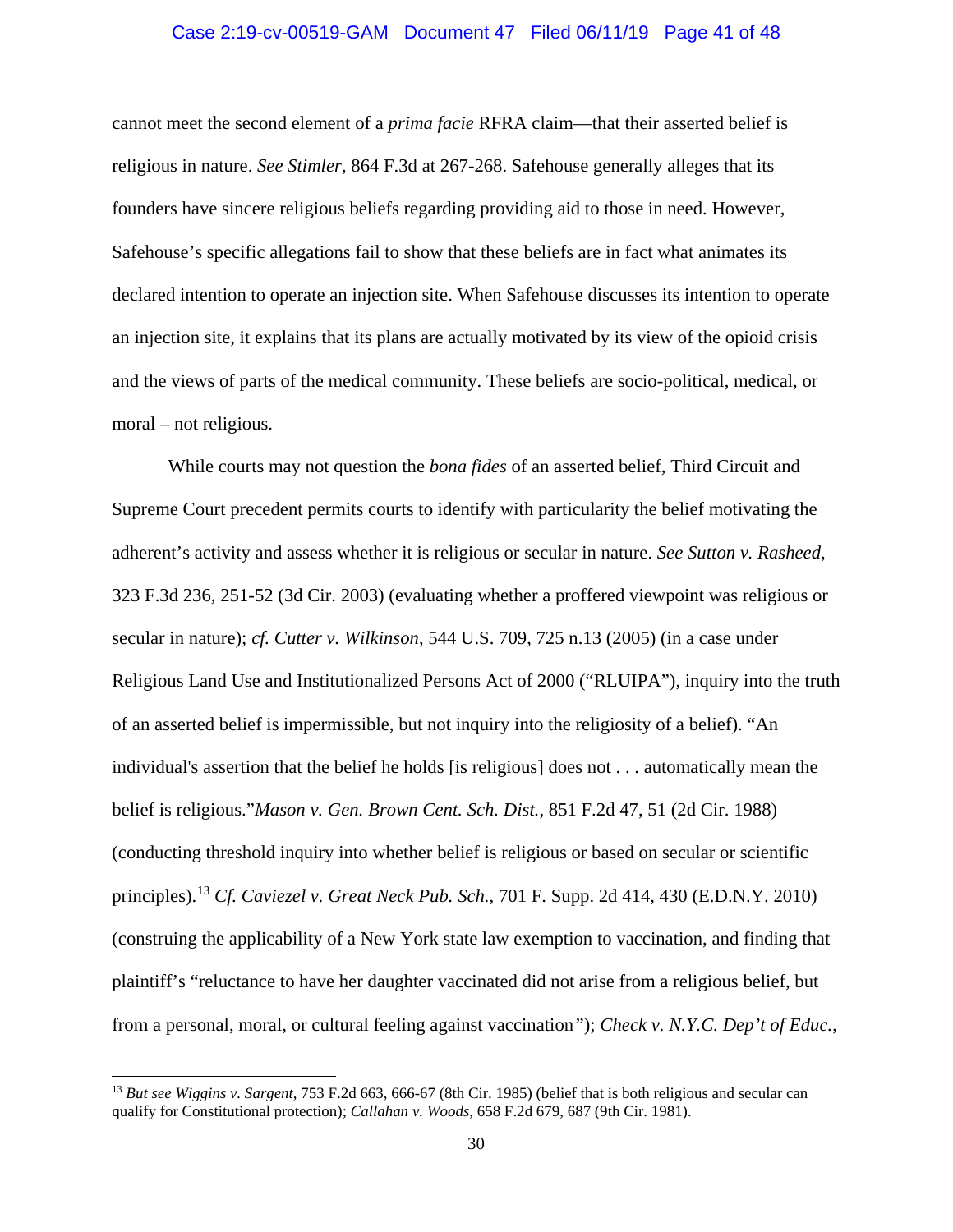cannot meet the second element of a *prima facie* RFRA claim—that their asserted belief is religious in nature. *See Stimler*, 864 F.3d at 267-268. Safehouse generally alleges that its founders have sincere religious beliefs regarding providing aid to those in need. However, Safehouse's specific allegations fail to show that these beliefs are in fact what animates its declared intention to operate an injection site. When Safehouse discusses its intention to operate an injection site, it explains that its plans are actually motivated by its view of the opioid crisis and the views of parts of the medical community. These beliefs are socio-political, medical, or moral – not religious.

While courts may not question the *bona fides* of an asserted belief, Third Circuit and Supreme Court precedent permits courts to identify with particularity the belief motivating the adherent's activity and assess whether it is religious or secular in nature. *See Sutton v. Rasheed*, 323 F.3d 236, 251-52 (3d Cir. 2003) (evaluating whether a proffered viewpoint was religious or secular in nature); *cf. Cutter v. Wilkinson*, 544 U.S. 709, 725 n.13 (2005) (in a case under Religious Land Use and Institutionalized Persons Act of 2000 ("RLUIPA"), inquiry into the truth of an asserted belief is impermissible, but not inquiry into the religiosity of a belief). "An individual's assertion that the belief he holds [is religious] does not . . . automatically mean the belief is religious."*Mason v. Gen. Brown Cent. Sch. Dist.*, 851 F.2d 47, 51 (2d Cir. 1988) (conducting threshold inquiry into whether belief is religious or based on secular or scientific principles).[13] *Cf. Caviezel v. Great Neck Pub. Sch.*, 701 F. Supp. 2d 414, 430 (E.D.N.Y. 2010) (construing the applicability of a New York state law exemption to vaccination, and finding that plaintiff's "reluctance to have her daughter vaccinated did not arise from a religious belief, but from a personal, moral, or cultural feeling against vaccination"); *Check v. N.Y.C. Dep't of Educ.*,

---

[13] *But see Wiggins v. Sargent*, 753 F.2d 663, 666-67 (8th Cir. 1985) (belief that is both religious and secular can qualify for Constitutional protection); *Callahan v. Woods*, 658 F.2d 679, 687 (9th Cir. 1981).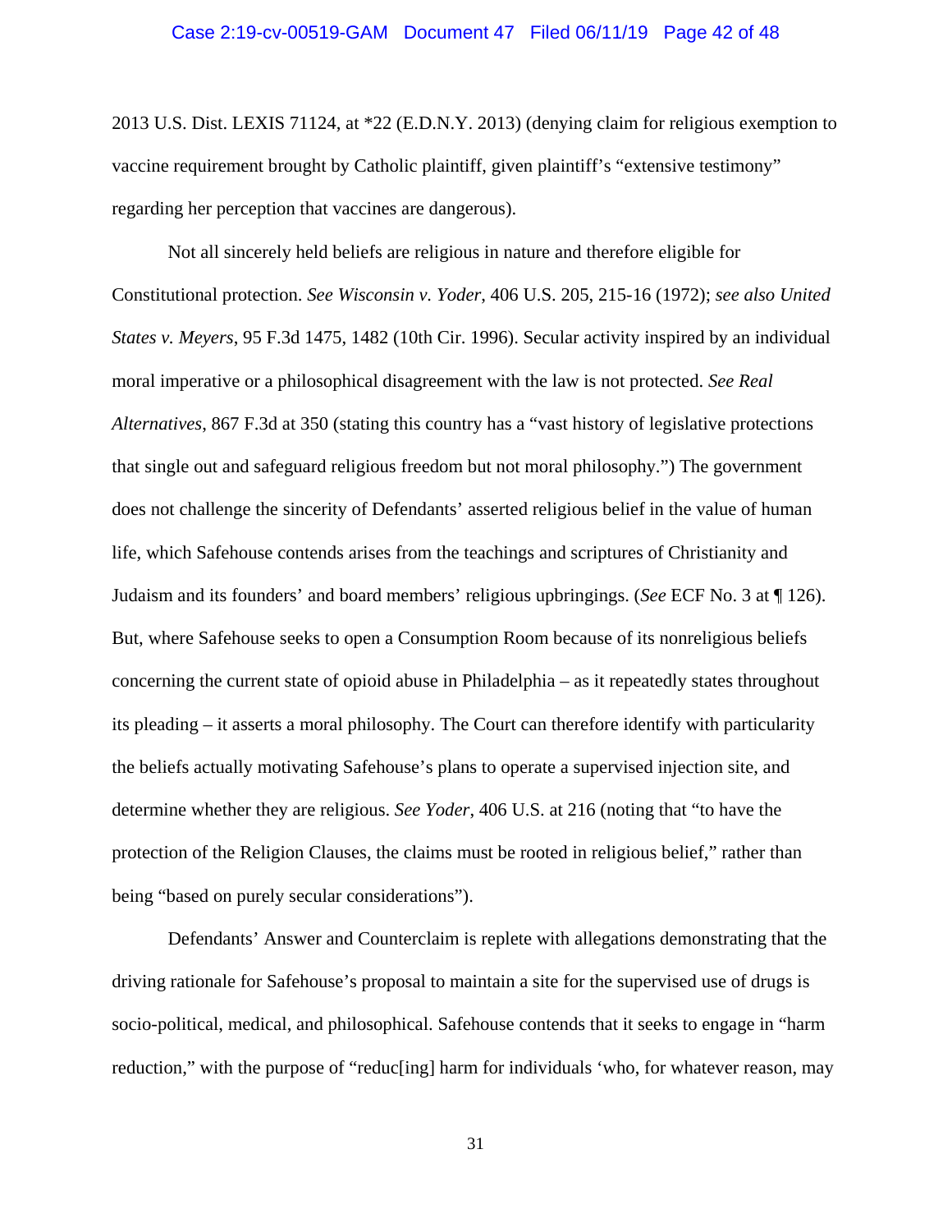2013 U.S. Dist. LEXIS 71124, at *22 (E.D.N.Y. 2013) (denying claim for religious exemption to vaccine requirement brought by Catholic plaintiff, given plaintiff's "extensive testimony" regarding her perception that vaccines are dangerous).

Not all sincerely held beliefs are religious in nature and therefore eligible for Constitutional protection. *See Wisconsin v. Yoder*, 406 U.S. 205, 215-16 (1972); *see also United States v. Meyers*, 95 F.3d 1475, 1482 (10th Cir. 1996). Secular activity inspired by an individual moral imperative or a philosophical disagreement with the law is not protected. *See Real Alternatives*, 867 F.3d at 350 (stating this country has a "vast history of legislative protections that single out and safeguard religious freedom but not moral philosophy.") The government does not challenge the sincerity of Defendants' asserted religious belief in the value of human life, which Safehouse contends arises from the teachings and scriptures of Christianity and Judaism and its founders' and board members' religious upbringings. (*See* ECF No. 3 at ¶ 126). But, where Safehouse seeks to open a Consumption Room because of its nonreligious beliefs concerning the current state of opioid abuse in Philadelphia – as it repeatedly states throughout its pleading – it asserts a moral philosophy. The Court can therefore identify with particularity the beliefs actually motivating Safehouse's plans to operate a supervised injection site, and determine whether they are religious. *See Yoder*, 406 U.S. at 216 (noting that "to have the protection of the Religion Clauses, the claims must be rooted in religious belief," rather than being "based on purely secular considerations").

Defendants' Answer and Counterclaim is replete with allegations demonstrating that the driving rationale for Safehouse's proposal to maintain a site for the supervised use of drugs is socio-political, medical, and philosophical. Safehouse contends that it seeks to engage in "harm reduction," with the purpose of "reduc[ing] harm for individuals 'who, for whatever reason, may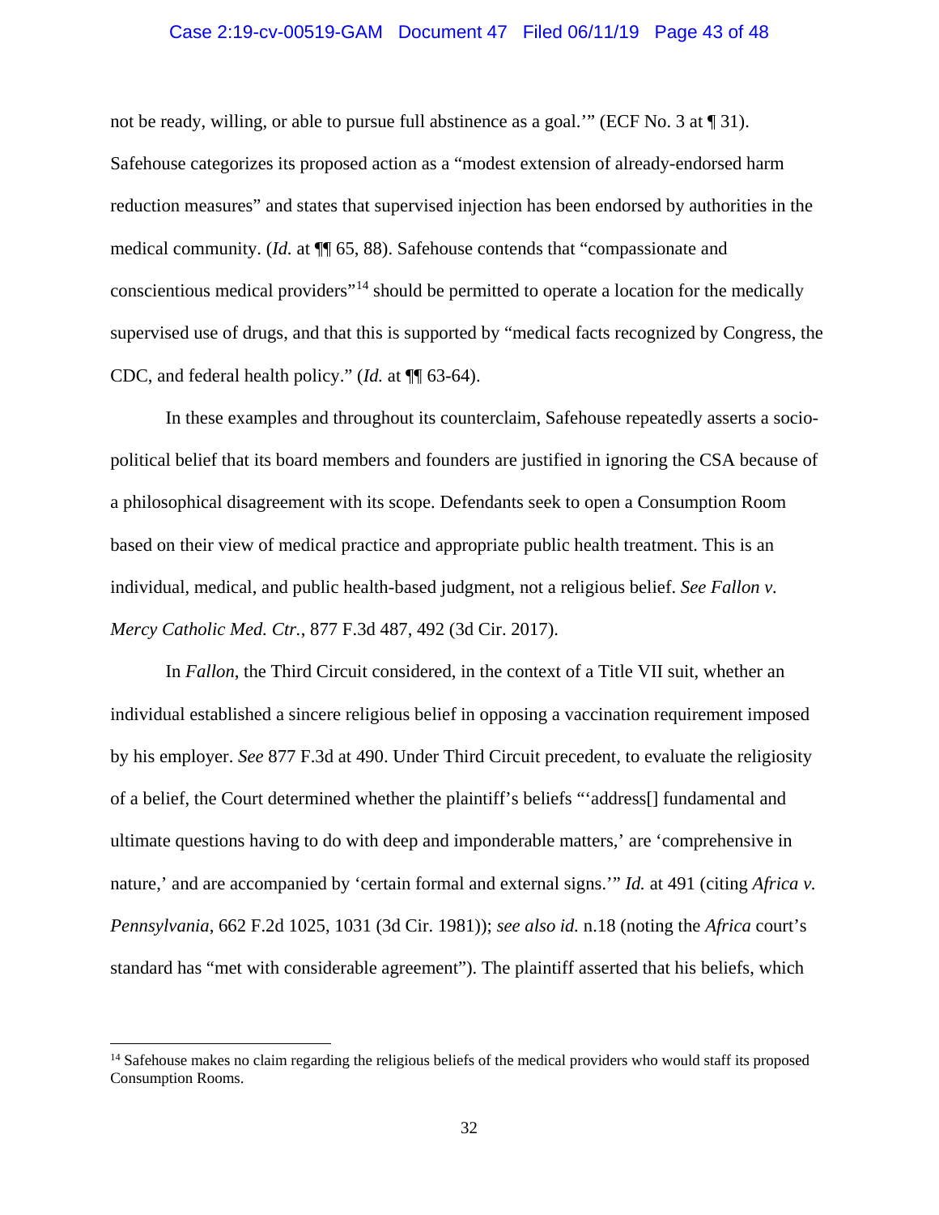not be ready, willing, or able to pursue full abstinence as a goal.'" (ECF No. 3 at ¶ 31). Safehouse categorizes its proposed action as a "modest extension of already-endorsed harm reduction measures" and states that supervised injection has been endorsed by authorities in the medical community. (*Id.* at ¶¶ 65, 88). Safehouse contends that "compassionate and conscientious medical providers"[14] should be permitted to operate a location for the medically supervised use of drugs, and that this is supported by "medical facts recognized by Congress, the CDC, and federal health policy." (*Id.* at ¶¶ 63-64).

In these examples and throughout its counterclaim, Safehouse repeatedly asserts a socio-political belief that its board members and founders are justified in ignoring the CSA because of a philosophical disagreement with its scope. Defendants seek to open a Consumption Room based on their view of medical practice and appropriate public health treatment. This is an individual, medical, and public health-based judgment, not a religious belief. *See Fallon v. Mercy Catholic Med. Ctr.*, 877 F.3d 487, 492 (3d Cir. 2017).

In *Fallon*, the Third Circuit considered, in the context of a Title VII suit, whether an individual established a sincere religious belief in opposing a vaccination requirement imposed by his employer. *See* 877 F.3d at 490. Under Third Circuit precedent, to evaluate the religiosity of a belief, the Court determined whether the plaintiff's beliefs "'address[] fundamental and ultimate questions having to do with deep and imponderable matters,' are 'comprehensive in nature,' and are accompanied by 'certain formal and external signs.'" *Id.* at 491 (citing *Africa v. Pennsylvania*, 662 F.2d 1025, 1031 (3d Cir. 1981)); *see also id.* n.18 (noting the *Africa* court's standard has "met with considerable agreement"). The plaintiff asserted that his beliefs, which

---

[14] Safehouse makes no claim regarding the religious beliefs of the medical providers who would staff its proposed Consumption Rooms.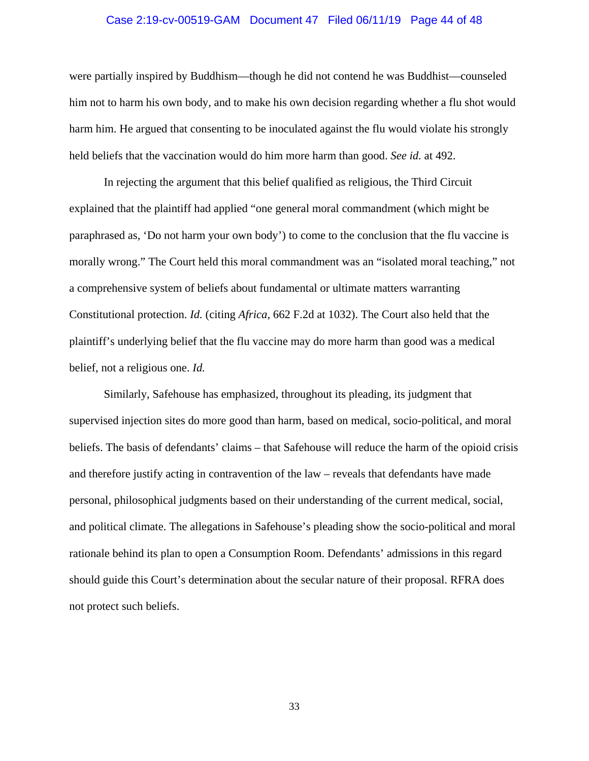were partially inspired by Buddhism—though he did not contend he was Buddhist—counseled him not to harm his own body, and to make his own decision regarding whether a flu shot would harm him. He argued that consenting to be inoculated against the flu would violate his strongly held beliefs that the vaccination would do him more harm than good. *See id.* at 492.

In rejecting the argument that this belief qualified as religious, the Third Circuit explained that the plaintiff had applied "one general moral commandment (which might be paraphrased as, 'Do not harm your own body') to come to the conclusion that the flu vaccine is morally wrong." The Court held this moral commandment was an "isolated moral teaching," not a comprehensive system of beliefs about fundamental or ultimate matters warranting Constitutional protection. *Id.* (citing *Africa*, 662 F.2d at 1032). The Court also held that the plaintiff's underlying belief that the flu vaccine may do more harm than good was a medical belief, not a religious one. *Id.*

Similarly, Safehouse has emphasized, throughout its pleading, its judgment that supervised injection sites do more good than harm, based on medical, socio-political, and moral beliefs. The basis of defendants' claims – that Safehouse will reduce the harm of the opioid crisis and therefore justify acting in contravention of the law – reveals that defendants have made personal, philosophical judgments based on their understanding of the current medical, social, and political climate. The allegations in Safehouse's pleading show the socio-political and moral rationale behind its plan to open a Consumption Room. Defendants' admissions in this regard should guide this Court's determination about the secular nature of their proposal. RFRA does not protect such beliefs.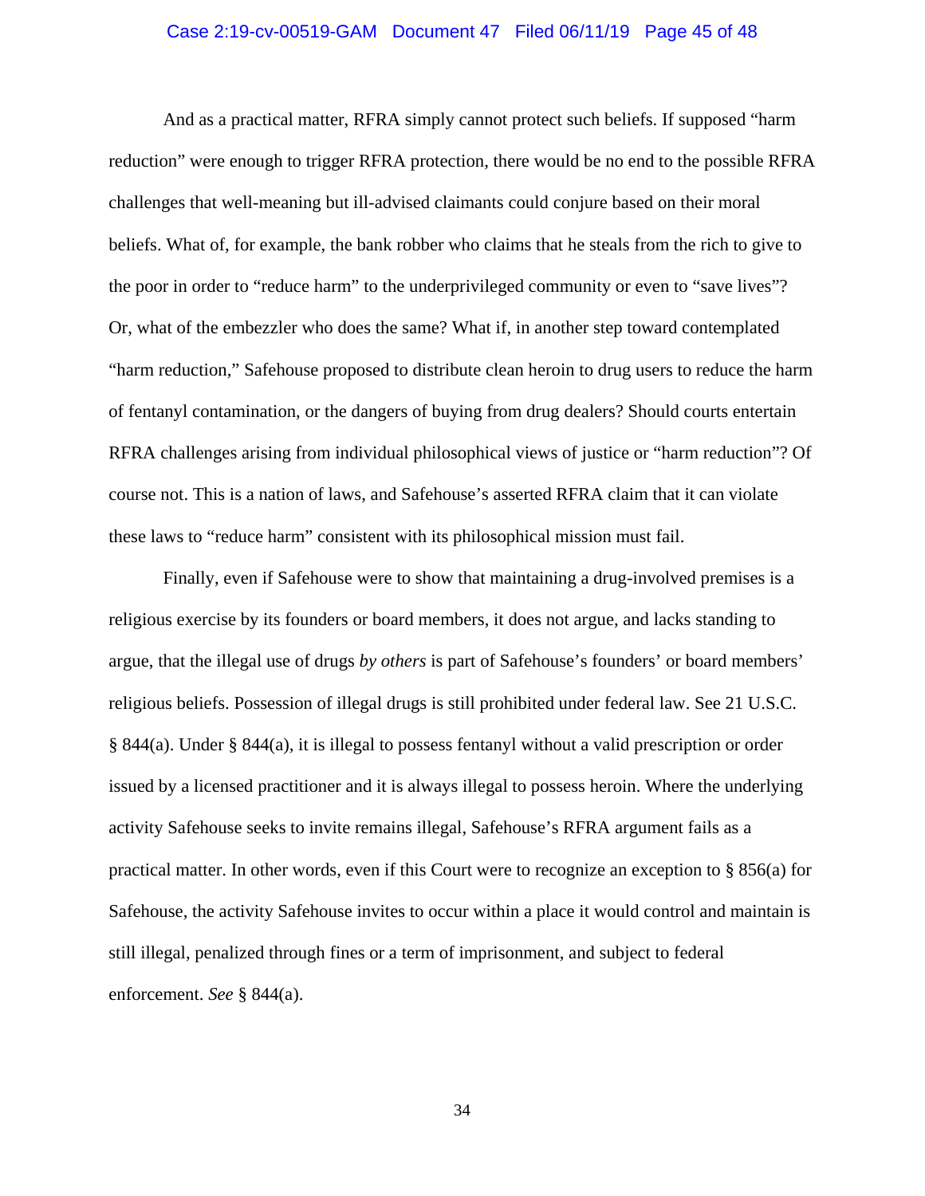And as a practical matter, RFRA simply cannot protect such beliefs. If supposed "harm reduction" were enough to trigger RFRA protection, there would be no end to the possible RFRA challenges that well-meaning but ill-advised claimants could conjure based on their moral beliefs. What of, for example, the bank robber who claims that he steals from the rich to give to the poor in order to "reduce harm" to the underprivileged community or even to "save lives"? Or, what of the embezzler who does the same? What if, in another step toward contemplated "harm reduction," Safehouse proposed to distribute clean heroin to drug users to reduce the harm of fentanyl contamination, or the dangers of buying from drug dealers? Should courts entertain RFRA challenges arising from individual philosophical views of justice or "harm reduction"? Of course not. This is a nation of laws, and Safehouse's asserted RFRA claim that it can violate these laws to "reduce harm" consistent with its philosophical mission must fail.

Finally, even if Safehouse were to show that maintaining a drug-involved premises is a religious exercise by its founders or board members, it does not argue, and lacks standing to argue, that the illegal use of drugs *by others* is part of Safehouse's founders' or board members' religious beliefs. Possession of illegal drugs is still prohibited under federal law. See 21 U.S.C. § 844(a). Under § 844(a), it is illegal to possess fentanyl without a valid prescription or order issued by a licensed practitioner and it is always illegal to possess heroin. Where the underlying activity Safehouse seeks to invite remains illegal, Safehouse's RFRA argument fails as a practical matter. In other words, even if this Court were to recognize an exception to § 856(a) for Safehouse, the activity Safehouse invites to occur within a place it would control and maintain is still illegal, penalized through fines or a term of imprisonment, and subject to federal enforcement. *See* § 844(a).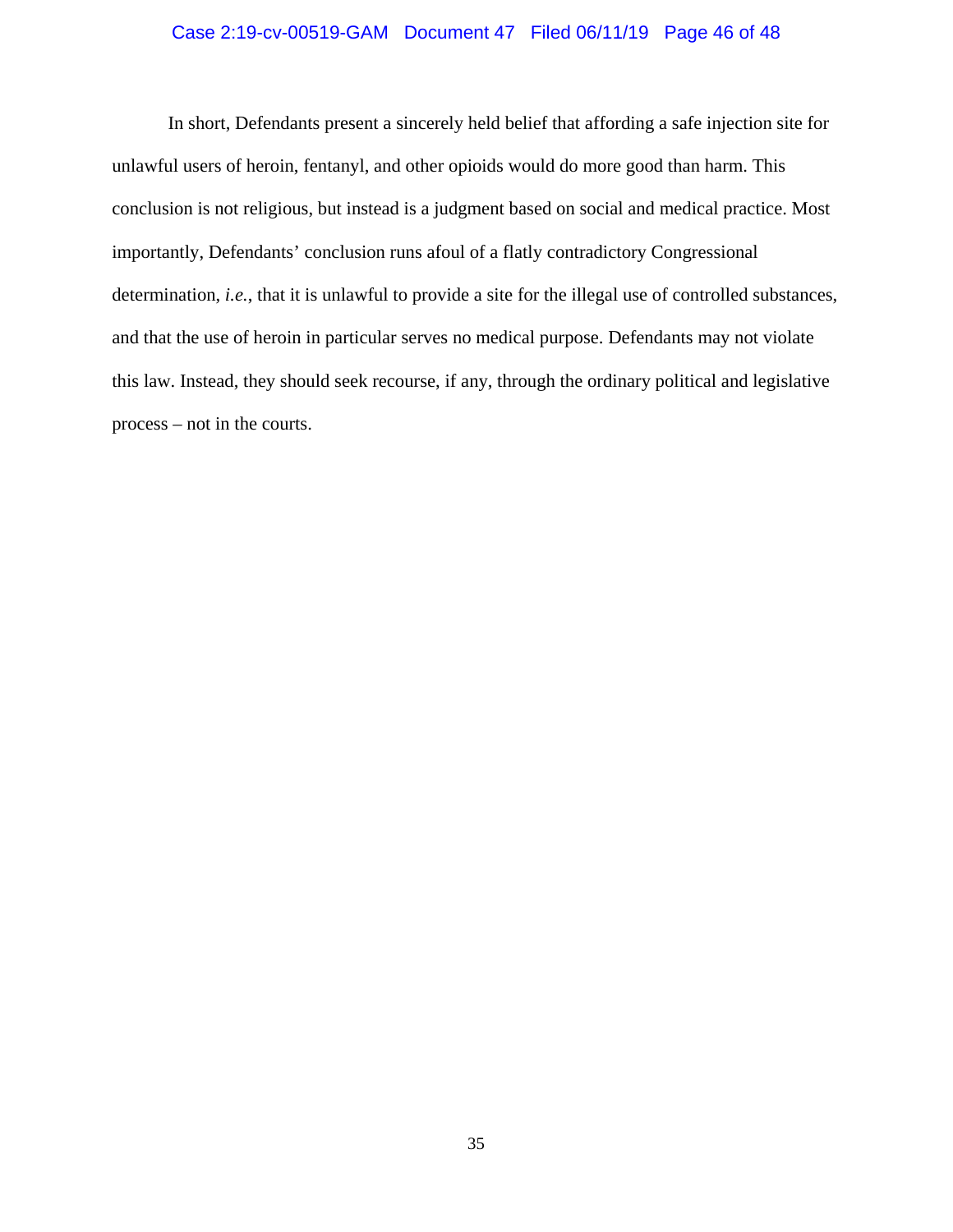In short, Defendants present a sincerely held belief that affording a safe injection site for unlawful users of heroin, fentanyl, and other opioids would do more good than harm. This conclusion is not religious, but instead is a judgment based on social and medical practice. Most importantly, Defendants' conclusion runs afoul of a flatly contradictory Congressional determination, *i.e.*, that it is unlawful to provide a site for the illegal use of controlled substances, and that the use of heroin in particular serves no medical purpose. Defendants may not violate this law. Instead, they should seek recourse, if any, through the ordinary political and legislative process – not in the courts.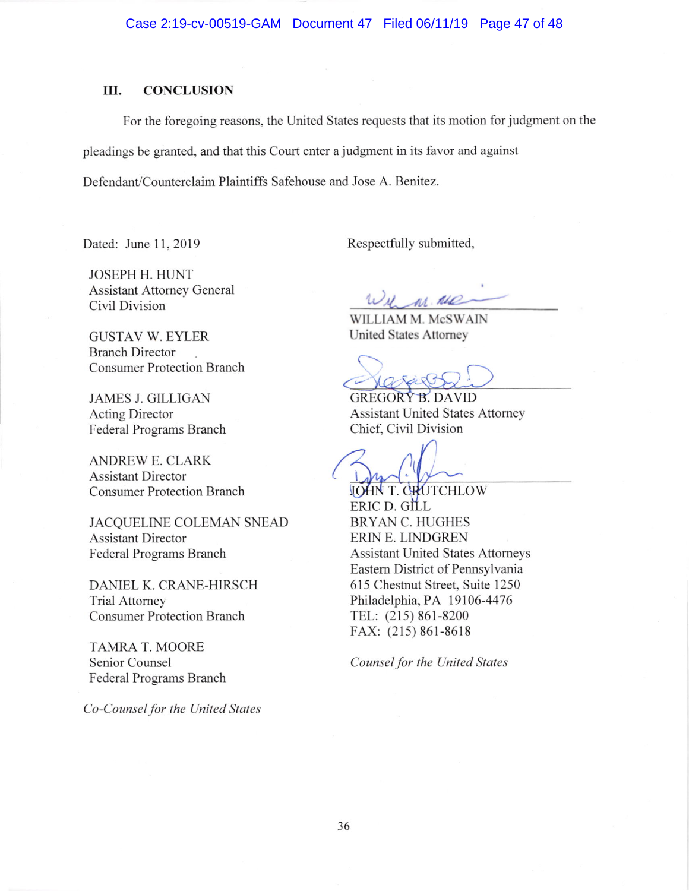## III. CONCLUSION

For the foregoing reasons, the United States requests that its motion for judgment on the pleadings be granted, and that this Court enter a judgment in its favor and against Defendant/Counterclaim Plaintiffs Safehouse and Jose A. Benitez.

Dated: June 11, 2019

Respectfully submitted,

WILLIAM M. McSWAIN
United States Attorney

GREGORY B. DAVID
Assistant United States Attorney
Chief, Civil Division

JOHN T. CRUTCHLOW
ERIC D. GILL
BRYAN C. HUGHES
ERIN E. LINDGREN
Assistant United States Attorneys
Eastern District of Pennsylvania
615 Chestnut Street, Suite 1250
Philadelphia, PA 19106-4476
TEL: (215) 861-8200
FAX: (215) 861-8618

*Counsel for the United States*

JOSEPH H. HUNT
Assistant Attorney General
Civil Division

GUSTAV W. EYLER
Branch Director
Consumer Protection Branch

JAMES J. GILLIGAN
Acting Director
Federal Programs Branch

ANDREW E. CLARK
Assistant Director
Consumer Protection Branch

JACQUELINE COLEMAN SNEAD
Assistant Director
Federal Programs Branch

DANIEL K. CRANE-HIRSCH
Trial Attorney
Consumer Protection Branch

TAMRA T. MOORE
Senior Counsel
Federal Programs Branch

*Co-Counsel for the United States*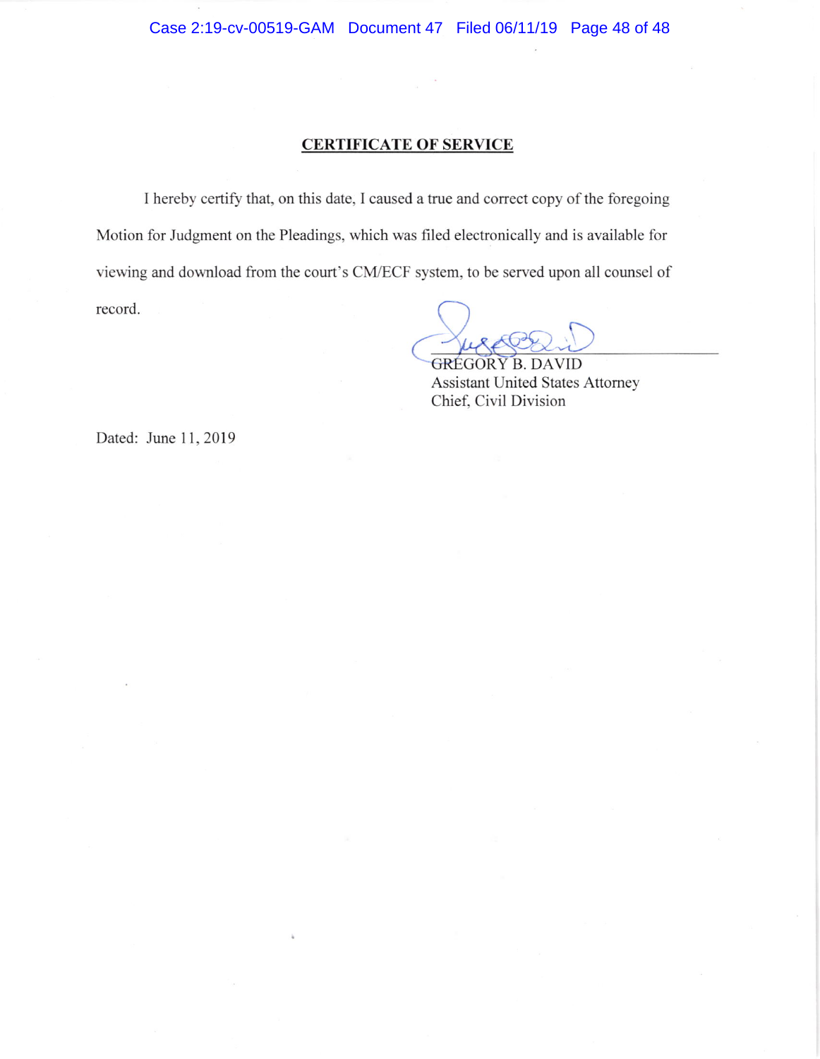## CERTIFICATE OF SERVICE

I hereby certify that, on this date, I caused a true and correct copy of the foregoing Motion for Judgment on the Pleadings, which was filed electronically and is available for viewing and download from the court's CM/ECF system, to be served upon all counsel of record.

GREGORY B. DAVID
Assistant United States Attorney
Chief, Civil Division

Dated: June 11, 2019